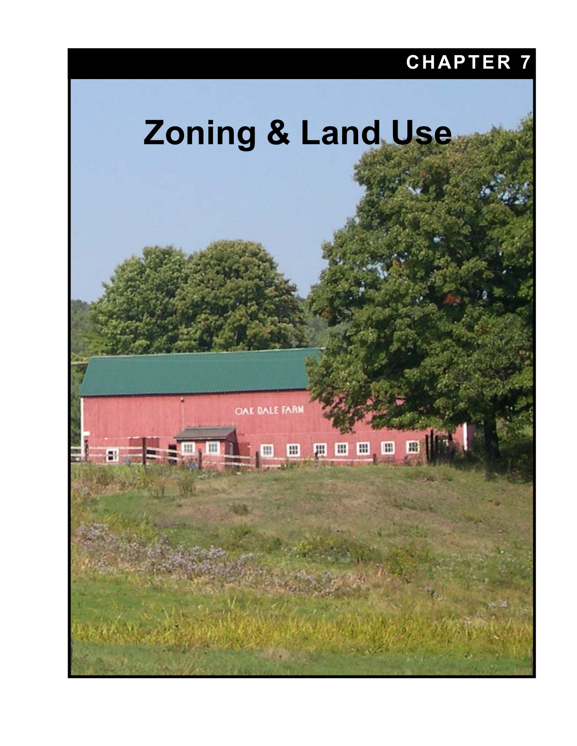CHAPTER 7

# Zoning & Land Use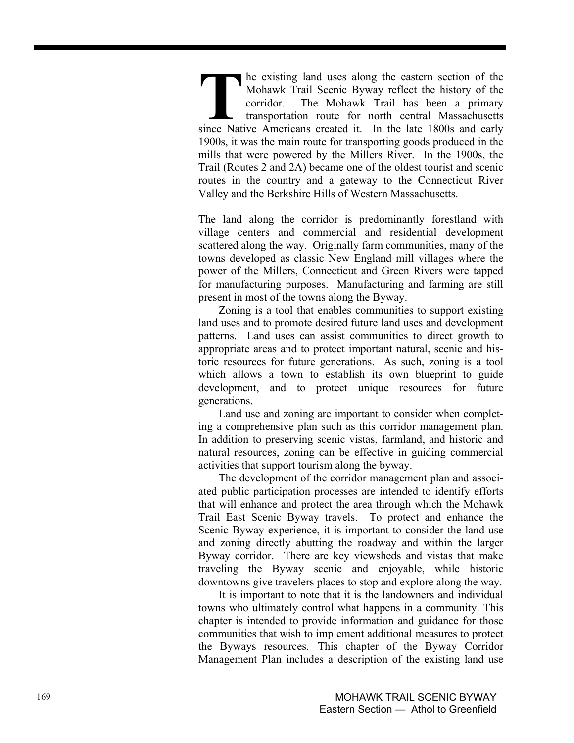The existing land uses along the eastern section of the Mohawk Trail Scenic Byway reflect the history of the corridor. The Mohawk Trail has been a primary transportation route for north central Massachusetts since Native Americans created it. In the late 1800s and early 1900s, it was the main route for transporting goods produced in the mills that were powered by the Millers River. In the 1900s, the Trail (Routes 2 and 2A) became one of the oldest tourist and scenic routes in the country and a gateway to the Connecticut River Valley and the Berkshire Hills of Western Massachusetts.

The land along the corridor is predominantly forestland with village centers and commercial and residential development scattered along the way. Originally farm communities, many of the towns developed as classic New England mill villages where the power of the Millers, Connecticut and Green Rivers were tapped for manufacturing purposes. Manufacturing and farming are still present in most of the towns along the Byway.

Zoning is a tool that enables communities to support existing land uses and to promote desired future land uses and development patterns. Land uses can assist communities to direct growth to appropriate areas and to protect important natural, scenic and historic resources for future generations. As such, zoning is a tool which allows a town to establish its own blueprint to guide development, and to protect unique resources for future generations.

Land use and zoning are important to consider when completing a comprehensive plan such as this corridor management plan. In addition to preserving scenic vistas, farmland, and historic and natural resources, zoning can be effective in guiding commercial activities that support tourism along the byway.

The development of the corridor management plan and associated public participation processes are intended to identify efforts that will enhance and protect the area through which the Mohawk Trail East Scenic Byway travels. To protect and enhance the Scenic Byway experience, it is important to consider the land use and zoning directly abutting the roadway and within the larger Byway corridor. There are key viewsheds and vistas that make traveling the Byway scenic and enjoyable, while historic downtowns give travelers places to stop and explore along the way.

It is important to note that it is the landowners and individual towns who ultimately control what happens in a community. This chapter is intended to provide information and guidance for those communities that wish to implement additional measures to protect the Byways resources. This chapter of the Byway Corridor Management Plan includes a description of the existing land use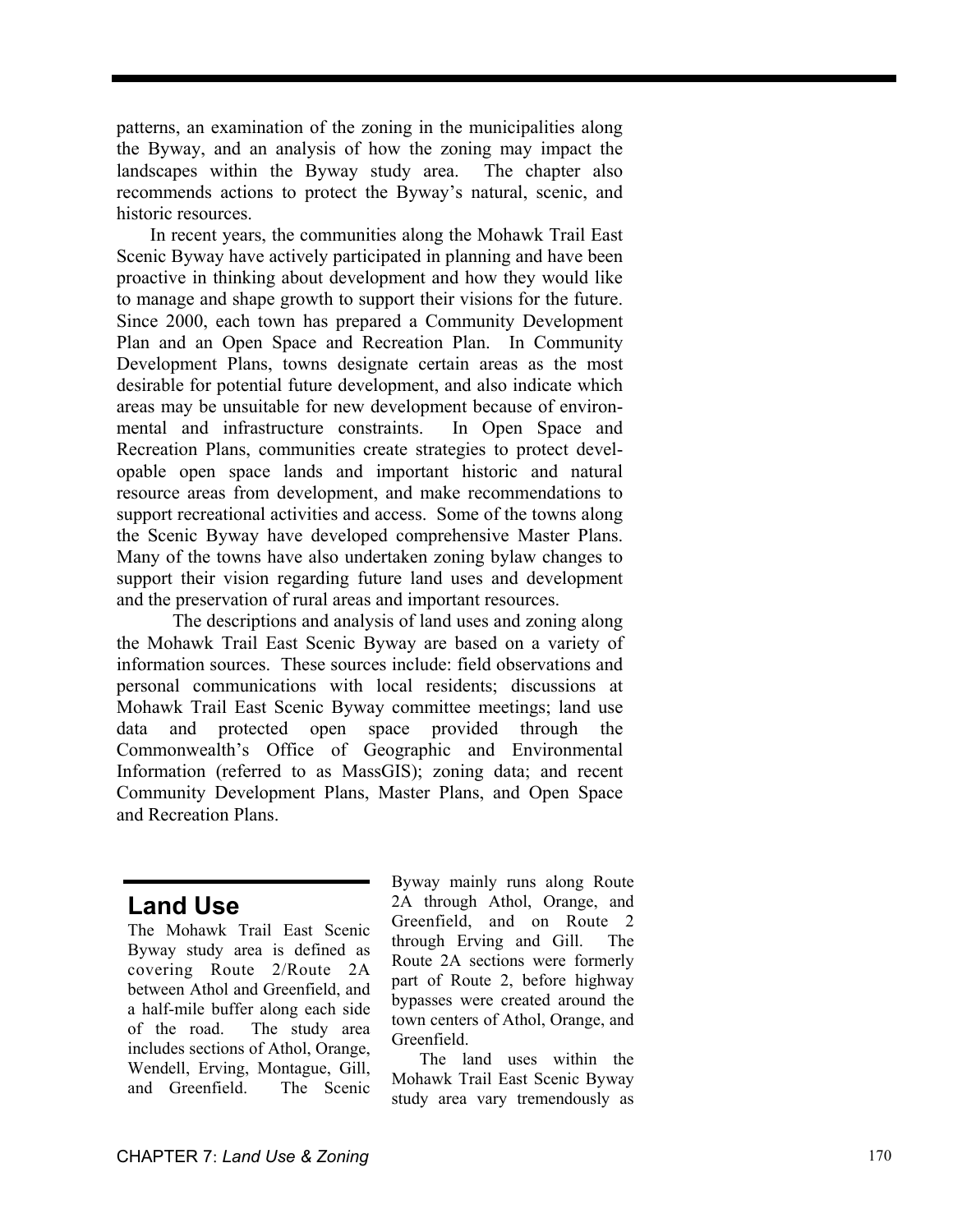patterns, an examination of the zoning in the municipalities along the Byway, and an analysis of how the zoning may impact the landscapes within the Byway study area. The chapter also recommends actions to protect the Byway's natural, scenic, and historic resources.

In recent years, the communities along the Mohawk Trail East Scenic Byway have actively participated in planning and have been proactive in thinking about development and how they would like to manage and shape growth to support their visions for the future. Since 2000, each town has prepared a Community Development Plan and an Open Space and Recreation Plan. In Community Development Plans, towns designate certain areas as the most desirable for potential future development, and also indicate which areas may be unsuitable for new development because of environmental and infrastructure constraints. In Open Space and Recreation Plans, communities create strategies to protect developable open space lands and important historic and natural resource areas from development, and make recommendations to support recreational activities and access. Some of the towns along the Scenic Byway have developed comprehensive Master Plans. Many of the towns have also undertaken zoning bylaw changes to support their vision regarding future land uses and development and the preservation of rural areas and important resources.

The descriptions and analysis of land uses and zoning along the Mohawk Trail East Scenic Byway are based on a variety of information sources. These sources include: field observations and personal communications with local residents; discussions at Mohawk Trail East Scenic Byway committee meetings; land use data and protected open space provided through the Commonwealth's Office of Geographic and Environmental Information (referred to as MassGIS); zoning data; and recent Community Development Plans, Master Plans, and Open Space and Recreation Plans.

## Land Use

The Mohawk Trail East Scenic Byway study area is defined as covering Route 2/Route 2A between Athol and Greenfield, and a half-mile buffer along each side of the road. The study area includes sections of Athol, Orange, Wendell, Erving, Montague, Gill, and Greenfield. The Scenic Byway mainly runs along Route 2A through Athol, Orange, and Greenfield, and on Route 2 through Erving and Gill. The Route 2A sections were formerly part of Route 2, before highway bypasses were created around the town centers of Athol, Orange, and Greenfield.

The land uses within the Mohawk Trail East Scenic Byway study area vary tremendously as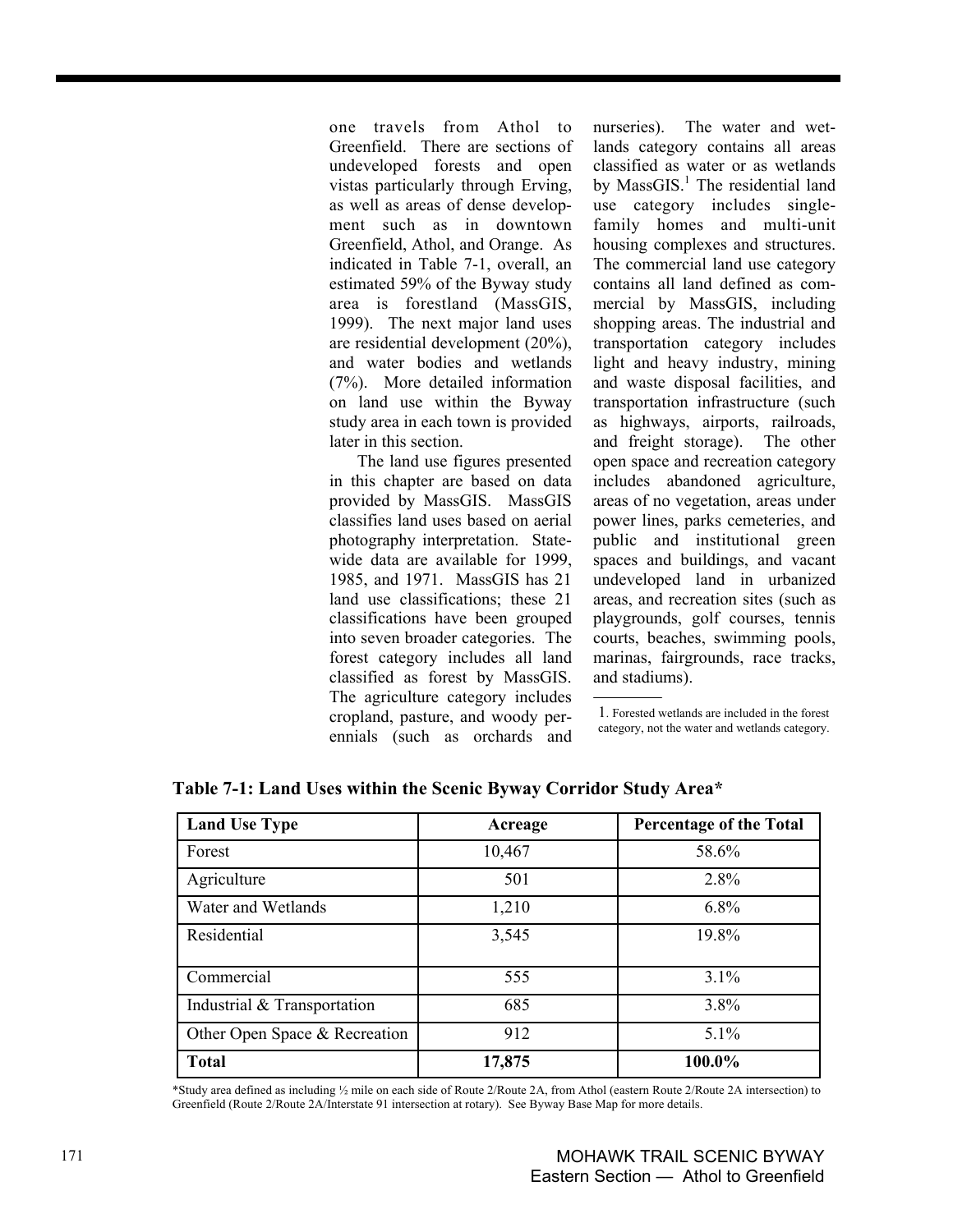one travels from Athol to Greenfield. There are sections of undeveloped forests and open vistas particularly through Erving, as well as areas of dense development such as in downtown Greenfield, Athol, and Orange. As indicated in Table 7-1, overall, an estimated 59% of the Byway study area is forestland (MassGIS, 1999). The next major land uses are residential development (20%), and water bodies and wetlands (7%). More detailed information on land use within the Byway study area in each town is provided later in this section.

The land use figures presented in this chapter are based on data provided by MassGIS. MassGIS classifies land uses based on aerial photography interpretation. Statewide data are available for 1999, 1985, and 1971. MassGIS has 21 land use classifications; these 21 classifications have been grouped into seven broader categories. The forest category includes all land classified as forest by MassGIS. The agriculture category includes cropland, pasture, and woody perennials (such as orchards and nurseries). The water and wetlands category contains all areas classified as water or as wetlands by MassGIS.[1] The residential land use category includes single-family homes and multi-unit housing complexes and structures. The commercial land use category contains all land defined as commercial by MassGIS, including shopping areas. The industrial and transportation category includes light and heavy industry, mining and waste disposal facilities, and transportation infrastructure (such as highways, airports, railroads, and freight storage). The other open space and recreation category includes abandoned agriculture, areas of no vegetation, areas under power lines, parks cemeteries, and public and institutional green spaces and buildings, and vacant undeveloped land in urbanized areas, and recreation sites (such as playgrounds, golf courses, tennis courts, beaches, swimming pools, marinas, fairgrounds, race tracks, and stadiums).

1. Forested wetlands are included in the forest category, not the water and wetlands category.

**Table 7-1: Land Uses within the Scenic Byway Corridor Study Area***

| Land Use Type | Acreage | Percentage of the Total |
|---|---|---|
| Forest | 10,467 | 58.6% |
| Agriculture | 501 | 2.8% |
| Water and Wetlands | 1,210 | 6.8% |
| Residential | 3,545 | 19.8% |
| Commercial | 555 | 3.1% |
| Industrial & Transportation | 685 | 3.8% |
| Other Open Space & Recreation | 912 | 5.1% |
| **Total** | **17,875** | **100.0%** |

*Study area defined as including ½ mile on each side of Route 2/Route 2A, from Athol (eastern Route 2/Route 2A intersection) to Greenfield (Route 2/Route 2A/Interstate 91 intersection at rotary). See Byway Base Map for more details.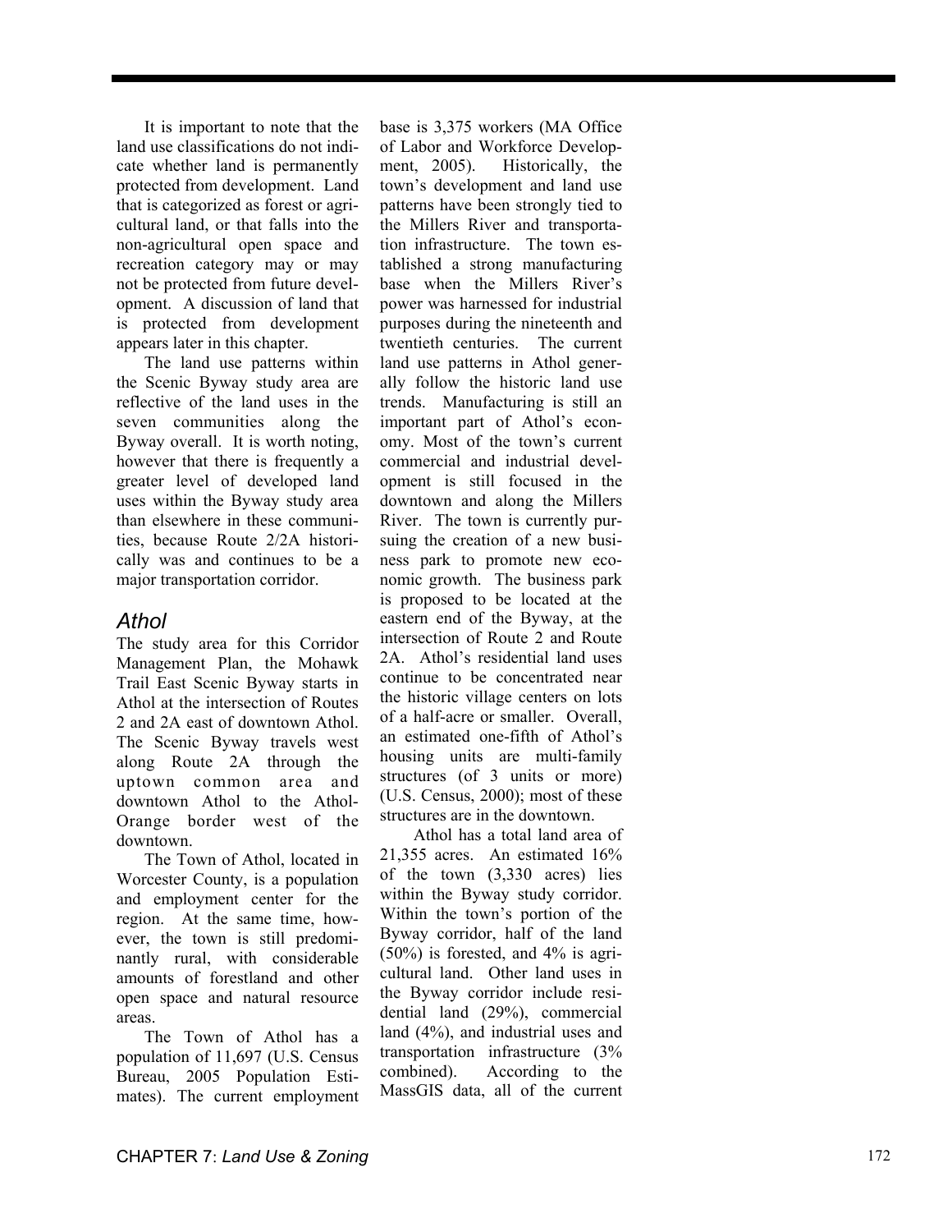It is important to note that the land use classifications do not indicate whether land is permanently protected from development. Land that is categorized as forest or agricultural land, or that falls into the non-agricultural open space and recreation category may or may not be protected from future development. A discussion of land that is protected from development appears later in this chapter.

The land use patterns within the Scenic Byway study area are reflective of the land uses in the seven communities along the Byway overall. It is worth noting, however that there is frequently a greater level of developed land uses within the Byway study area than elsewhere in these communities, because Route 2/2A historically was and continues to be a major transportation corridor.

## *Athol*

The study area for this Corridor Management Plan, the Mohawk Trail East Scenic Byway starts in Athol at the intersection of Routes 2 and 2A east of downtown Athol. The Scenic Byway travels west along Route 2A through the uptown common area and downtown Athol to the Athol-Orange border west of the downtown.

The Town of Athol, located in Worcester County, is a population and employment center for the region. At the same time, however, the town is still predominantly rural, with considerable amounts of forestland and other open space and natural resource areas.

The Town of Athol has a population of 11,697 (U.S. Census Bureau, 2005 Population Estimates). The current employment base is 3,375 workers (MA Office of Labor and Workforce Development, 2005). Historically, the town's development and land use patterns have been strongly tied to the Millers River and transportation infrastructure. The town established a strong manufacturing base when the Millers River's power was harnessed for industrial purposes during the nineteenth and twentieth centuries. The current land use patterns in Athol generally follow the historic land use trends. Manufacturing is still an important part of Athol's economy. Most of the town's current commercial and industrial development is still focused in the downtown and along the Millers River. The town is currently pursuing the creation of a new business park to promote new economic growth. The business park is proposed to be located at the eastern end of the Byway, at the intersection of Route 2 and Route 2A. Athol's residential land uses continue to be concentrated near the historic village centers on lots of a half-acre or smaller. Overall, an estimated one-fifth of Athol's housing units are multi-family structures (of 3 units or more) (U.S. Census, 2000); most of these structures are in the downtown.

Athol has a total land area of 21,355 acres. An estimated 16% of the town (3,330 acres) lies within the Byway study corridor. Within the town's portion of the Byway corridor, half of the land (50%) is forested, and 4% is agricultural land. Other land uses in the Byway corridor include residential land (29%), commercial land (4%), and industrial uses and transportation infrastructure (3% combined). According to the MassGIS data, all of the current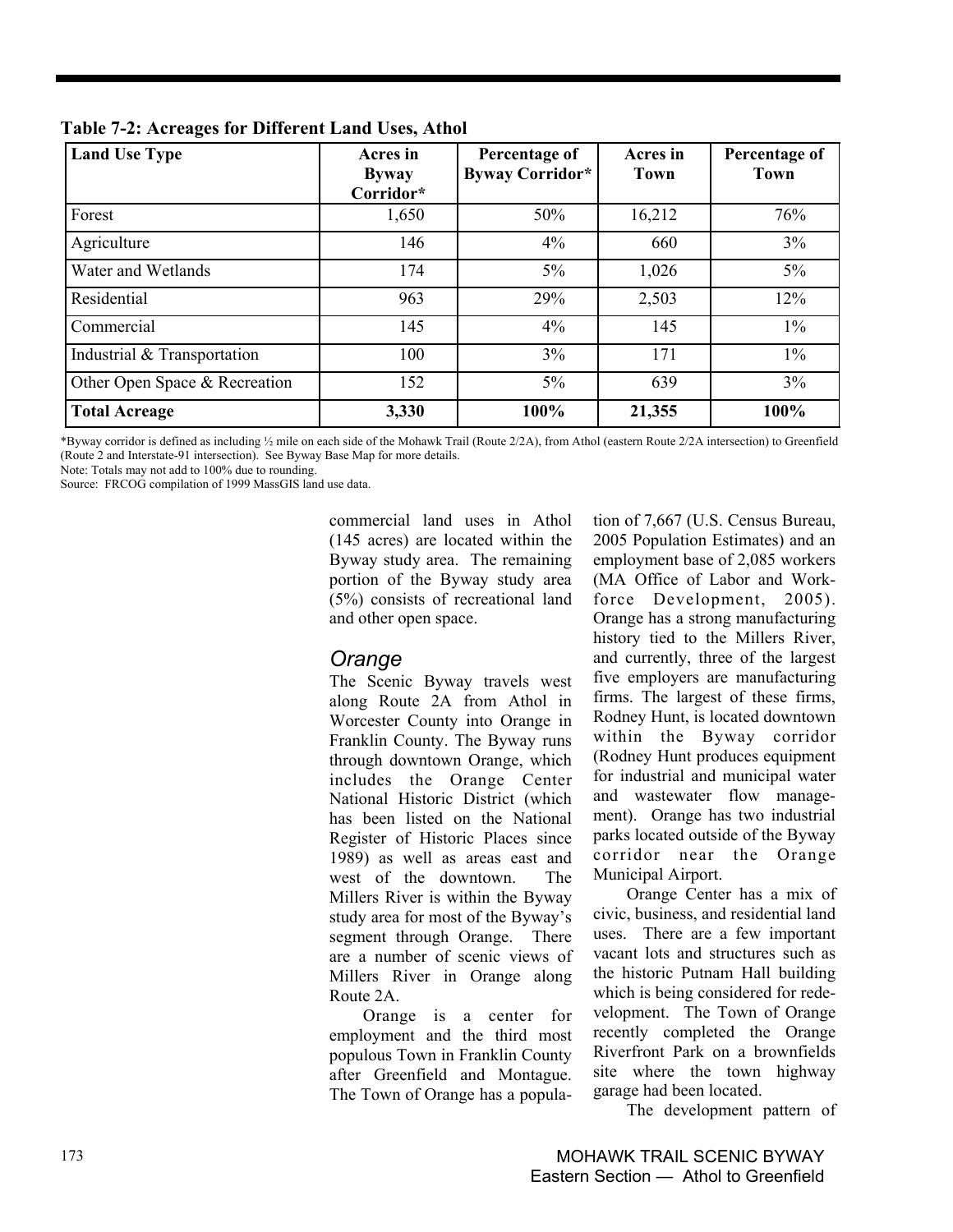**Table 7-2: Acreages for Different Land Uses, Athol**

| Land Use Type | Acres in Byway Corridor* | Percentage of Byway Corridor* | Acres in Town | Percentage of Town |
|---|---|---|---|---|
| Forest | 1,650 | 50% | 16,212 | 76% |
| Agriculture | 146 | 4% | 660 | 3% |
| Water and Wetlands | 174 | 5% | 1,026 | 5% |
| Residential | 963 | 29% | 2,503 | 12% |
| Commercial | 145 | 4% | 145 | 1% |
| Industrial & Transportation | 100 | 3% | 171 | 1% |
| Other Open Space & Recreation | 152 | 5% | 639 | 3% |
| **Total Acreage** | **3,330** | **100%** | **21,355** | **100%** |

*Byway corridor is defined as including ½ mile on each side of the Mohawk Trail (Route 2/2A), from Athol (eastern Route 2/2A intersection) to Greenfield (Route 2 and Interstate-91 intersection). See Byway Base Map for more details.
Note: Totals may not add to 100% due to rounding.
Source: FRCOG compilation of 1999 MassGIS land use data.

commercial land uses in Athol (145 acres) are located within the Byway study area. The remaining portion of the Byway study area (5%) consists of recreational land and other open space.

## *Orange*

The Scenic Byway travels west along Route 2A from Athol in Worcester County into Orange in Franklin County. The Byway runs through downtown Orange, which includes the Orange Center National Historic District (which has been listed on the National Register of Historic Places since 1989) as well as areas east and west of the downtown. The Millers River is within the Byway study area for most of the Byway's segment through Orange. There are a number of scenic views of Millers River in Orange along Route 2A.

Orange is a center for employment and the third most populous Town in Franklin County after Greenfield and Montague. The Town of Orange has a population of 7,667 (U.S. Census Bureau, 2005 Population Estimates) and an employment base of 2,085 workers (MA Office of Labor and Workforce Development, 2005). Orange has a strong manufacturing history tied to the Millers River, and currently, three of the largest five employers are manufacturing firms. The largest of these firms, Rodney Hunt, is located downtown within the Byway corridor (Rodney Hunt produces equipment for industrial and municipal water and wastewater flow management). Orange has two industrial parks located outside of the Byway corridor near the Orange Municipal Airport.

Orange Center has a mix of civic, business, and residential land uses. There are a few important vacant lots and structures such as the historic Putnam Hall building which is being considered for redevelopment. The Town of Orange recently completed the Orange Riverfront Park on a brownfields site where the town highway garage had been located.

The development pattern of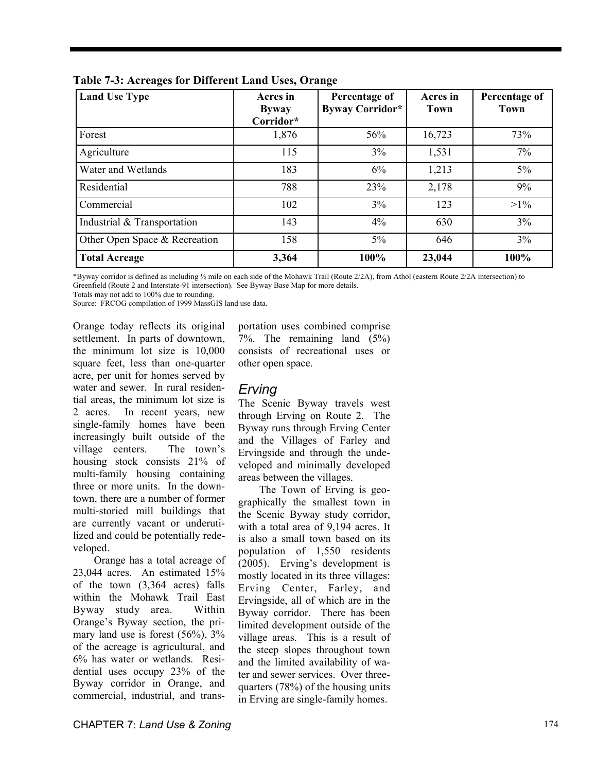**Table 7-3: Acreages for Different Land Uses, Orange**

| Land Use Type | Acres in Byway Corridor* | Percentage of Byway Corridor* | Acres in Town | Percentage of Town |
|---|---|---|---|---|
| Forest | 1,876 | 56% | 16,723 | 73% |
| Agriculture | 115 | 3% | 1,531 | 7% |
| Water and Wetlands | 183 | 6% | 1,213 | 5% |
| Residential | 788 | 23% | 2,178 | 9% |
| Commercial | 102 | 3% | 123 | >1% |
| Industrial & Transportation | 143 | 4% | 630 | 3% |
| Other Open Space & Recreation | 158 | 5% | 646 | 3% |
| **Total Acreage** | **3,364** | **100%** | **23,044** | **100%** |

*Byway corridor is defined as including ½ mile on each side of the Mohawk Trail (Route 2/2A), from Athol (eastern Route 2/2A intersection) to Greenfield (Route 2 and Interstate-91 intersection). See Byway Base Map for more details.
Totals may not add to 100% due to rounding.
Source: FRCOG compilation of 1999 MassGIS land use data.

Orange today reflects its original settlement. In parts of downtown, the minimum lot size is 10,000 square feet, less than one-quarter acre, per unit for homes served by water and sewer. In rural residential areas, the minimum lot size is 2 acres. In recent years, new single-family homes have been increasingly built outside of the village centers. The town's housing stock consists 21% of multi-family housing containing three or more units. In the downtown, there are a number of former multi-storied mill buildings that are currently vacant or underutilized and could be potentially redeveloped.

Orange has a total acreage of 23,044 acres. An estimated 15% of the town (3,364 acres) falls within the Mohawk Trail East Byway study area. Within Orange's Byway section, the primary land use is forest (56%), 3% of the acreage is agricultural, and 6% has water or wetlands. Residential uses occupy 23% of the Byway corridor in Orange, and commercial, industrial, and transportation uses combined comprise 7%. The remaining land (5%) consists of recreational uses or other open space.

## *Erving*

The Scenic Byway travels west through Erving on Route 2. The Byway runs through Erving Center and the Villages of Farley and Ervingside and through the undeveloped and minimally developed areas between the villages.

The Town of Erving is geographically the smallest town in the Scenic Byway study corridor, with a total area of 9,194 acres. It is also a small town based on its population of 1,550 residents (2005). Erving's development is mostly located in its three villages: Erving Center, Farley, and Ervingside, all of which are in the Byway corridor. There has been limited development outside of the village areas. This is a result of the steep slopes throughout town and the limited availability of water and sewer services. Over three-quarters (78%) of the housing units in Erving are single-family homes.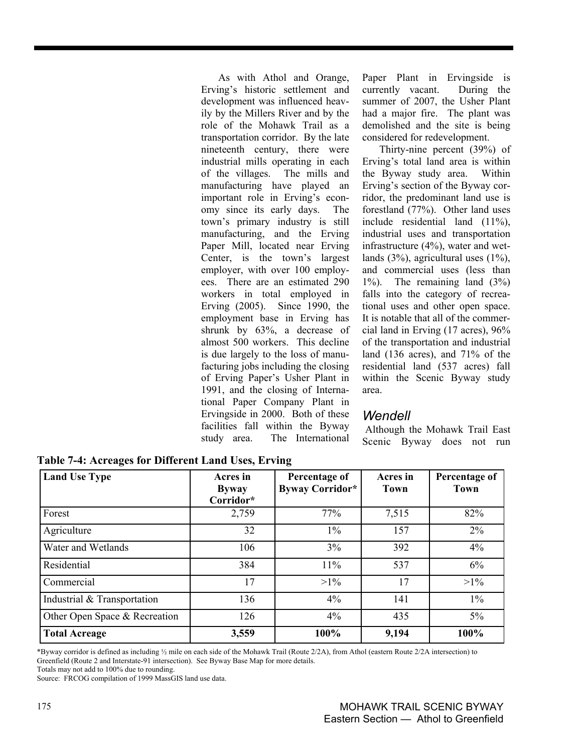As with Athol and Orange, Erving's historic settlement and development was influenced heavily by the Millers River and by the role of the Mohawk Trail as a transportation corridor. By the late nineteenth century, there were industrial mills operating in each of the villages. The mills and manufacturing have played an important role in Erving's economy since its early days. The town's primary industry is still manufacturing, and the Erving Paper Mill, located near Erving Center, is the town's largest employer, with over 100 employees. There are an estimated 290 workers in total employed in Erving (2005). Since 1990, the employment base in Erving has shrunk by 63%, a decrease of almost 500 workers. This decline is due largely to the loss of manufacturing jobs including the closing of Erving Paper's Usher Plant in 1991, and the closing of International Paper Company Plant in Ervingside in 2000. Both of these facilities fall within the Byway study area. The International Paper Plant in Ervingside is currently vacant. During the summer of 2007, the Usher Plant had a major fire. The plant was demolished and the site is being considered for redevelopment.

Thirty-nine percent (39%) of Erving's total land area is within the Byway study area. Within Erving's section of the Byway corridor, the predominant land use is forestland (77%). Other land uses include residential land (11%), industrial uses and transportation infrastructure (4%), water and wetlands (3%), agricultural uses (1%), and commercial uses (less than 1%). The remaining land (3%) falls into the category of recreational uses and other open space. It is notable that all of the commercial land in Erving (17 acres), 96% of the transportation and industrial land (136 acres), and 71% of the residential land (537 acres) fall within the Scenic Byway study area.

### *Wendell*

Although the Mohawk Trail East Scenic Byway does not run

**Table 7-4: Acreages for Different Land Uses, Erving**

| Land Use Type | Acres in Byway Corridor* | Percentage of Byway Corridor* | Acres in Town | Percentage of Town |
|---|---|---|---|---|
| Forest | 2,759 | 77% | 7,515 | 82% |
| Agriculture | 32 | 1% | 157 | 2% |
| Water and Wetlands | 106 | 3% | 392 | 4% |
| Residential | 384 | 11% | 537 | 6% |
| Commercial | 17 | >1% | 17 | >1% |
| Industrial & Transportation | 136 | 4% | 141 | 1% |
| Other Open Space & Recreation | 126 | 4% | 435 | 5% |
| **Total Acreage** | **3,559** | **100%** | **9,194** | **100%** |

*Byway corridor is defined as including ½ mile on each side of the Mohawk Trail (Route 2/2A), from Athol (eastern Route 2/2A intersection) to Greenfield (Route 2 and Interstate-91 intersection). See Byway Base Map for more details.
Totals may not add to 100% due to rounding.
Source: FRCOG compilation of 1999 MassGIS land use data.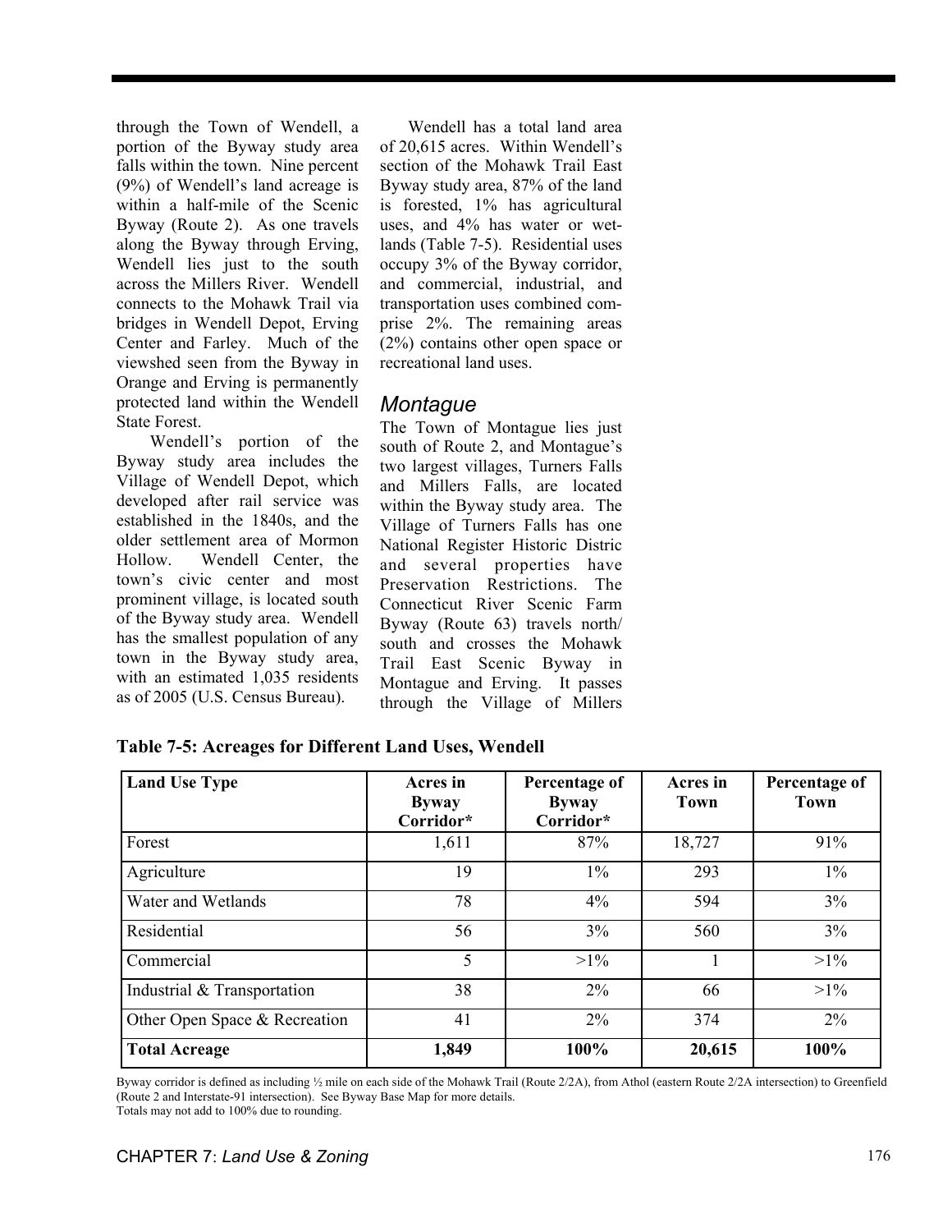through the Town of Wendell, a portion of the Byway study area falls within the town. Nine percent (9%) of Wendell's land acreage is within a half-mile of the Scenic Byway (Route 2). As one travels along the Byway through Erving, Wendell lies just to the south across the Millers River. Wendell connects to the Mohawk Trail via bridges in Wendell Depot, Erving Center and Farley. Much of the viewshed seen from the Byway in Orange and Erving is permanently protected land within the Wendell State Forest.

Wendell's portion of the Byway study area includes the Village of Wendell Depot, which developed after rail service was established in the 1840s, and the older settlement area of Mormon Hollow. Wendell Center, the town's civic center and most prominent village, is located south of the Byway study area. Wendell has the smallest population of any town in the Byway study area, with an estimated 1,035 residents as of 2005 (U.S. Census Bureau).

Wendell has a total land area of 20,615 acres. Within Wendell's section of the Mohawk Trail East Byway study area, 87% of the land is forested, 1% has agricultural uses, and 4% has water or wetlands (Table 7-5). Residential uses occupy 3% of the Byway corridor, and commercial, industrial, and transportation uses combined comprise 2%. The remaining areas (2%) contains other open space or recreational land uses.

## *Montague*

The Town of Montague lies just south of Route 2, and Montague's two largest villages, Turners Falls and Millers Falls, are located within the Byway study area. The Village of Turners Falls has one National Register Historic Distric and several properties have Preservation Restrictions. The Connecticut River Scenic Farm Byway (Route 63) travels north/ south and crosses the Mohawk Trail East Scenic Byway in Montague and Erving. It passes through the Village of Millers

**Table 7-5: Acreages for Different Land Uses, Wendell**

| Land Use Type | Acres in Byway Corridor* | Percentage of Byway Corridor* | Acres in Town | Percentage of Town |
|---|---|---|---|---|
| Forest | 1,611 | 87% | 18,727 | 91% |
| Agriculture | 19 | 1% | 293 | 1% |
| Water and Wetlands | 78 | 4% | 594 | 3% |
| Residential | 56 | 3% | 560 | 3% |
| Commercial | 5 | >1% | 1 | >1% |
| Industrial & Transportation | 38 | 2% | 66 | >1% |
| Other Open Space & Recreation | 41 | 2% | 374 | 2% |
| **Total Acreage** | **1,849** | **100%** | **20,615** | **100%** |

Byway corridor is defined as including ½ mile on each side of the Mohawk Trail (Route 2/2A), from Athol (eastern Route 2/2A intersection) to Greenfield (Route 2 and Interstate-91 intersection). See Byway Base Map for more details.
Totals may not add to 100% due to rounding.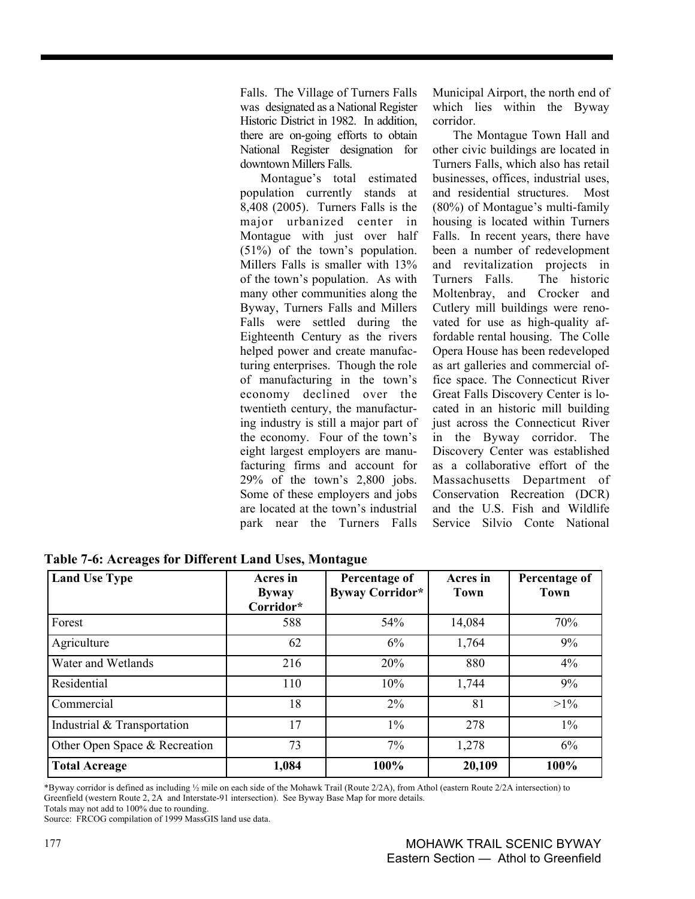Falls. The Village of Turners Falls was designated as a National Register Historic District in 1982. In addition, there are on-going efforts to obtain National Register designation for downtown Millers Falls.

Montague's total estimated population currently stands at 8,408 (2005). Turners Falls is the major urbanized center in Montague with just over half (51%) of the town's population. Millers Falls is smaller with 13% of the town's population. As with many other communities along the Byway, Turners Falls and Millers Falls were settled during the Eighteenth Century as the rivers helped power and create manufacturing enterprises. Though the role of manufacturing in the town's economy declined over the twentieth century, the manufacturing industry is still a major part of the economy. Four of the town's eight largest employers are manufacturing firms and account for 29% of the town's 2,800 jobs. Some of these employers and jobs are located at the town's industrial park near the Turners Falls Municipal Airport, the north end of which lies within the Byway corridor.

The Montague Town Hall and other civic buildings are located in Turners Falls, which also has retail businesses, offices, industrial uses, and residential structures. Most (80%) of Montague's multi-family housing is located within Turners Falls. In recent years, there have been a number of redevelopment and revitalization projects in Turners Falls. The historic Moltenbray, and Crocker and Cutlery mill buildings were renovated for use as high-quality affordable rental housing. The Colle Opera House has been redeveloped as art galleries and commercial office space. The Connecticut River Great Falls Discovery Center is located in an historic mill building just across the Connecticut River in the Byway corridor. The Discovery Center was established as a collaborative effort of the Massachusetts Department of Conservation Recreation (DCR) and the U.S. Fish and Wildlife Service Silvio Conte National

**Table 7-6: Acreages for Different Land Uses, Montague**

| Land Use Type | Acres in Byway Corridor* | Percentage of Byway Corridor* | Acres in Town | Percentage of Town |
|---|---|---|---|---|
| Forest | 588 | 54% | 14,084 | 70% |
| Agriculture | 62 | 6% | 1,764 | 9% |
| Water and Wetlands | 216 | 20% | 880 | 4% |
| Residential | 110 | 10% | 1,744 | 9% |
| Commercial | 18 | 2% | 81 | >1% |
| Industrial & Transportation | 17 | 1% | 278 | 1% |
| Other Open Space & Recreation | 73 | 7% | 1,278 | 6% |
| **Total Acreage** | **1,084** | **100%** | **20,109** | **100%** |

*Byway corridor is defined as including ½ mile on each side of the Mohawk Trail (Route 2/2A), from Athol (eastern Route 2/2A intersection) to Greenfield (western Route 2, 2A and Interstate-91 intersection). See Byway Base Map for more details.
Totals may not add to 100% due to rounding.
Source: FRCOG compilation of 1999 MassGIS land use data.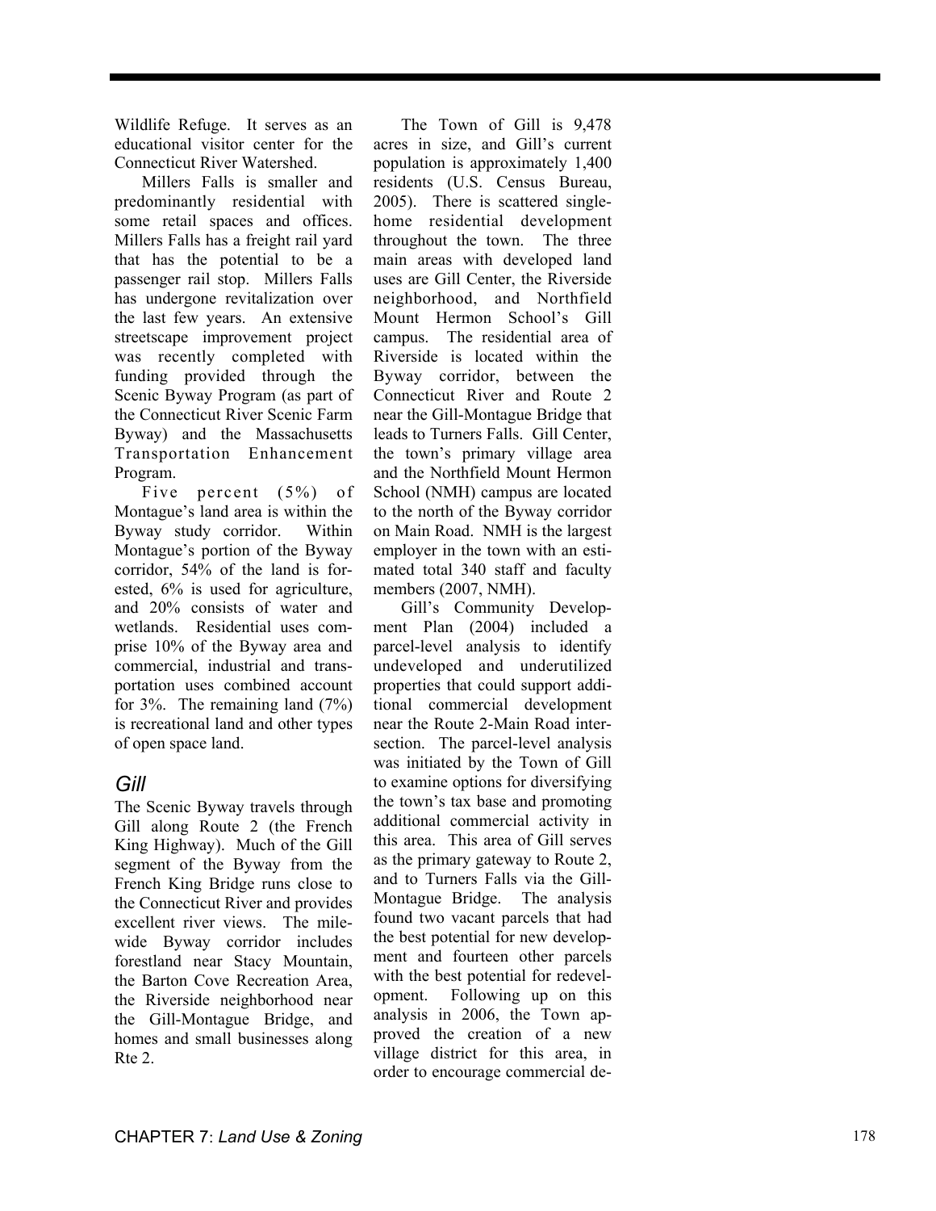Wildlife Refuge. It serves as an educational visitor center for the Connecticut River Watershed.

Millers Falls is smaller and predominantly residential with some retail spaces and offices. Millers Falls has a freight rail yard that has the potential to be a passenger rail stop. Millers Falls has undergone revitalization over the last few years. An extensive streetscape improvement project was recently completed with funding provided through the Scenic Byway Program (as part of the Connecticut River Scenic Farm Byway) and the Massachusetts Transportation Enhancement Program.

Five percent (5%) of Montague's land area is within the Byway study corridor. Within Montague's portion of the Byway corridor, 54% of the land is forested, 6% is used for agriculture, and 20% consists of water and wetlands. Residential uses comprise 10% of the Byway area and commercial, industrial and transportation uses combined account for 3%. The remaining land (7%) is recreational land and other types of open space land.

## *Gill*

The Scenic Byway travels through Gill along Route 2 (the French King Highway). Much of the Gill segment of the Byway from the French King Bridge runs close to the Connecticut River and provides excellent river views. The mile-wide Byway corridor includes forestland near Stacy Mountain, the Barton Cove Recreation Area, the Riverside neighborhood near the Gill-Montague Bridge, and homes and small businesses along Rte 2.

The Town of Gill is 9,478 acres in size, and Gill's current population is approximately 1,400 residents (U.S. Census Bureau, 2005). There is scattered single-home residential development throughout the town. The three main areas with developed land uses are Gill Center, the Riverside neighborhood, and Northfield Mount Hermon School's Gill campus. The residential area of Riverside is located within the Byway corridor, between the Connecticut River and Route 2 near the Gill-Montague Bridge that leads to Turners Falls. Gill Center, the town's primary village area and the Northfield Mount Hermon School (NMH) campus are located to the north of the Byway corridor on Main Road. NMH is the largest employer in the town with an estimated total 340 staff and faculty members (2007, NMH).

Gill's Community Development Plan (2004) included a parcel-level analysis to identify undeveloped and underutilized properties that could support additional commercial development near the Route 2-Main Road intersection. The parcel-level analysis was initiated by the Town of Gill to examine options for diversifying the town's tax base and promoting additional commercial activity in this area. This area of Gill serves as the primary gateway to Route 2, and to Turners Falls via the Gill-Montague Bridge. The analysis found two vacant parcels that had the best potential for new development and fourteen other parcels with the best potential for redevelopment. Following up on this analysis in 2006, the Town approved the creation of a new village district for this area, in order to encourage commercial de-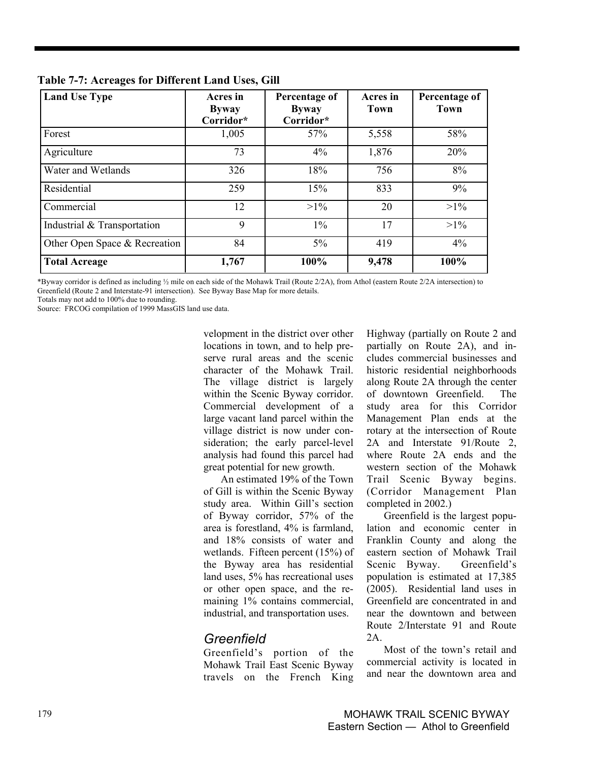**Table 7-7: Acreages for Different Land Uses, Gill**

| Land Use Type | Acres in Byway Corridor* | Percentage of Byway Corridor* | Acres in Town | Percentage of Town |
|---|---|---|---|---|
| Forest | 1,005 | 57% | 5,558 | 58% |
| Agriculture | 73 | 4% | 1,876 | 20% |
| Water and Wetlands | 326 | 18% | 756 | 8% |
| Residential | 259 | 15% | 833 | 9% |
| Commercial | 12 | >1% | 20 | >1% |
| Industrial & Transportation | 9 | 1% | 17 | >1% |
| Other Open Space & Recreation | 84 | 5% | 419 | 4% |
| **Total Acreage** | **1,767** | **100%** | **9,478** | **100%** |

*Byway corridor is defined as including ½ mile on each side of the Mohawk Trail (Route 2/2A), from Athol (eastern Route 2/2A intersection) to Greenfield (Route 2 and Interstate-91 intersection). See Byway Base Map for more details.
Totals may not add to 100% due to rounding.
Source: FRCOG compilation of 1999 MassGIS land use data.

velopment in the district over other locations in town, and to help preserve rural areas and the scenic character of the Mohawk Trail. The village district is largely within the Scenic Byway corridor. Commercial development of a large vacant land parcel within the village district is now under consideration; the early parcel-level analysis had found this parcel had great potential for new growth.

An estimated 19% of the Town of Gill is within the Scenic Byway study area. Within Gill's section of Byway corridor, 57% of the area is forestland, 4% is farmland, and 18% consists of water and wetlands. Fifteen percent (15%) of the Byway area has residential land uses, 5% has recreational uses or other open space, and the remaining 1% contains commercial, industrial, and transportation uses.

## *Greenfield*

Greenfield's portion of the Mohawk Trail East Scenic Byway travels on the French King Highway (partially on Route 2 and partially on Route 2A), and includes commercial businesses and historic residential neighborhoods along Route 2A through the center of downtown Greenfield. The study area for this Corridor Management Plan ends at the rotary at the intersection of Route 2A and Interstate 91/Route 2, where Route 2A ends and the western section of the Mohawk Trail Scenic Byway begins. (Corridor Management Plan completed in 2002.)

Greenfield is the largest population and economic center in Franklin County and along the eastern section of Mohawk Trail Scenic Byway. Greenfield's population is estimated at 17,385 (2005). Residential land uses in Greenfield are concentrated in and near the downtown and between Route 2/Interstate 91 and Route 2A.

Most of the town's retail and commercial activity is located in and near the downtown area and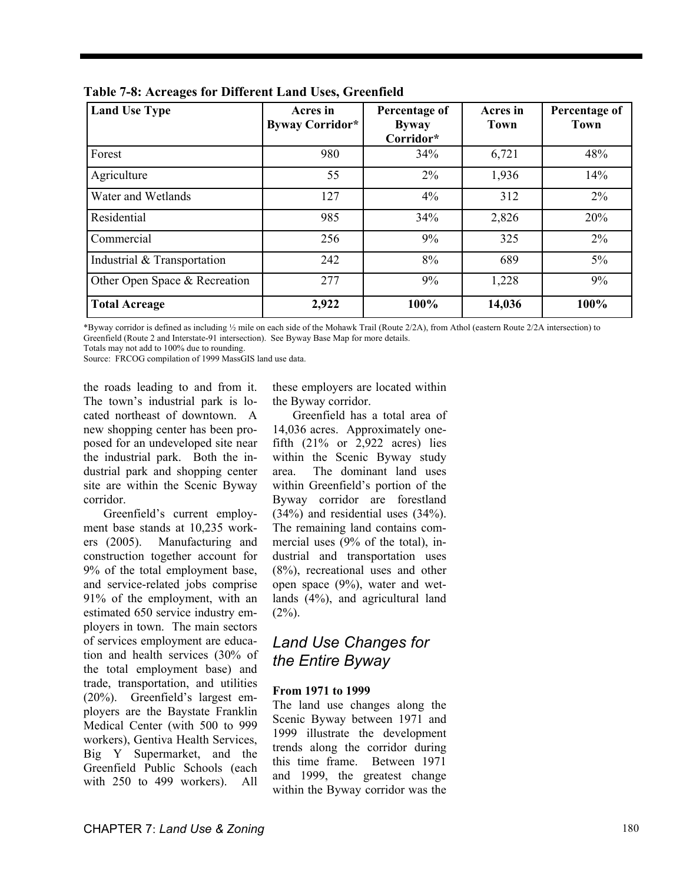**Table 7-8: Acreages for Different Land Uses, Greenfield**

| Land Use Type | Acres in Byway Corridor* | Percentage of Byway Corridor* | Acres in Town | Percentage of Town |
|---|---|---|---|---|
| Forest | 980 | 34% | 6,721 | 48% |
| Agriculture | 55 | 2% | 1,936 | 14% |
| Water and Wetlands | 127 | 4% | 312 | 2% |
| Residential | 985 | 34% | 2,826 | 20% |
| Commercial | 256 | 9% | 325 | 2% |
| Industrial & Transportation | 242 | 8% | 689 | 5% |
| Other Open Space & Recreation | 277 | 9% | 1,228 | 9% |
| **Total Acreage** | **2,922** | **100%** | **14,036** | **100%** |

*Byway corridor is defined as including ½ mile on each side of the Mohawk Trail (Route 2/2A), from Athol (eastern Route 2/2A intersection) to Greenfield (Route 2 and Interstate-91 intersection). See Byway Base Map for more details.
Totals may not add to 100% due to rounding.
Source: FRCOG compilation of 1999 MassGIS land use data.

the roads leading to and from it. The town's industrial park is located northeast of downtown. A new shopping center has been proposed for an undeveloped site near the industrial park. Both the industrial park and shopping center site are within the Scenic Byway corridor.

Greenfield's current employment base stands at 10,235 workers (2005). Manufacturing and construction together account for 9% of the total employment base, and service-related jobs comprise 91% of the employment, with an estimated 650 service industry employers in town. The main sectors of services employment are education and health services (30% of the total employment base) and trade, transportation, and utilities (20%). Greenfield's largest employers are the Baystate Franklin Medical Center (with 500 to 999 workers), Gentiva Health Services, Big Y Supermarket, and the Greenfield Public Schools (each with 250 to 499 workers). All these employers are located within the Byway corridor.

Greenfield has a total area of 14,036 acres. Approximately one-fifth (21% or 2,922 acres) lies within the Scenic Byway study area. The dominant land uses within Greenfield's portion of the Byway corridor are forestland (34%) and residential uses (34%). The remaining land contains commercial uses (9% of the total), industrial and transportation uses (8%), recreational uses and other open space (9%), water and wetlands (4%), and agricultural land (2%).

## *Land Use Changes for the Entire Byway*

### From 1971 to 1999

The land use changes along the Scenic Byway between 1971 and 1999 illustrate the development trends along the corridor during this time frame. Between 1971 and 1999, the greatest change within the Byway corridor was the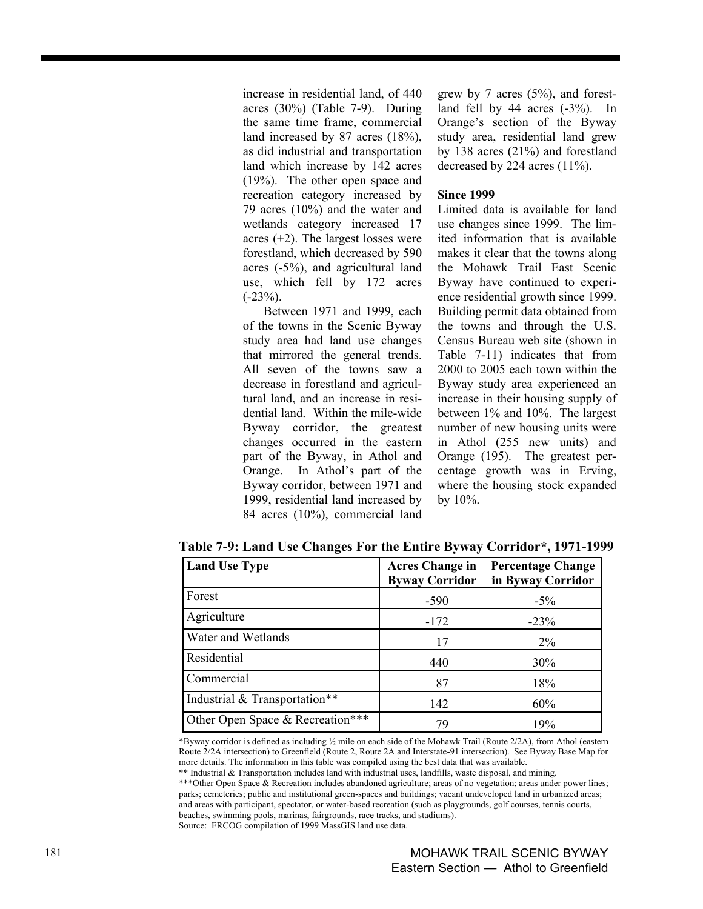increase in residential land, of 440 acres (30%) (Table 7-9). During the same time frame, commercial land increased by 87 acres (18%), as did industrial and transportation land which increase by 142 acres (19%). The other open space and recreation category increased by 79 acres (10%) and the water and wetlands category increased 17 acres (+2). The largest losses were forestland, which decreased by 590 acres (-5%), and agricultural land use, which fell by 172 acres (-23%).

Between 1971 and 1999, each of the towns in the Scenic Byway study area had land use changes that mirrored the general trends. All seven of the towns saw a decrease in forestland and agricultural land, and an increase in residential land. Within the mile-wide Byway corridor, the greatest changes occurred in the eastern part of the Byway, in Athol and Orange. In Athol's part of the Byway corridor, between 1971 and 1999, residential land increased by 84 acres (10%), commercial land grew by 7 acres (5%), and forestland fell by 44 acres (-3%). In Orange's section of the Byway study area, residential land grew by 138 acres (21%) and forestland decreased by 224 acres (11%).

**Since 1999**

Limited data is available for land use changes since 1999. The limited information that is available makes it clear that the towns along the Mohawk Trail East Scenic Byway have continued to experience residential growth since 1999. Building permit data obtained from the towns and through the U.S. Census Bureau web site (shown in Table 7-11) indicates that from 2000 to 2005 each town within the Byway study area experienced an increase in their housing supply of between 1% and 10%. The largest number of new housing units were in Athol (255 new units) and Orange (195). The greatest percentage growth was in Erving, where the housing stock expanded by 10%.

**Table 7-9: Land Use Changes For the Entire Byway Corridor*, 1971-1999**

| Land Use Type | Acres Change in Byway Corridor | Percentage Change in Byway Corridor |
|---|---|---|
| Forest | -590 | -5% |
| Agriculture | -172 | -23% |
| Water and Wetlands | 17 | 2% |
| Residential | 440 | 30% |
| Commercial | 87 | 18% |
| Industrial & Transportation** | 142 | 60% |
| Other Open Space & Recreation*** | 79 | 19% |

*Byway corridor is defined as including ½ mile on each side of the Mohawk Trail (Route 2/2A), from Athol (eastern Route 2/2A intersection) to Greenfield (Route 2, Route 2A and Interstate-91 intersection). See Byway Base Map for more details. The information in this table was compiled using the best data that was available.

** Industrial & Transportation includes land with industrial uses, landfills, waste disposal, and mining.

***Other Open Space & Recreation includes abandoned agriculture; areas of no vegetation; areas under power lines; parks; cemeteries; public and institutional green-spaces and buildings; vacant undeveloped land in urbanized areas; and areas with participant, spectator, or water-based recreation (such as playgrounds, golf courses, tennis courts, beaches, swimming pools, marinas, fairgrounds, race tracks, and stadiums).

Source: FRCOG compilation of 1999 MassGIS land use data.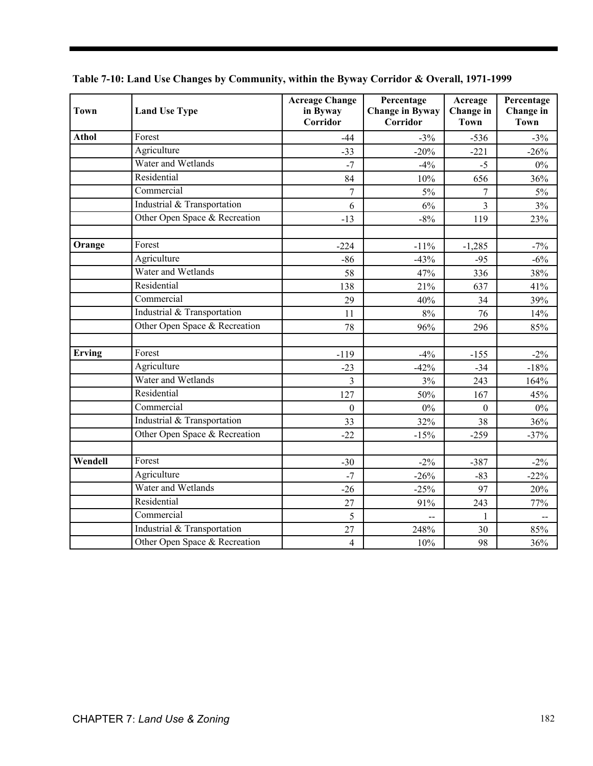**Table 7-10: Land Use Changes by Community, within the Byway Corridor & Overall, 1971-1999**

| Town | Land Use Type | Acreage Change in Byway Corridor | Percentage Change in Byway Corridor | Acreage Change in Town | Percentage Change in Town |
|---|---|---|---|---|---|
| **Athol** | Forest | -44 | -3% | -536 | -3% |
| | Agriculture | -33 | -20% | -221 | -26% |
| | Water and Wetlands | -7 | -4% | -5 | 0% |
| | Residential | 84 | 10% | 656 | 36% |
| | Commercial | 7 | 5% | 7 | 5% |
| | Industrial & Transportation | 6 | 6% | 3 | 3% |
| | Other Open Space & Recreation | -13 | -8% | 119 | 23% |
| | | | | | |
| **Orange** | Forest | -224 | -11% | -1,285 | -7% |
| | Agriculture | -86 | -43% | -95 | -6% |
| | Water and Wetlands | 58 | 47% | 336 | 38% |
| | Residential | 138 | 21% | 637 | 41% |
| | Commercial | 29 | 40% | 34 | 39% |
| | Industrial & Transportation | 11 | 8% | 76 | 14% |
| | Other Open Space & Recreation | 78 | 96% | 296 | 85% |
| | | | | | |
| **Erving** | Forest | -119 | -4% | -155 | -2% |
| | Agriculture | -23 | -42% | -34 | -18% |
| | Water and Wetlands | 3 | 3% | 243 | 164% |
| | Residential | 127 | 50% | 167 | 45% |
| | Commercial | 0 | 0% | 0 | 0% |
| | Industrial & Transportation | 33 | 32% | 38 | 36% |
| | Other Open Space & Recreation | -22 | -15% | -259 | -37% |
| | | | | | |
| **Wendell** | Forest | -30 | -2% | -387 | -2% |
| | Agriculture | -7 | -26% | -83 | -22% |
| | Water and Wetlands | -26 | -25% | 97 | 20% |
| | Residential | 27 | 91% | 243 | 77% |
| | Commercial | 5 | -- | 1 | -- |
| | Industrial & Transportation | 27 | 248% | 30 | 85% |
| | Other Open Space & Recreation | 4 | 10% | 98 | 36% |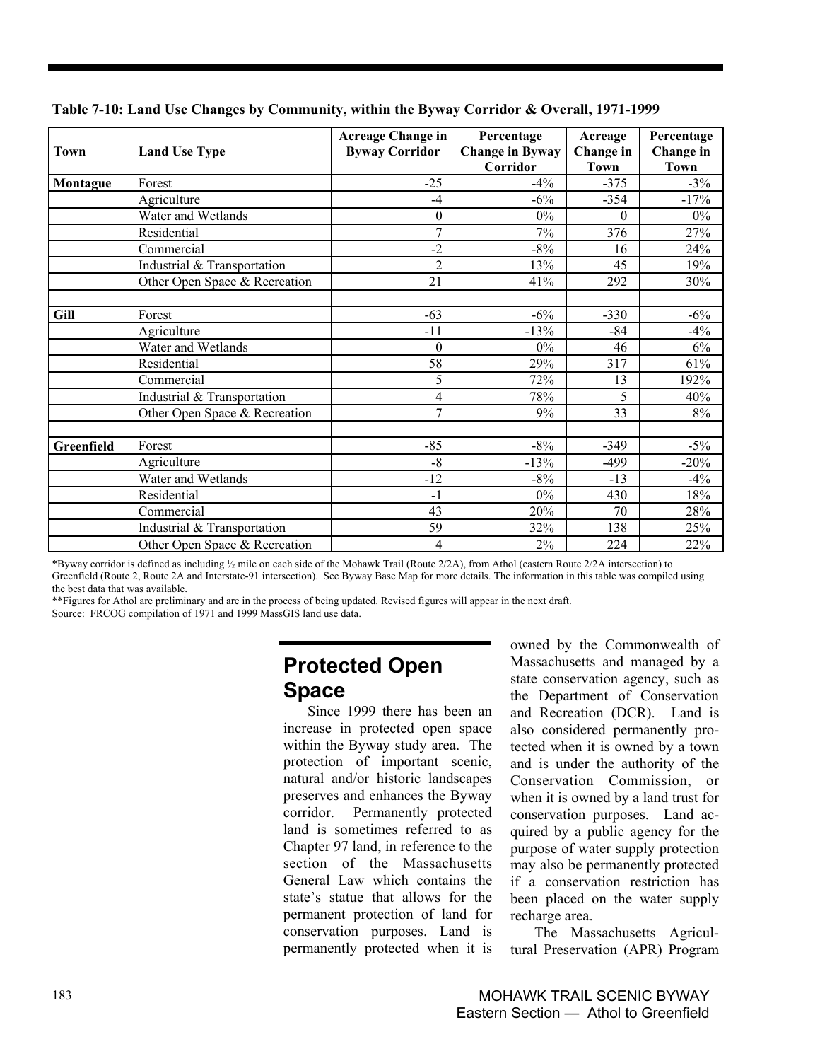**Table 7-10: Land Use Changes by Community, within the Byway Corridor & Overall, 1971-1999**

| Town | Land Use Type | Acreage Change in Byway Corridor | Percentage Change in Byway Corridor | Acreage Change in Town | Percentage Change in Town |
|---|---|---|---|---|---|
| **Montague** | Forest | -25 | -4% | -375 | -3% |
| | Agriculture | -4 | -6% | -354 | -17% |
| | Water and Wetlands | 0 | 0% | 0 | 0% |
| | Residential | 7 | 7% | 376 | 27% |
| | Commercial | -2 | -8% | 16 | 24% |
| | Industrial & Transportation | 2 | 13% | 45 | 19% |
| | Other Open Space & Recreation | 21 | 41% | 292 | 30% |
| | | | | | |
| **Gill** | Forest | -63 | -6% | -330 | -6% |
| | Agriculture | -11 | -13% | -84 | -4% |
| | Water and Wetlands | 0 | 0% | 46 | 6% |
| | Residential | 58 | 29% | 317 | 61% |
| | Commercial | 5 | 72% | 13 | 192% |
| | Industrial & Transportation | 4 | 78% | 5 | 40% |
| | Other Open Space & Recreation | 7 | 9% | 33 | 8% |
| | | | | | |
| **Greenfield** | Forest | -85 | -8% | -349 | -5% |
| | Agriculture | -8 | -13% | -499 | -20% |
| | Water and Wetlands | -12 | -8% | -13 | -4% |
| | Residential | -1 | 0% | 430 | 18% |
| | Commercial | 43 | 20% | 70 | 28% |
| | Industrial & Transportation | 59 | 32% | 138 | 25% |
| | Other Open Space & Recreation | 4 | 2% | 224 | 22% |

*Byway corridor is defined as including ½ mile on each side of the Mohawk Trail (Route 2/2A), from Athol (eastern Route 2/2A intersection) to Greenfield (Route 2, Route 2A and Interstate-91 intersection). See Byway Base Map for more details. The information in this table was compiled using the best data that was available.

**Figures for Athol are preliminary and are in the process of being updated. Revised figures will appear in the next draft.

Source: FRCOG compilation of 1971 and 1999 MassGIS land use data.

## Protected Open Space

Since 1999 there has been an increase in protected open space within the Byway study area. The protection of important scenic, natural and/or historic landscapes preserves and enhances the Byway corridor. Permanently protected land is sometimes referred to as Chapter 97 land, in reference to the section of the Massachusetts General Law which contains the state's statue that allows for the permanent protection of land for conservation purposes. Land is permanently protected when it is owned by the Commonwealth of Massachusetts and managed by a state conservation agency, such as the Department of Conservation and Recreation (DCR). Land is also considered permanently protected when it is owned by a town and is under the authority of the Conservation Commission, or when it is owned by a land trust for conservation purposes. Land acquired by a public agency for the purpose of water supply protection may also be permanently protected if a conservation restriction has been placed on the water supply recharge area.

The Massachusetts Agricultural Preservation (APR) Program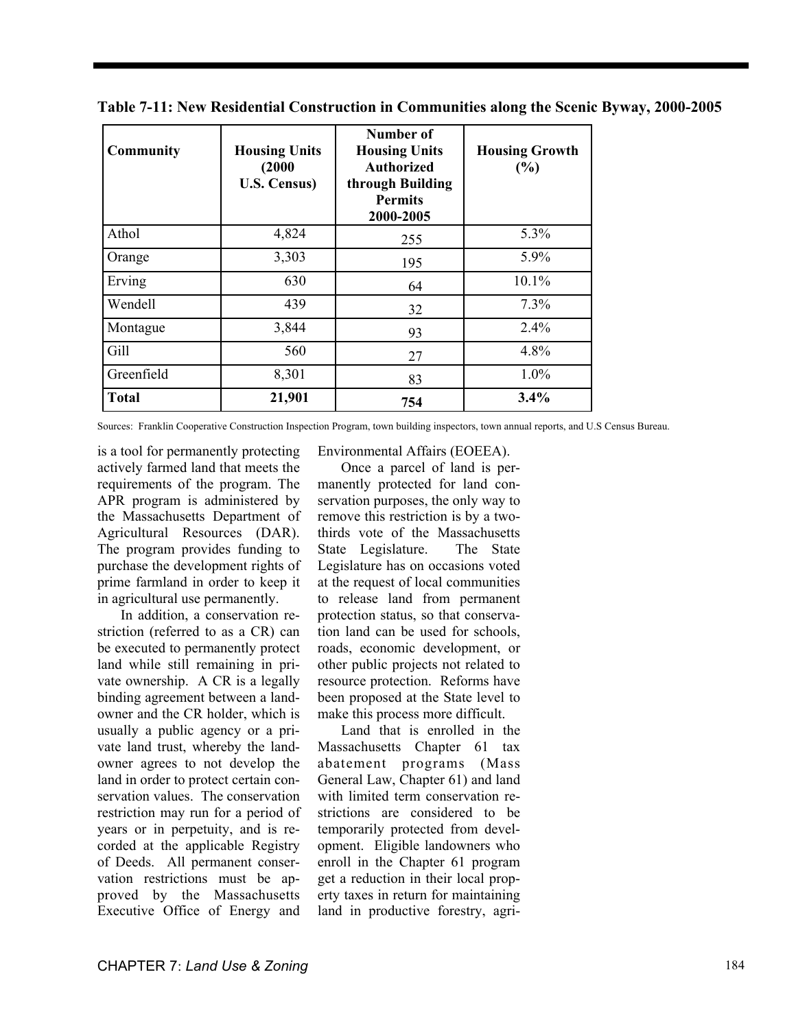**Table 7-11: New Residential Construction in Communities along the Scenic Byway, 2000-2005**

| Community | Housing Units (2000 U.S. Census) | Number of Housing Units Authorized through Building Permits 2000-2005 | Housing Growth (%) |
|---|---|---|---|
| Athol | 4,824 | 255 | 5.3% |
| Orange | 3,303 | 195 | 5.9% |
| Erving | 630 | 64 | 10.1% |
| Wendell | 439 | 32 | 7.3% |
| Montague | 3,844 | 93 | 2.4% |
| Gill | 560 | 27 | 4.8% |
| Greenfield | 8,301 | 83 | 1.0% |
| **Total** | **21,901** | **754** | **3.4%** |

Sources: Franklin Cooperative Construction Inspection Program, town building inspectors, town annual reports, and U.S Census Bureau.

is a tool for permanently protecting actively farmed land that meets the requirements of the program. The APR program is administered by the Massachusetts Department of Agricultural Resources (DAR). The program provides funding to purchase the development rights of prime farmland in order to keep it in agricultural use permanently.

In addition, a conservation restriction (referred to as a CR) can be executed to permanently protect land while still remaining in private ownership. A CR is a legally binding agreement between a landowner and the CR holder, which is usually a public agency or a private land trust, whereby the landowner agrees to not develop the land in order to protect certain conservation values. The conservation restriction may run for a period of years or in perpetuity, and is recorded at the applicable Registry of Deeds. All permanent conservation restrictions must be approved by the Massachusetts Executive Office of Energy and Environmental Affairs (EOEEA).

Once a parcel of land is permanently protected for land conservation purposes, the only way to remove this restriction is by a two-thirds vote of the Massachusetts State Legislature. The State Legislature has on occasions voted at the request of local communities to release land from permanent protection status, so that conservation land can be used for schools, roads, economic development, or other public projects not related to resource protection. Reforms have been proposed at the State level to make this process more difficult.

Land that is enrolled in the Massachusetts Chapter 61 tax abatement programs (Mass General Law, Chapter 61) and land with limited term conservation restrictions are considered to be temporarily protected from development. Eligible landowners who enroll in the Chapter 61 program get a reduction in their local property taxes in return for maintaining land in productive forestry, agri-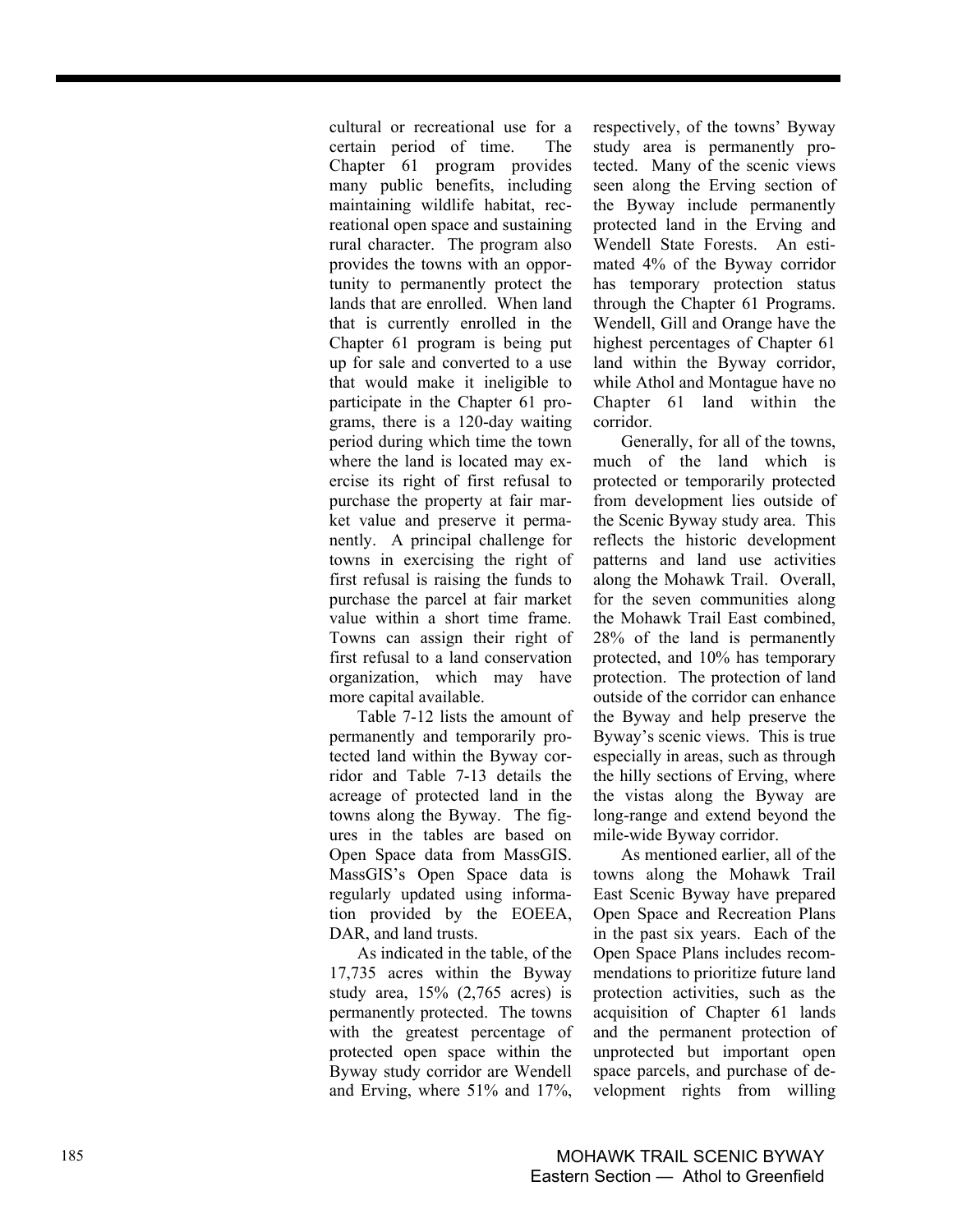cultural or recreational use for a certain period of time. The Chapter 61 program provides many public benefits, including maintaining wildlife habitat, recreational open space and sustaining rural character. The program also provides the towns with an opportunity to permanently protect the lands that are enrolled. When land that is currently enrolled in the Chapter 61 program is being put up for sale and converted to a use that would make it ineligible to participate in the Chapter 61 programs, there is a 120-day waiting period during which time the town where the land is located may exercise its right of first refusal to purchase the property at fair market value and preserve it permanently. A principal challenge for towns in exercising the right of first refusal is raising the funds to purchase the parcel at fair market value within a short time frame. Towns can assign their right of first refusal to a land conservation organization, which may have more capital available.

Table 7-12 lists the amount of permanently and temporarily protected land within the Byway corridor and Table 7-13 details the acreage of protected land in the towns along the Byway. The figures in the tables are based on Open Space data from MassGIS. MassGIS's Open Space data is regularly updated using information provided by the EOEEA, DAR, and land trusts.

As indicated in the table, of the 17,735 acres within the Byway study area, 15% (2,765 acres) is permanently protected. The towns with the greatest percentage of protected open space within the Byway study corridor are Wendell and Erving, where 51% and 17%, respectively, of the towns' Byway study area is permanently protected. Many of the scenic views seen along the Erving section of the Byway include permanently protected land in the Erving and Wendell State Forests. An estimated 4% of the Byway corridor has temporary protection status through the Chapter 61 Programs. Wendell, Gill and Orange have the highest percentages of Chapter 61 land within the Byway corridor, while Athol and Montague have no Chapter 61 land within the corridor.

Generally, for all of the towns, much of the land which is protected or temporarily protected from development lies outside of the Scenic Byway study area. This reflects the historic development patterns and land use activities along the Mohawk Trail. Overall, for the seven communities along the Mohawk Trail East combined, 28% of the land is permanently protected, and 10% has temporary protection. The protection of land outside of the corridor can enhance the Byway and help preserve the Byway's scenic views. This is true especially in areas, such as through the hilly sections of Erving, where the vistas along the Byway are long-range and extend beyond the mile-wide Byway corridor.

As mentioned earlier, all of the towns along the Mohawk Trail East Scenic Byway have prepared Open Space and Recreation Plans in the past six years. Each of the Open Space Plans includes recommendations to prioritize future land protection activities, such as the acquisition of Chapter 61 lands and the permanent protection of unprotected but important open space parcels, and purchase of development rights from willing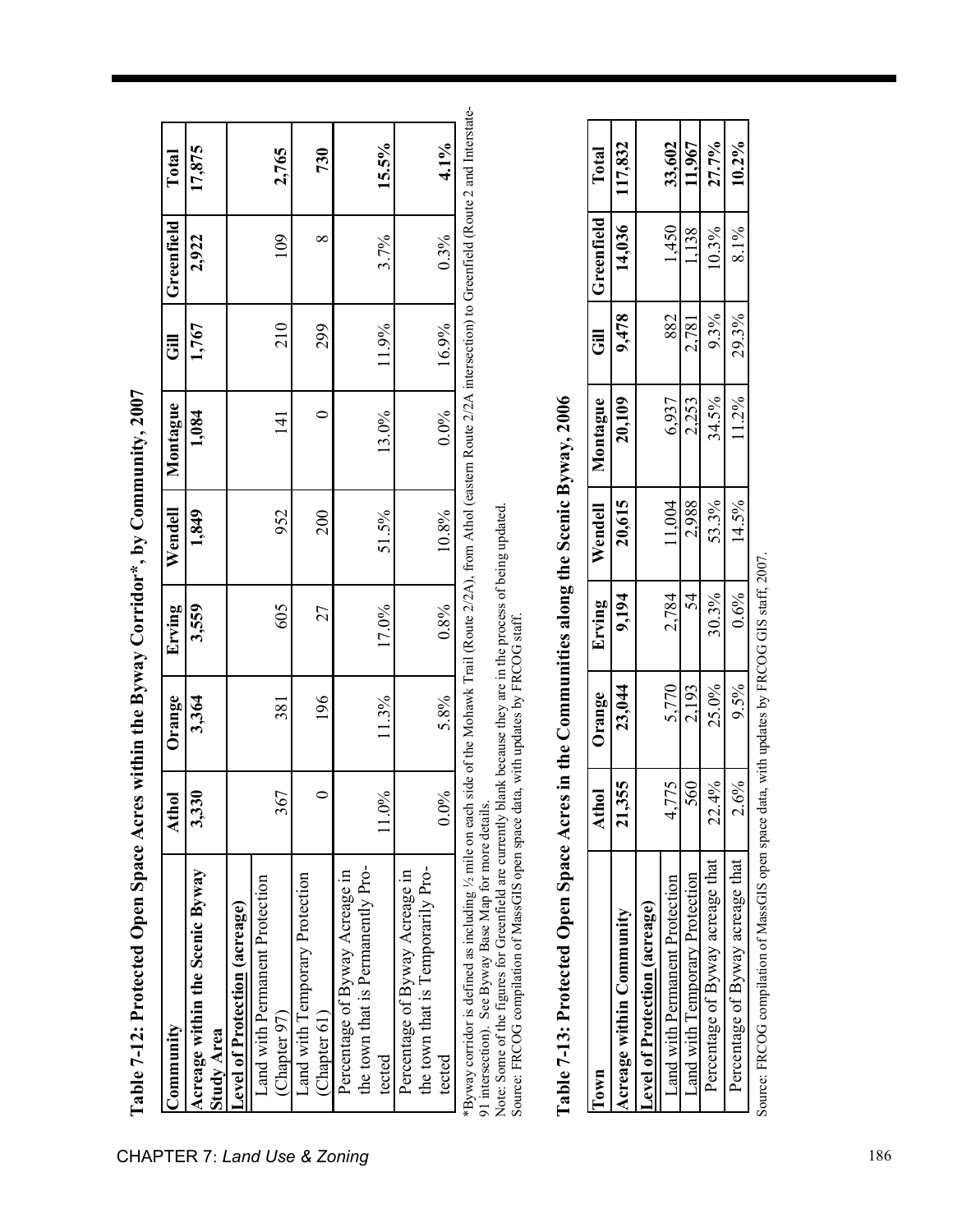## Table 7-12: Protected Open Space Acres within the Byway Corridor*, by Community, 2007

| Community | Athol | Orange | Erving | Wendell | Montague | Gill | Greenfield | Total |
|---|---|---|---|---|---|---|---|---|
| **Acreage within the Scenic Byway Study Area** | **3,330** | **3,364** | **3,559** | **1,849** | **1,084** | **1,767** | **2,922** | **17,875** |
| **Level of Protection (acreage)** | | | | | | | | |
| Land with Permanent Protection (Chapter 97) | 367 | 381 | 605 | 952 | 141 | 210 | 109 | **2,765** |
| Land with Temporary Protection (Chapter 61) | 0 | 196 | 27 | 200 | 0 | 299 | 8 | **730** |
| Percentage of Byway Acreage in the town that is Permanently Protected | 11.0% | 11.3% | 17.0% | 51.5% | 13.0% | 11.9% | 3.7% | **15.5%** |
| Percentage of Byway Acreage in the town that is Temporarily Protected | 0.0% | 5.8% | 0.8% | 10.8% | 0.0% | 16.9% | 0.3% | **4.1%** |

*Byway corridor is defined as including ½ mile on each side of the Mohawk Trail (Route 2/2A), from Athol (eastern Route 2/2A intersection) to Greenfield (Route 2 and Interstate-91 intersection). See Byway Base Map for more details.

Note: Some of the figures for Greenfield are currently blank because they are in the process of being updated.

Source: FRCOG compilation of MassGIS open space data, with updates by FRCOG staff.

## Table 7-13: Protected Open Space Acres in the Communities along the Scenic Byway, 2006

| Town | Athol | Orange | Erving | Wendell | Montague | Gill | Greenfield | Total |
|---|---|---|---|---|---|---|---|---|
| **Acreage within Community** | **21,355** | **23,044** | **9,194** | **20,615** | **20,109** | **9,478** | **14,036** | **117,832** |
| **Level of Protection (acreage)** | | | | | | | | |
| Land with Permanent Protection | 4,775 | 5,770 | 2,784 | 11,004 | 6,937 | 882 | 1,450 | **33,602** |
| Land with Temporary Protection | 560 | 2,193 | 54 | 2,988 | 2,253 | 2,781 | 1,138 | **11,967** |
| Percentage of Byway acreage that | 22.4% | 25.0% | 30.3% | 53.3% | 34.5% | 9.3% | 10.3% | **27.7%** |
| Percentage of Byway acreage that | 2.6% | 9.5% | 0.6% | 14.5% | 11.2% | 29.3% | 8.1% | **10.2%** |

Source: FRCOG compilation of MassGIS open space data, with updates by FRCOG GIS staff, 2007.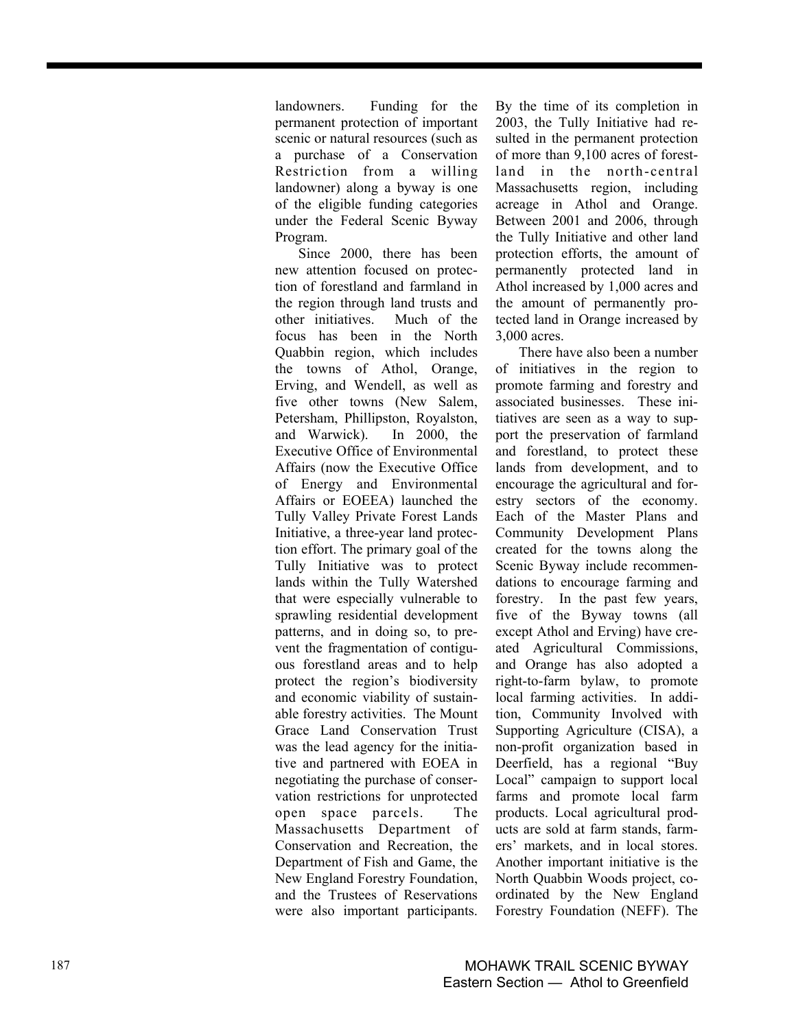landowners. Funding for the permanent protection of important scenic or natural resources (such as a purchase of a Conservation Restriction from a willing landowner) along a byway is one of the eligible funding categories under the Federal Scenic Byway Program.

Since 2000, there has been new attention focused on protection of forestland and farmland in the region through land trusts and other initiatives. Much of the focus has been in the North Quabbin region, which includes the towns of Athol, Orange, Erving, and Wendell, as well as five other towns (New Salem, Petersham, Phillipston, Royalston, and Warwick). In 2000, the Executive Office of Environmental Affairs (now the Executive Office of Energy and Environmental Affairs or EOEEA) launched the Tully Valley Private Forest Lands Initiative, a three-year land protection effort. The primary goal of the Tully Initiative was to protect lands within the Tully Watershed that were especially vulnerable to sprawling residential development patterns, and in doing so, to prevent the fragmentation of contiguous forestland areas and to help protect the region's biodiversity and economic viability of sustainable forestry activities. The Mount Grace Land Conservation Trust was the lead agency for the initiative and partnered with EOEA in negotiating the purchase of conservation restrictions for unprotected open space parcels. The Massachusetts Department of Conservation and Recreation, the Department of Fish and Game, the New England Forestry Foundation, and the Trustees of Reservations were also important participants. By the time of its completion in 2003, the Tully Initiative had resulted in the permanent protection of more than 9,100 acres of forestland in the north-central Massachusetts region, including acreage in Athol and Orange. Between 2001 and 2006, through the Tully Initiative and other land protection efforts, the amount of permanently protected land in Athol increased by 1,000 acres and the amount of permanently protected land in Orange increased by 3,000 acres.

There have also been a number of initiatives in the region to promote farming and forestry and associated businesses. These initiatives are seen as a way to support the preservation of farmland and forestland, to protect these lands from development, and to encourage the agricultural and forestry sectors of the economy. Each of the Master Plans and Community Development Plans created for the towns along the Scenic Byway include recommendations to encourage farming and forestry. In the past few years, five of the Byway towns (all except Athol and Erving) have created Agricultural Commissions, and Orange has also adopted a right-to-farm bylaw, to promote local farming activities. In addition, Community Involved with Supporting Agriculture (CISA), a non-profit organization based in Deerfield, has a regional "Buy Local" campaign to support local farms and promote local farm products. Local agricultural products are sold at farm stands, farmers' markets, and in local stores. Another important initiative is the North Quabbin Woods project, coordinated by the New England Forestry Foundation (NEFF). The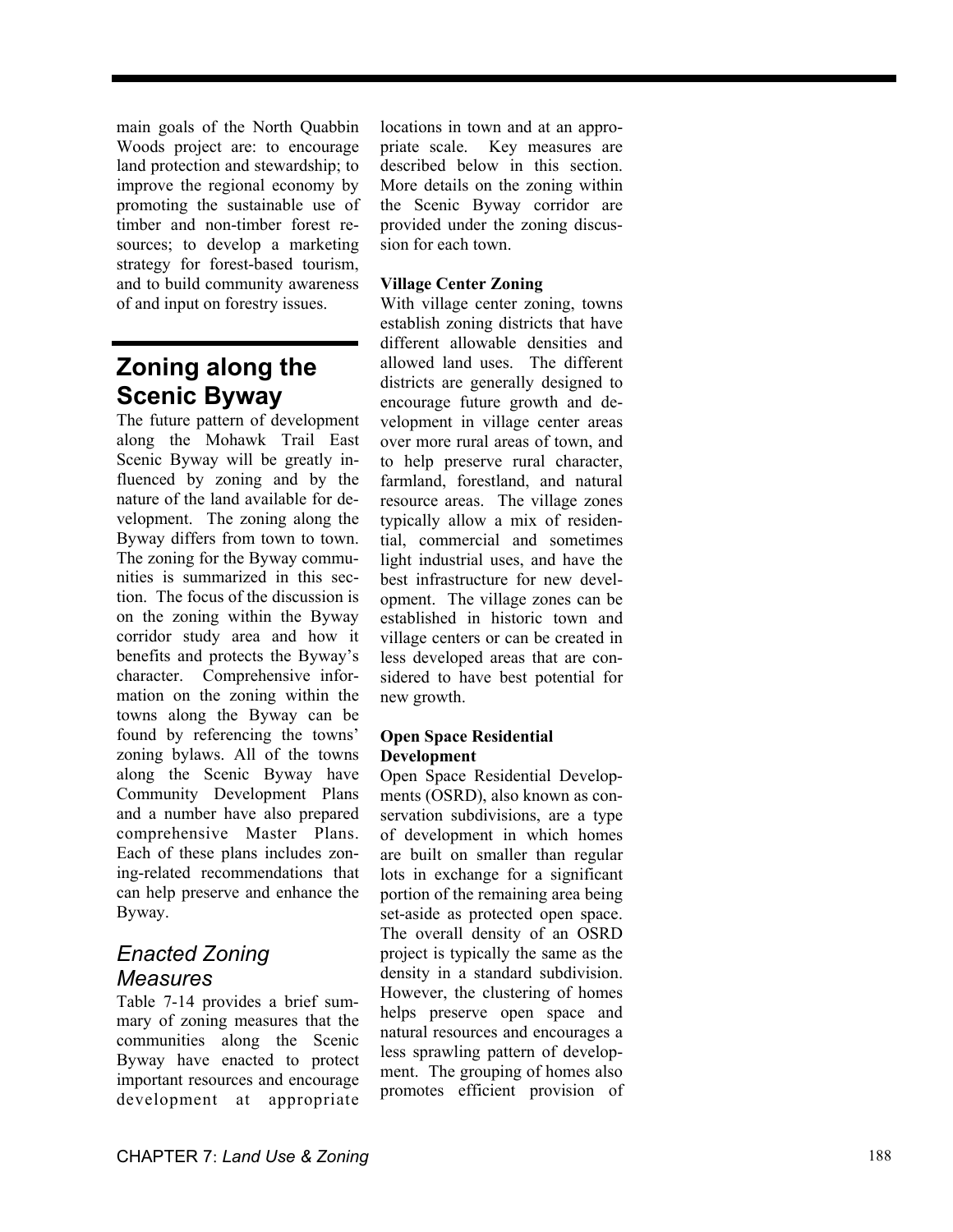main goals of the North Quabbin Woods project are: to encourage land protection and stewardship; to improve the regional economy by promoting the sustainable use of timber and non-timber forest resources; to develop a marketing strategy for forest-based tourism, and to build community awareness of and input on forestry issues.

## Zoning along the Scenic Byway

The future pattern of development along the Mohawk Trail East Scenic Byway will be greatly influenced by zoning and by the nature of the land available for development. The zoning along the Byway differs from town to town. The zoning for the Byway communities is summarized in this section. The focus of the discussion is on the zoning within the Byway corridor study area and how it benefits and protects the Byway's character. Comprehensive information on the zoning within the towns along the Byway can be found by referencing the towns' zoning bylaws. All of the towns along the Scenic Byway have Community Development Plans and a number have also prepared comprehensive Master Plans. Each of these plans includes zoning-related recommendations that can help preserve and enhance the Byway.

### *Enacted Zoning Measures*

Table 7-14 provides a brief summary of zoning measures that the communities along the Scenic Byway have enacted to protect important resources and encourage development at appropriate locations in town and at an appropriate scale. Key measures are described below in this section. More details on the zoning within the Scenic Byway corridor are provided under the zoning discussion for each town.

**Village Center Zoning**

With village center zoning, towns establish zoning districts that have different allowable densities and allowed land uses. The different districts are generally designed to encourage future growth and development in village center areas over more rural areas of town, and to help preserve rural character, farmland, forestland, and natural resource areas. The village zones typically allow a mix of residential, commercial and sometimes light industrial uses, and have the best infrastructure for new development. The village zones can be established in historic town and village centers or can be created in less developed areas that are considered to have best potential for new growth.

**Open Space Residential Development**

Open Space Residential Developments (OSRD), also known as conservation subdivisions, are a type of development in which homes are built on smaller than regular lots in exchange for a significant portion of the remaining area being set-aside as protected open space. The overall density of an OSRD project is typically the same as the density in a standard subdivision. However, the clustering of homes helps preserve open space and natural resources and encourages a less sprawling pattern of development. The grouping of homes also promotes efficient provision of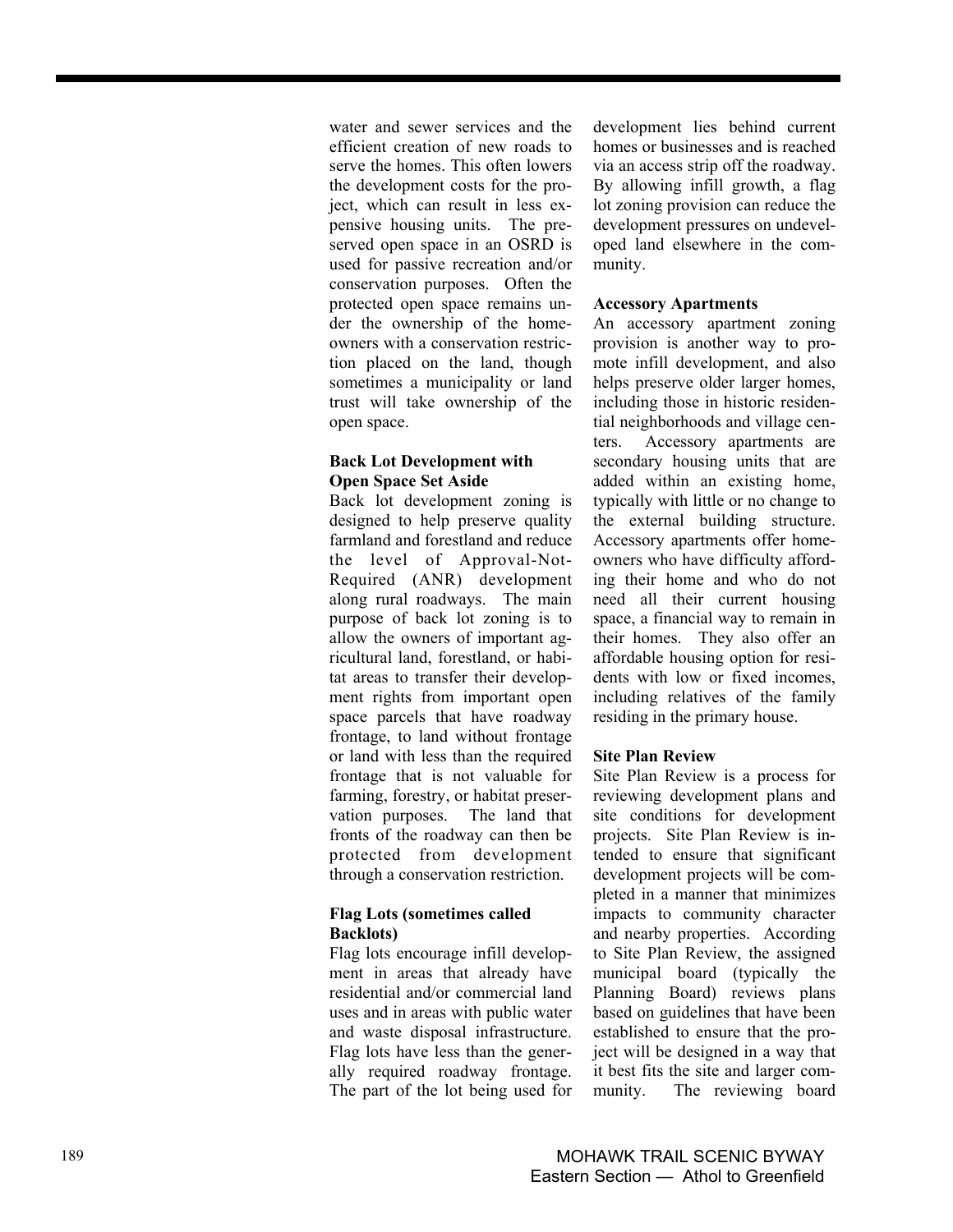water and sewer services and the efficient creation of new roads to serve the homes. This often lowers the development costs for the project, which can result in less expensive housing units. The preserved open space in an OSRD is used for passive recreation and/or conservation purposes. Often the protected open space remains under the ownership of the homeowners with a conservation restriction placed on the land, though sometimes a municipality or land trust will take ownership of the open space.

**Back Lot Development with Open Space Set Aside**

Back lot development zoning is designed to help preserve quality farmland and forestland and reduce the level of Approval-Not-Required (ANR) development along rural roadways. The main purpose of back lot zoning is to allow the owners of important agricultural land, forestland, or habitat areas to transfer their development rights from important open space parcels that have roadway frontage, to land without frontage or land with less than the required frontage that is not valuable for farming, forestry, or habitat preservation purposes. The land that fronts of the roadway can then be protected from development through a conservation restriction.

**Flag Lots (sometimes called Backlots)**

Flag lots encourage infill development in areas that already have residential and/or commercial land uses and in areas with public water and waste disposal infrastructure. Flag lots have less than the generally required roadway frontage. The part of the lot being used for development lies behind current homes or businesses and is reached via an access strip off the roadway. By allowing infill growth, a flag lot zoning provision can reduce the development pressures on undeveloped land elsewhere in the community.

**Accessory Apartments**

An accessory apartment zoning provision is another way to promote infill development, and also helps preserve older larger homes, including those in historic residential neighborhoods and village centers. Accessory apartments are secondary housing units that are added within an existing home, typically with little or no change to the external building structure. Accessory apartments offer homeowners who have difficulty affording their home and who do not need all their current housing space, a financial way to remain in their homes. They also offer an affordable housing option for residents with low or fixed incomes, including relatives of the family residing in the primary house.

**Site Plan Review**

Site Plan Review is a process for reviewing development plans and site conditions for development projects. Site Plan Review is intended to ensure that significant development projects will be completed in a manner that minimizes impacts to community character and nearby properties. According to Site Plan Review, the assigned municipal board (typically the Planning Board) reviews plans based on guidelines that have been established to ensure that the project will be designed in a way that it best fits the site and larger community. The reviewing board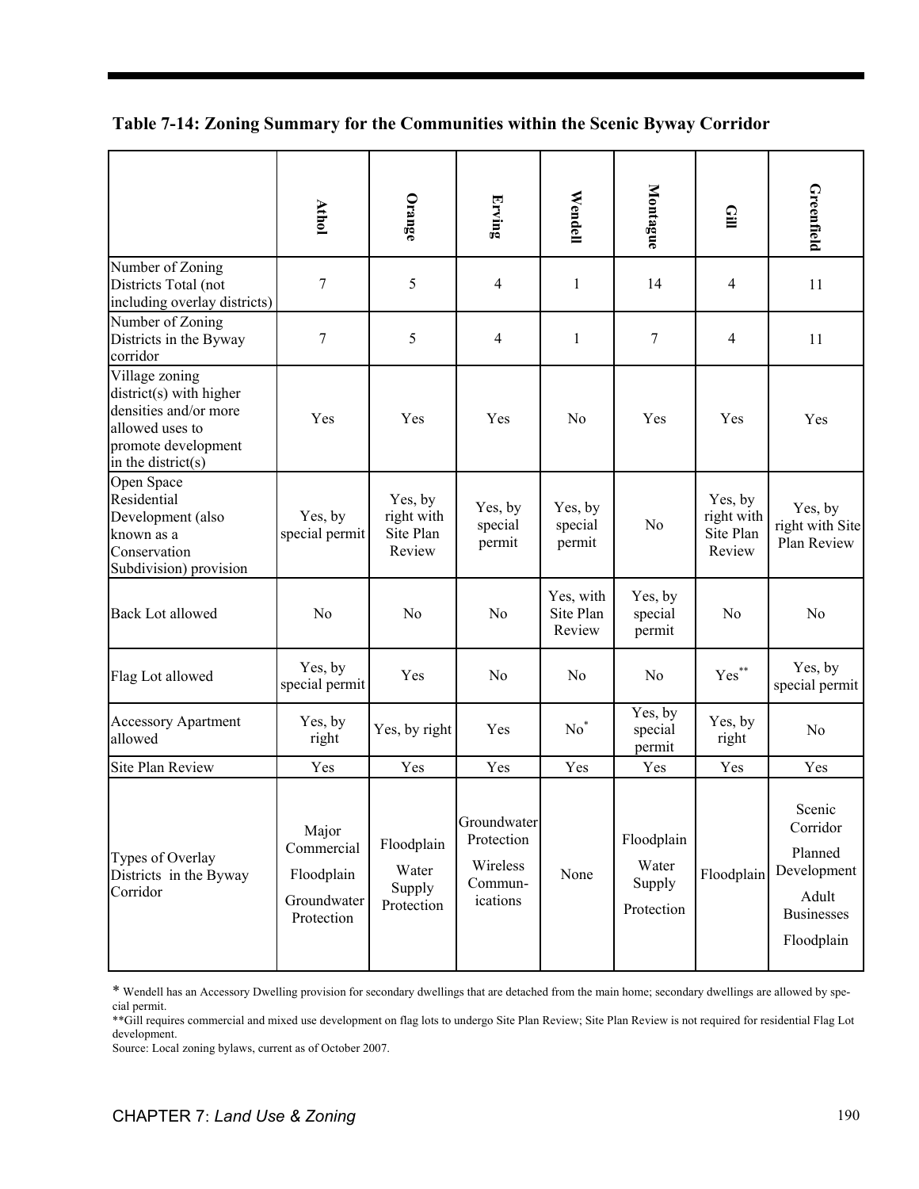**Table 7-14: Zoning Summary for the Communities within the Scenic Byway Corridor**

| | Athol | Orange | Erving | Wendell | Montague | Gill | Greenfield |
|---|---|---|---|---|---|---|---|
| Number of Zoning Districts Total (not including overlay districts) | 7 | 5 | 4 | 1 | 14 | 4 | 11 |
| Number of Zoning Districts in the Byway corridor | 7 | 5 | 4 | 1 | 7 | 4 | 11 |
| Village zoning district(s) with higher densities and/or more allowed uses to promote development in the district(s) | Yes | Yes | Yes | No | Yes | Yes | Yes |
| Open Space Residential Development (also known as a Conservation Subdivision) provision | Yes, by special permit | Yes, by right with Site Plan Review | Yes, by special permit | Yes, by special permit | No | Yes, by right with Site Plan Review | Yes, by right with Site Plan Review |
| Back Lot allowed | No | No | No | Yes, with Site Plan Review | Yes, by special permit | No | No |
| Flag Lot allowed | Yes, by special permit | Yes | No | No | No | Yes** | Yes, by special permit |
| Accessory Apartment allowed | Yes, by right | Yes, by right | Yes | No* | Yes, by special permit | Yes, by right | No |
| Site Plan Review | Yes | Yes | Yes | Yes | Yes | Yes | Yes |
| Types of Overlay Districts in the Byway Corridor | Major Commercial<br>Floodplain<br>Groundwater Protection | Floodplain<br>Water Supply Protection | Groundwater Protection<br>Wireless Communications | None | Floodplain<br>Water Supply Protection | Floodplain | Scenic Corridor<br>Planned Development<br>Adult Businesses<br>Floodplain |

* Wendell has an Accessory Dwelling provision for secondary dwellings that are detached from the main home; secondary dwellings are allowed by special permit.

**Gill requires commercial and mixed use development on flag lots to undergo Site Plan Review; Site Plan Review is not required for residential Flag Lot development.

Source: Local zoning bylaws, current as of October 2007.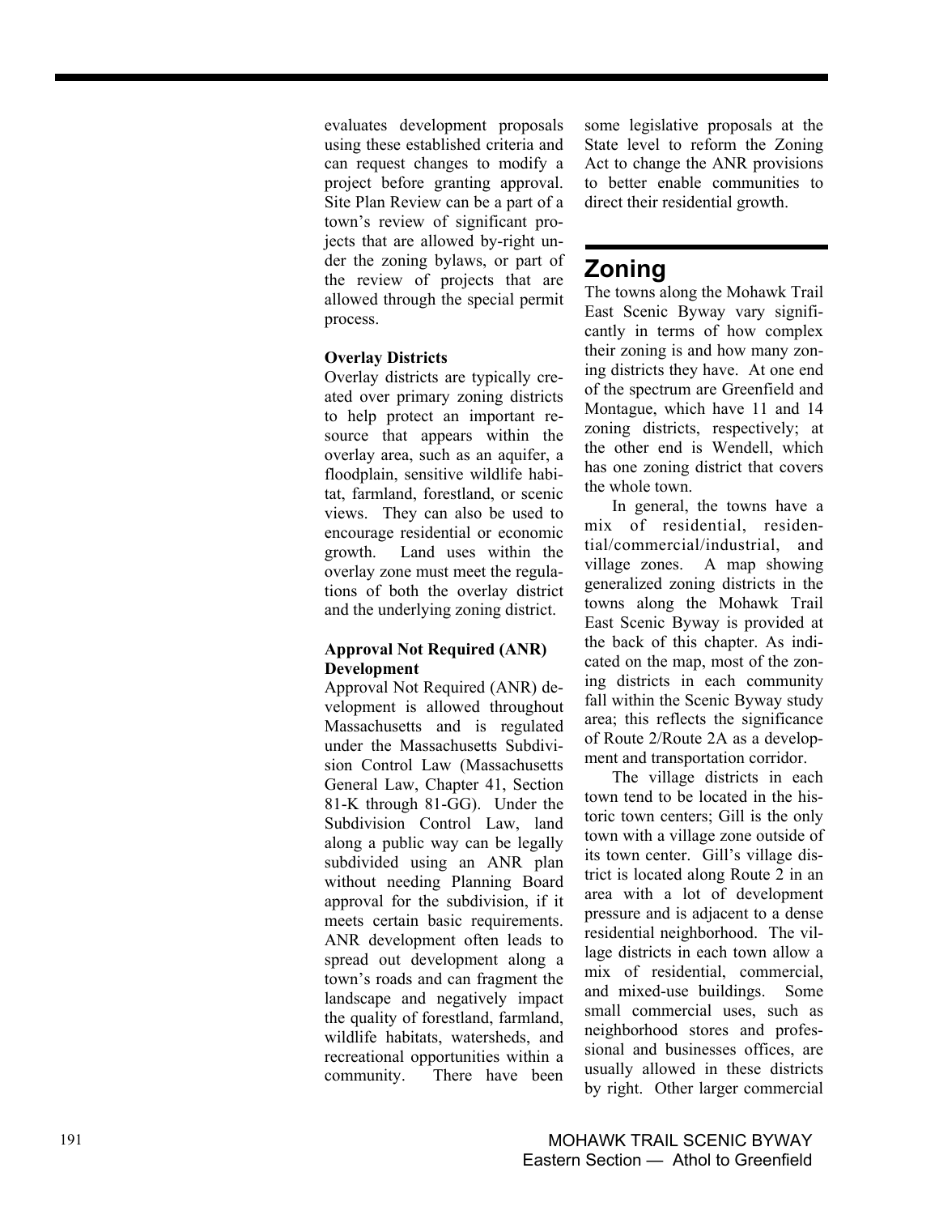evaluates development proposals using these established criteria and can request changes to modify a project before granting approval. Site Plan Review can be a part of a town's review of significant projects that are allowed by-right under the zoning bylaws, or part of the review of projects that are allowed through the special permit process.

**Overlay Districts**

Overlay districts are typically created over primary zoning districts to help protect an important resource that appears within the overlay area, such as an aquifer, a floodplain, sensitive wildlife habitat, farmland, forestland, or scenic views. They can also be used to encourage residential or economic growth. Land uses within the overlay zone must meet the regulations of both the overlay district and the underlying zoning district.

**Approval Not Required (ANR) Development**

Approval Not Required (ANR) development is allowed throughout Massachusetts and is regulated under the Massachusetts Subdivision Control Law (Massachusetts General Law, Chapter 41, Section 81-K through 81-GG). Under the Subdivision Control Law, land along a public way can be legally subdivided using an ANR plan without needing Planning Board approval for the subdivision, if it meets certain basic requirements. ANR development often leads to spread out development along a town's roads and can fragment the landscape and negatively impact the quality of forestland, farmland, wildlife habitats, watersheds, and recreational opportunities within a community. There have been some legislative proposals at the State level to reform the Zoning Act to change the ANR provisions to better enable communities to direct their residential growth.

## Zoning

The towns along the Mohawk Trail East Scenic Byway vary significantly in terms of how complex their zoning is and how many zoning districts they have. At one end of the spectrum are Greenfield and Montague, which have 11 and 14 zoning districts, respectively; at the other end is Wendell, which has one zoning district that covers the whole town.

In general, the towns have a mix of residential, residential/commercial/industrial, and village zones. A map showing generalized zoning districts in the towns along the Mohawk Trail East Scenic Byway is provided at the back of this chapter. As indicated on the map, most of the zoning districts in each community fall within the Scenic Byway study area; this reflects the significance of Route 2/Route 2A as a development and transportation corridor.

The village districts in each town tend to be located in the historic town centers; Gill is the only town with a village zone outside of its town center. Gill's village district is located along Route 2 in an area with a lot of development pressure and is adjacent to a dense residential neighborhood. The village districts in each town allow a mix of residential, commercial, and mixed-use buildings. Some small commercial uses, such as neighborhood stores and professional and businesses offices, are usually allowed in these districts by right. Other larger commercial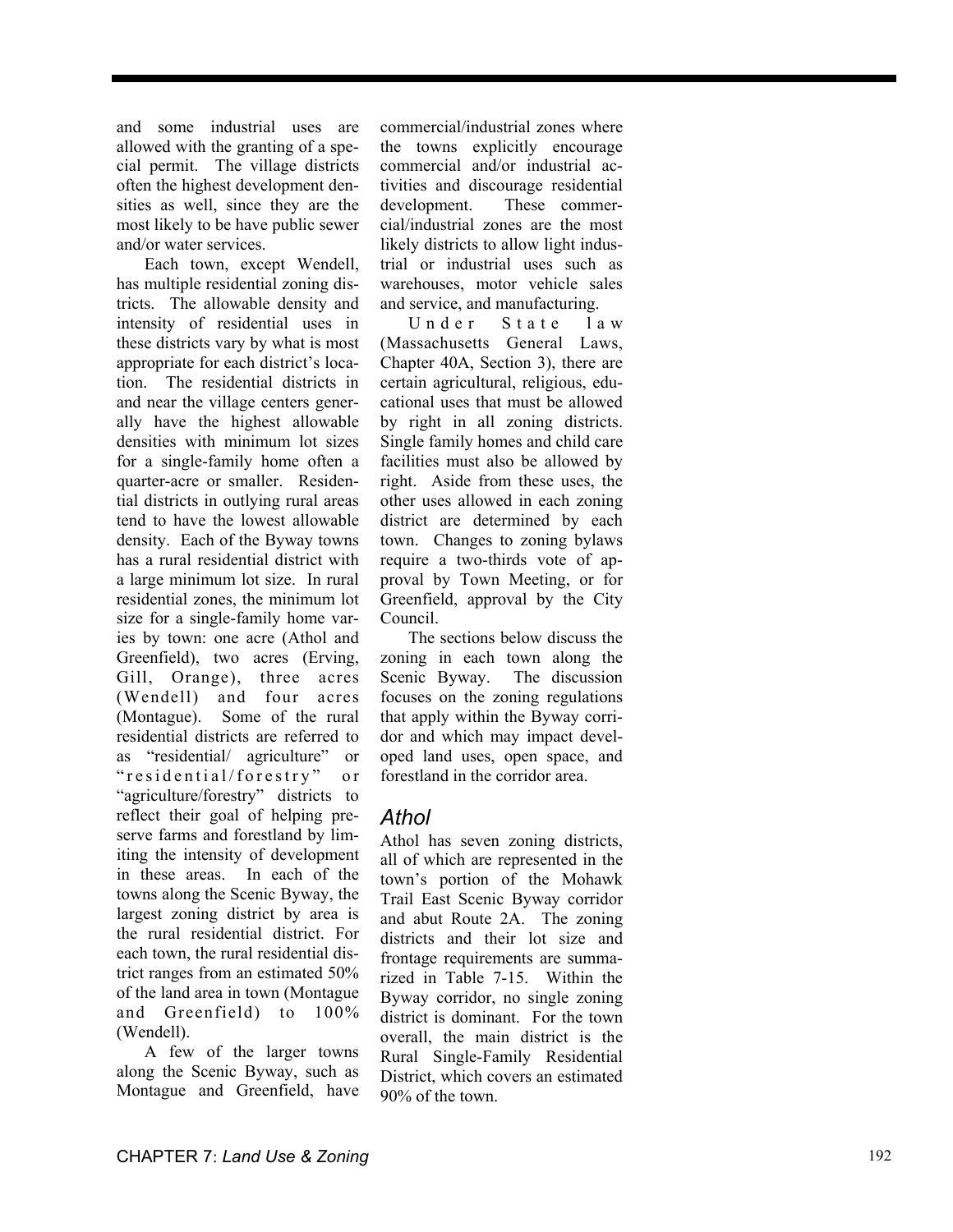and some industrial uses are allowed with the granting of a special permit. The village districts often the highest development densities as well, since they are the most likely to be have public sewer and/or water services.

Each town, except Wendell, has multiple residential zoning districts. The allowable density and intensity of residential uses in these districts vary by what is most appropriate for each district's location. The residential districts in and near the village centers generally have the highest allowable densities with minimum lot sizes for a single-family home often a quarter-acre or smaller. Residential districts in outlying rural areas tend to have the lowest allowable density. Each of the Byway towns has a rural residential district with a large minimum lot size. In rural residential zones, the minimum lot size for a single-family home varies by town: one acre (Athol and Greenfield), two acres (Erving, Gill, Orange), three acres (Wendell) and four acres (Montague). Some of the rural residential districts are referred to as "residential/ agriculture" or "residential/forestry" or "agriculture/forestry" districts to reflect their goal of helping preserve farms and forestland by limiting the intensity of development in these areas. In each of the towns along the Scenic Byway, the largest zoning district by area is the rural residential district. For each town, the rural residential district ranges from an estimated 50% of the land area in town (Montague and Greenfield) to 100% (Wendell).

A few of the larger towns along the Scenic Byway, such as Montague and Greenfield, have commercial/industrial zones where the towns explicitly encourage commercial and/or industrial activities and discourage residential development. These commercial/industrial zones are the most likely districts to allow light industrial or industrial uses such as warehouses, motor vehicle sales and service, and manufacturing.

Under State law (Massachusetts General Laws, Chapter 40A, Section 3), there are certain agricultural, religious, educational uses that must be allowed by right in all zoning districts. Single family homes and child care facilities must also be allowed by right. Aside from these uses, the other uses allowed in each zoning district are determined by each town. Changes to zoning bylaws require a two-thirds vote of approval by Town Meeting, or for Greenfield, approval by the City Council.

The sections below discuss the zoning in each town along the Scenic Byway. The discussion focuses on the zoning regulations that apply within the Byway corridor and which may impact developed land uses, open space, and forestland in the corridor area.

## *Athol*

Athol has seven zoning districts, all of which are represented in the town's portion of the Mohawk Trail East Scenic Byway corridor and abut Route 2A. The zoning districts and their lot size and frontage requirements are summarized in Table 7-15. Within the Byway corridor, no single zoning district is dominant. For the town overall, the main district is the Rural Single-Family Residential District, which covers an estimated 90% of the town.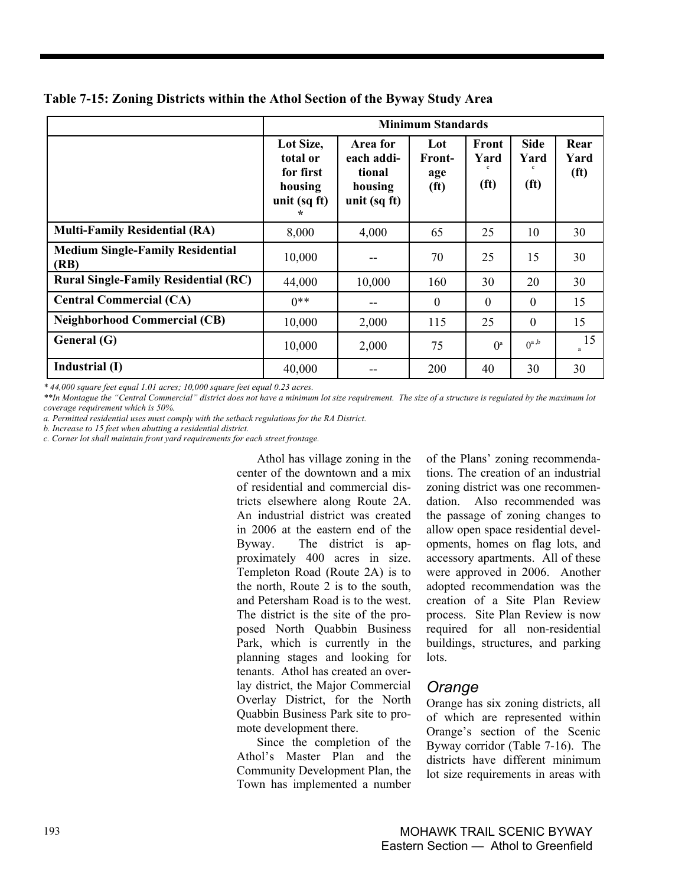**Table 7-15: Zoning Districts within the Athol Section of the Byway Study Area**

| | Minimum Standards | | | | | |
|---|---|---|---|---|---|---|
| | Lot Size, total or for first housing unit (sq ft) * | Area for each additional housing unit (sq ft) | Lot Frontage (ft) | Front Yard [c] (ft) | Side Yard [c] (ft) | Rear Yard (ft) |
| **Multi-Family Residential (RA)** | 8,000 | 4,000 | 65 | 25 | 10 | 30 |
| **Medium Single-Family Residential (RB)** | 10,000 | -- | 70 | 25 | 15 | 30 |
| **Rural Single-Family Residential (RC)** | 44,000 | 10,000 | 160 | 30 | 20 | 30 |
| **Central Commercial (CA)** | 0** | -- | 0 | 0 | 0 | 15 |
| **Neighborhood Commercial (CB)** | 10,000 | 2,000 | 115 | 25 | 0 | 15 |
| **General (G)** | 10,000 | 2,000 | 75 | 0[a] | 0[a,b] | 15[a] |
| **Industrial (I)** | 40,000 | -- | 200 | 40 | 30 | 30 |

*\* 44,000 square feet equal 1.01 acres; 10,000 square feet equal 0.23 acres.*

*\*\*In Montague the "Central Commercial" district does not have a minimum lot size requirement. The size of a structure is regulated by the maximum lot coverage requirement which is 50%.*

*a. Permitted residential uses must comply with the setback regulations for the RA District.*

*b. Increase to 15 feet when abutting a residential district.*

*c. Corner lot shall maintain front yard requirements for each street frontage.*

Athol has village zoning in the center of the downtown and a mix of residential and commercial districts elsewhere along Route 2A. An industrial district was created in 2006 at the eastern end of the Byway. The district is approximately 400 acres in size. Templeton Road (Route 2A) is to the north, Route 2 is to the south, and Petersham Road is to the west. The district is the site of the proposed North Quabbin Business Park, which is currently in the planning stages and looking for tenants. Athol has created an overlay district, the Major Commercial Overlay District, for the North Quabbin Business Park site to promote development there.

Since the completion of the Athol's Master Plan and the Community Development Plan, the Town has implemented a number of the Plans' zoning recommendations. The creation of an industrial zoning district was one recommendation. Also recommended was the passage of zoning changes to allow open space residential developments, homes on flag lots, and accessory apartments. All of these were approved in 2006. Another adopted recommendation was the creation of a Site Plan Review process. Site Plan Review is now required for all non-residential buildings, structures, and parking lots.

### *Orange*

Orange has six zoning districts, all of which are represented within Orange's section of the Scenic Byway corridor (Table 7-16). The districts have different minimum lot size requirements in areas with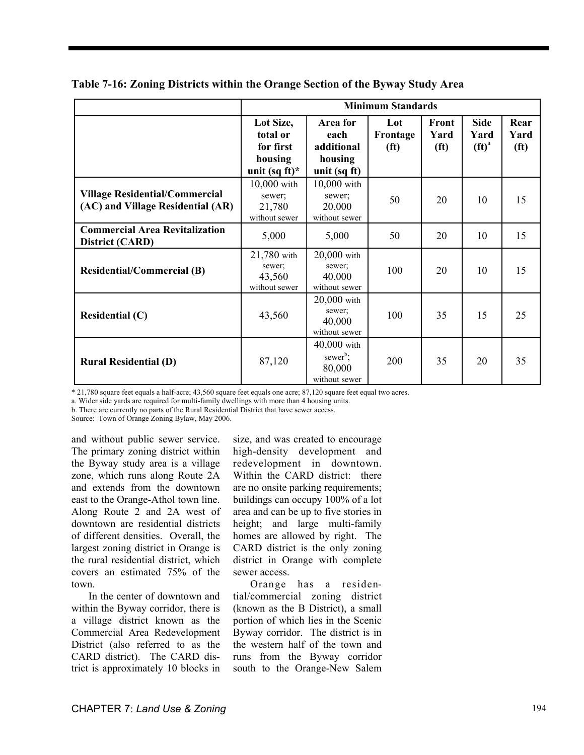**Table 7-16: Zoning Districts within the Orange Section of the Byway Study Area**

| | Minimum Standards | | | | | |
|---|---|---|---|---|---|---|
| | Lot Size, total or for first housing unit (sq ft)* | Area for each additional housing unit (sq ft) | Lot Frontage (ft) | Front Yard (ft) | Side Yard (ft)[a] | Rear Yard (ft) |
| **Village Residential/Commercial (AC) and Village Residential (AR)** | 10,000 with sewer; 21,780 without sewer | 10,000 with sewer; 20,000 without sewer | 50 | 20 | 10 | 15 |
| **Commercial Area Revitalization District (CARD)** | 5,000 | 5,000 | 50 | 20 | 10 | 15 |
| **Residential/Commercial (B)** | 21,780 with sewer; 43,560 without sewer | 20,000 with sewer; 40,000 without sewer | 100 | 20 | 10 | 15 |
| **Residential (C)** | 43,560 | 20,000 with sewer; 40,000 without sewer | 100 | 35 | 15 | 25 |
| **Rural Residential (D)** | 87,120 | 40,000 with sewer[b]; 80,000 without sewer | 200 | 35 | 20 | 35 |

* 21,780 square feet equals a half-acre; 43,560 square feet equals one acre; 87,120 square feet equal two acres.
a. Wider side yards are required for multi-family dwellings with more than 4 housing units.
b. There are currently no parts of the Rural Residential District that have sewer access.
Source: Town of Orange Zoning Bylaw, May 2006.

and without public sewer service. The primary zoning district within the Byway study area is a village zone, which runs along Route 2A and extends from the downtown east to the Orange-Athol town line. Along Route 2 and 2A west of downtown are residential districts of different densities. Overall, the largest zoning district in Orange is the rural residential district, which covers an estimated 75% of the town.

In the center of downtown and within the Byway corridor, there is a village district known as the Commercial Area Redevelopment District (also referred to as the CARD district). The CARD district is approximately 10 blocks in size, and was created to encourage high-density development and redevelopment in downtown. Within the CARD district: there are no onsite parking requirements; buildings can occupy 100% of a lot area and can be up to five stories in height; and large multi-family homes are allowed by right. The CARD district is the only zoning district in Orange with complete sewer access.

Orange has a residential/commercial zoning district (known as the B District), a small portion of which lies in the Scenic Byway corridor. The district is in the western half of the town and runs from the Byway corridor south to the Orange-New Salem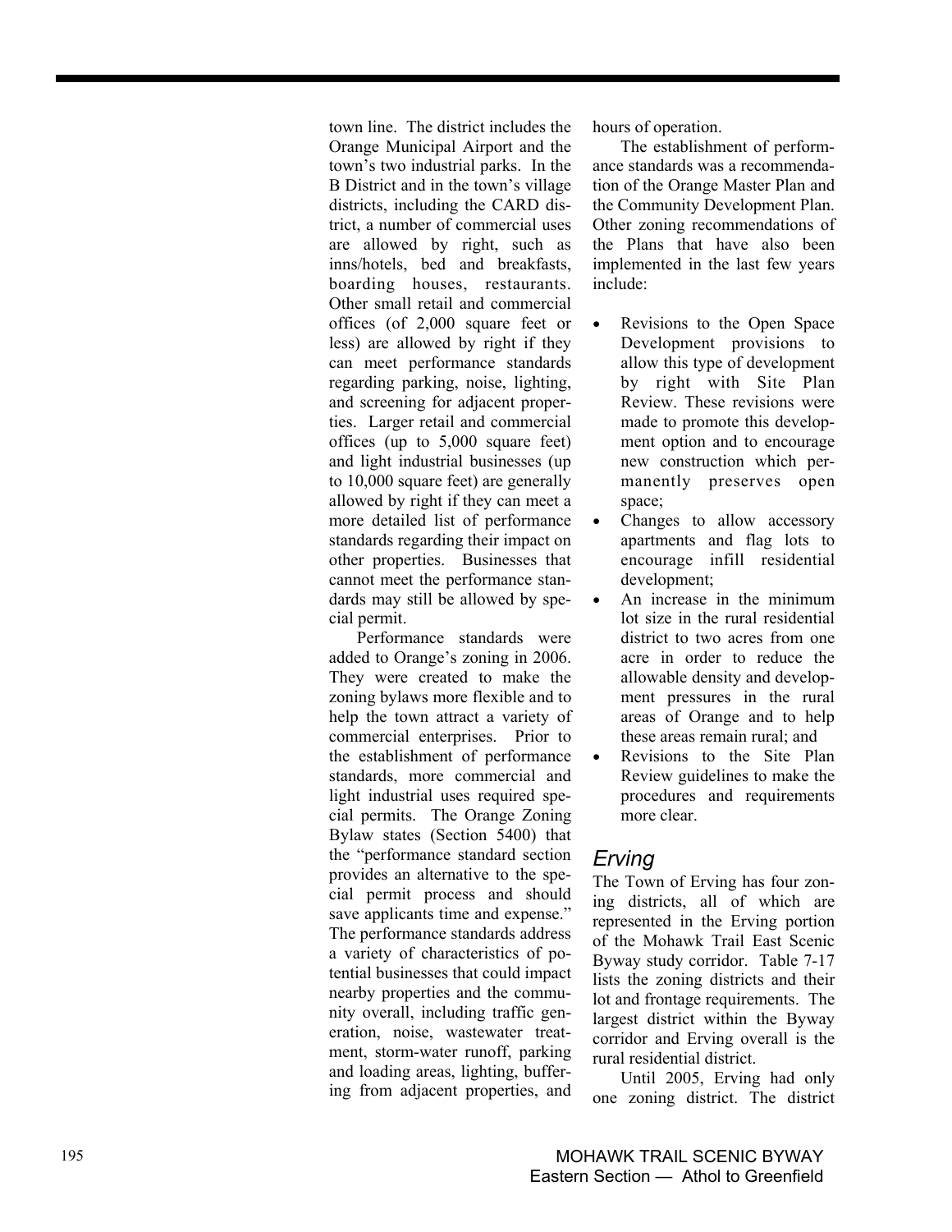town line. The district includes the Orange Municipal Airport and the town's two industrial parks. In the B District and in the town's village districts, including the CARD district, a number of commercial uses are allowed by right, such as inns/hotels, bed and breakfasts, boarding houses, restaurants. Other small retail and commercial offices (of 2,000 square feet or less) are allowed by right if they can meet performance standards regarding parking, noise, lighting, and screening for adjacent properties. Larger retail and commercial offices (up to 5,000 square feet) and light industrial businesses (up to 10,000 square feet) are generally allowed by right if they can meet a more detailed list of performance standards regarding their impact on other properties. Businesses that cannot meet the performance standards may still be allowed by special permit.

Performance standards were added to Orange's zoning in 2006. They were created to make the zoning bylaws more flexible and to help the town attract a variety of commercial enterprises. Prior to the establishment of performance standards, more commercial and light industrial uses required special permits. The Orange Zoning Bylaw states (Section 5400) that the "performance standard section provides an alternative to the special permit process and should save applicants time and expense." The performance standards address a variety of characteristics of potential businesses that could impact nearby properties and the community overall, including traffic generation, noise, wastewater treatment, storm-water runoff, parking and loading areas, lighting, buffering from adjacent properties, and hours of operation.

The establishment of performance standards was a recommendation of the Orange Master Plan and the Community Development Plan. Other zoning recommendations of the Plans that have also been implemented in the last few years include:

- Revisions to the Open Space Development provisions to allow this type of development by right with Site Plan Review. These revisions were made to promote this development option and to encourage new construction which permanently preserves open space;
- Changes to allow accessory apartments and flag lots to encourage infill residential development;
- An increase in the minimum lot size in the rural residential district to two acres from one acre in order to reduce the allowable density and development pressures in the rural areas of Orange and to help these areas remain rural; and
- Revisions to the Site Plan Review guidelines to make the procedures and requirements more clear.

## *Erving*

The Town of Erving has four zoning districts, all of which are represented in the Erving portion of the Mohawk Trail East Scenic Byway study corridor. Table 7-17 lists the zoning districts and their lot and frontage requirements. The largest district within the Byway corridor and Erving overall is the rural residential district.

Until 2005, Erving had only one zoning district. The district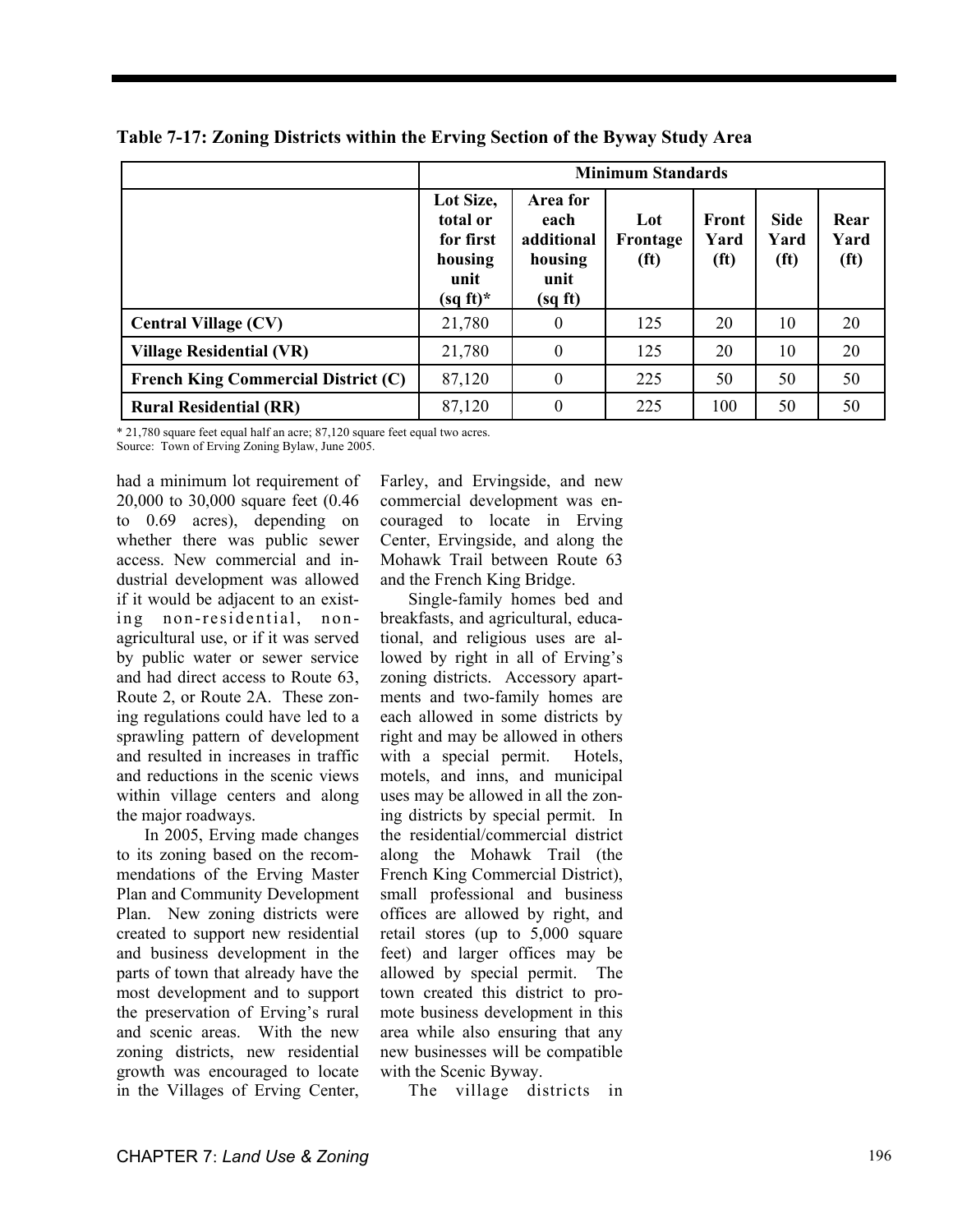**Table 7-17: Zoning Districts within the Erving Section of the Byway Study Area**

| | Minimum Standards | | | | | |
|---|---|---|---|---|---|---|
| | Lot Size, total or for first housing unit (sq ft)* | Area for each additional housing unit (sq ft) | Lot Frontage (ft) | Front Yard (ft) | Side Yard (ft) | Rear Yard (ft) |
| **Central Village (CV)** | 21,780 | 0 | 125 | 20 | 10 | 20 |
| **Village Residential (VR)** | 21,780 | 0 | 125 | 20 | 10 | 20 |
| **French King Commercial District (C)** | 87,120 | 0 | 225 | 50 | 50 | 50 |
| **Rural Residential (RR)** | 87,120 | 0 | 225 | 100 | 50 | 50 |

* 21,780 square feet equal half an acre; 87,120 square feet equal two acres.
Source: Town of Erving Zoning Bylaw, June 2005.

had a minimum lot requirement of 20,000 to 30,000 square feet (0.46 to 0.69 acres), depending on whether there was public sewer access. New commercial and industrial development was allowed if it would be adjacent to an existing non-residential, non-agricultural use, or if it was served by public water or sewer service and had direct access to Route 63, Route 2, or Route 2A. These zoning regulations could have led to a sprawling pattern of development and resulted in increases in traffic and reductions in the scenic views within village centers and along the major roadways.

In 2005, Erving made changes to its zoning based on the recommendations of the Erving Master Plan and Community Development Plan. New zoning districts were created to support new residential and business development in the parts of town that already have the most development and to support the preservation of Erving's rural and scenic areas. With the new zoning districts, new residential growth was encouraged to locate in the Villages of Erving Center, Farley, and Ervingside, and new commercial development was encouraged to locate in Erving Center, Ervingside, and along the Mohawk Trail between Route 63 and the French King Bridge.

Single-family homes bed and breakfasts, and agricultural, educational, and religious uses are allowed by right in all of Erving's zoning districts. Accessory apartments and two-family homes are each allowed in some districts by right and may be allowed in others with a special permit. Hotels, motels, and inns, and municipal uses may be allowed in all the zoning districts by special permit. In the residential/commercial district along the Mohawk Trail (the French King Commercial District), small professional and business offices are allowed by right, and retail stores (up to 5,000 square feet) and larger offices may be allowed by special permit. The town created this district to promote business development in this area while also ensuring that any new businesses will be compatible with the Scenic Byway.

The village districts in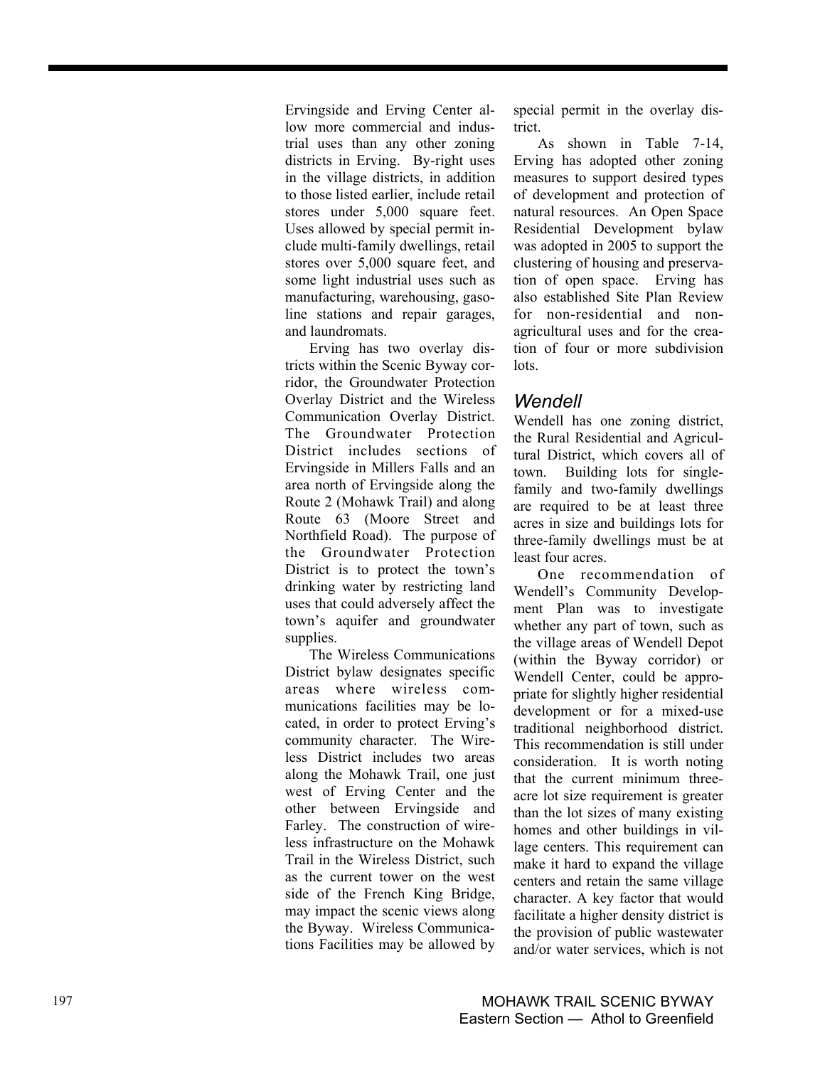Ervingside and Erving Center allow more commercial and industrial uses than any other zoning districts in Erving. By-right uses in the village districts, in addition to those listed earlier, include retail stores under 5,000 square feet. Uses allowed by special permit include multi-family dwellings, retail stores over 5,000 square feet, and some light industrial uses such as manufacturing, warehousing, gasoline stations and repair garages, and laundromats.

Erving has two overlay districts within the Scenic Byway corridor, the Groundwater Protection Overlay District and the Wireless Communication Overlay District. The Groundwater Protection District includes sections of Ervingside in Millers Falls and an area north of Ervingside along the Route 2 (Mohawk Trail) and along Route 63 (Moore Street and Northfield Road). The purpose of the Groundwater Protection District is to protect the town's drinking water by restricting land uses that could adversely affect the town's aquifer and groundwater supplies.

The Wireless Communications District bylaw designates specific areas where wireless communications facilities may be located, in order to protect Erving's community character. The Wireless District includes two areas along the Mohawk Trail, one just west of Erving Center and the other between Ervingside and Farley. The construction of wireless infrastructure on the Mohawk Trail in the Wireless District, such as the current tower on the west side of the French King Bridge, may impact the scenic views along the Byway. Wireless Communications Facilities may be allowed by special permit in the overlay district.

As shown in Table 7-14, Erving has adopted other zoning measures to support desired types of development and protection of natural resources. An Open Space Residential Development bylaw was adopted in 2005 to support the clustering of housing and preservation of open space. Erving has also established Site Plan Review for non-residential and non-agricultural uses and for the creation of four or more subdivision lots.

## *Wendell*

Wendell has one zoning district, the Rural Residential and Agricultural District, which covers all of town. Building lots for single-family and two-family dwellings are required to be at least three acres in size and buildings lots for three-family dwellings must be at least four acres.

One recommendation of Wendell's Community Development Plan was to investigate whether any part of town, such as the village areas of Wendell Depot (within the Byway corridor) or Wendell Center, could be appropriate for slightly higher residential development or for a mixed-use traditional neighborhood district. This recommendation is still under consideration. It is worth noting that the current minimum three-acre lot size requirement is greater than the lot sizes of many existing homes and other buildings in village centers. This requirement can make it hard to expand the village centers and retain the same village character. A key factor that would facilitate a higher density district is the provision of public wastewater and/or water services, which is not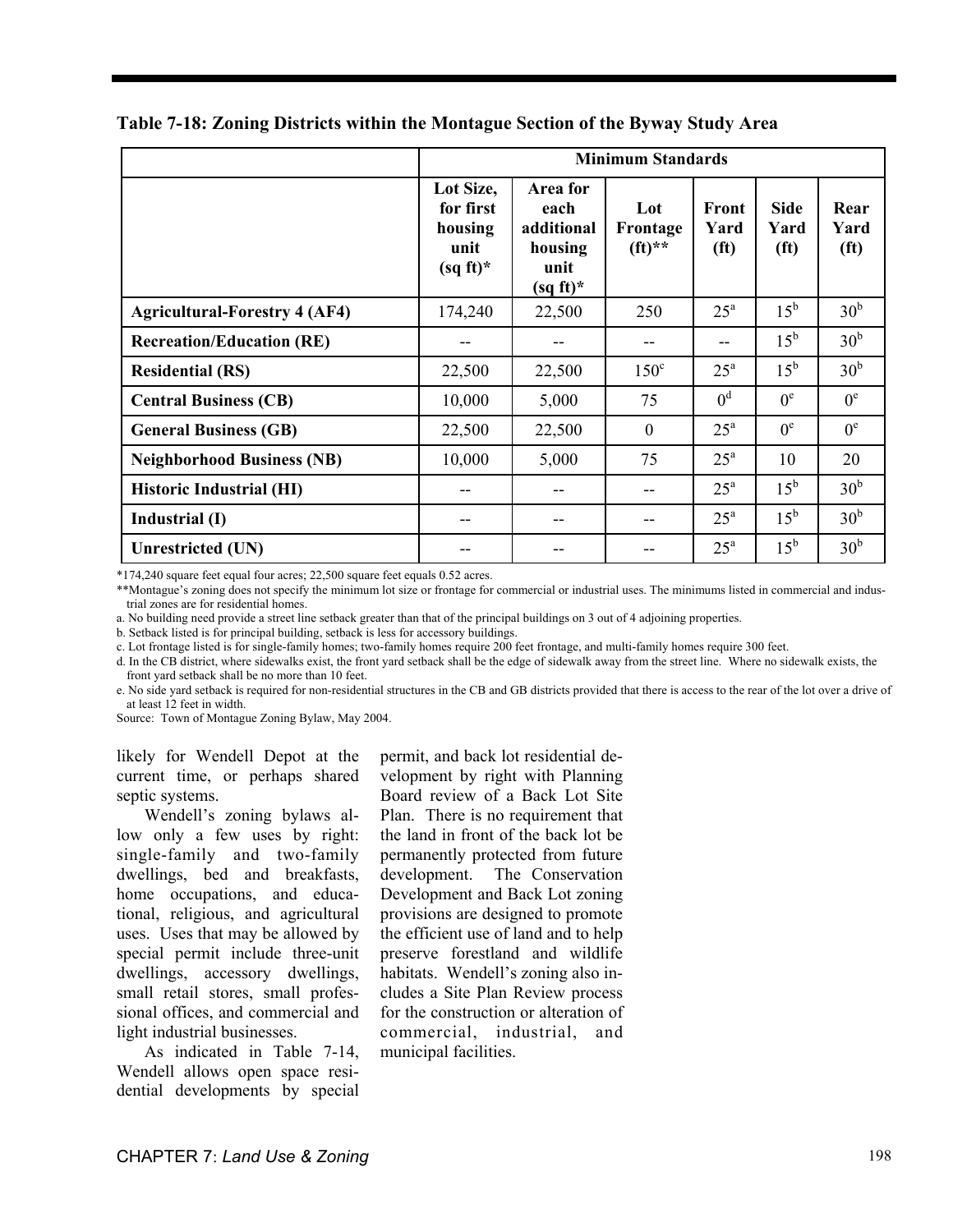**Table 7-18: Zoning Districts within the Montague Section of the Byway Study Area**

| | Minimum Standards | | | | | |
|---|---|---|---|---|---|---|
| | Lot Size, for first housing unit (sq ft)* | Area for each additional housing unit (sq ft)* | Lot Frontage (ft)** | Front Yard (ft) | Side Yard (ft) | Rear Yard (ft) |
| **Agricultural-Forestry 4 (AF4)** | 174,240 | 22,500 | 250 | 25[a] | 15[b] | 30[b] |
| **Recreation/Education (RE)** | -- | -- | -- | -- | 15[b] | 30[b] |
| **Residential (RS)** | 22,500 | 22,500 | 150[c] | 25[a] | 15[b] | 30[b] |
| **Central Business (CB)** | 10,000 | 5,000 | 75 | 0[d] | 0[e] | 0[e] |
| **General Business (GB)** | 22,500 | 22,500 | 0 | 25[a] | 0[e] | 0[e] |
| **Neighborhood Business (NB)** | 10,000 | 5,000 | 75 | 25[a] | 10 | 20 |
| **Historic Industrial (HI)** | -- | -- | -- | 25[a] | 15[b] | 30[b] |
| **Industrial (I)** | -- | -- | -- | 25[a] | 15[b] | 30[b] |
| **Unrestricted (UN)** | -- | -- | -- | 25[a] | 15[b] | 30[b] |

*174,240 square feet equal four acres; 22,500 square feet equals 0.52 acres.

**Montague's zoning does not specify the minimum lot size or frontage for commercial or industrial uses. The minimums listed in commercial and industrial zones are for residential homes.

a. No building need provide a street line setback greater than that of the principal buildings on 3 out of 4 adjoining properties.

b. Setback listed is for principal building, setback is less for accessory buildings.

c. Lot frontage listed is for single-family homes; two-family homes require 200 feet frontage, and multi-family homes require 300 feet.

d. In the CB district, where sidewalks exist, the front yard setback shall be the edge of sidewalk away from the street line. Where no sidewalk exists, the front yard setback shall be no more than 10 feet.

e. No side yard setback is required for non-residential structures in the CB and GB districts provided that there is access to the rear of the lot over a drive of at least 12 feet in width.

Source: Town of Montague Zoning Bylaw, May 2004.

likely for Wendell Depot at the current time, or perhaps shared septic systems.

Wendell's zoning bylaws allow only a few uses by right: single-family and two-family dwellings, bed and breakfasts, home occupations, and educational, religious, and agricultural uses. Uses that may be allowed by special permit include three-unit dwellings, accessory dwellings, small retail stores, small professional offices, and commercial and light industrial businesses.

As indicated in Table 7-14, Wendell allows open space residential developments by special permit, and back lot residential development by right with Planning Board review of a Back Lot Site Plan. There is no requirement that the land in front of the back lot be permanently protected from future development. The Conservation Development and Back Lot zoning provisions are designed to promote the efficient use of land and to help preserve forestland and wildlife habitats. Wendell's zoning also includes a Site Plan Review process for the construction or alteration of commercial, industrial, and municipal facilities.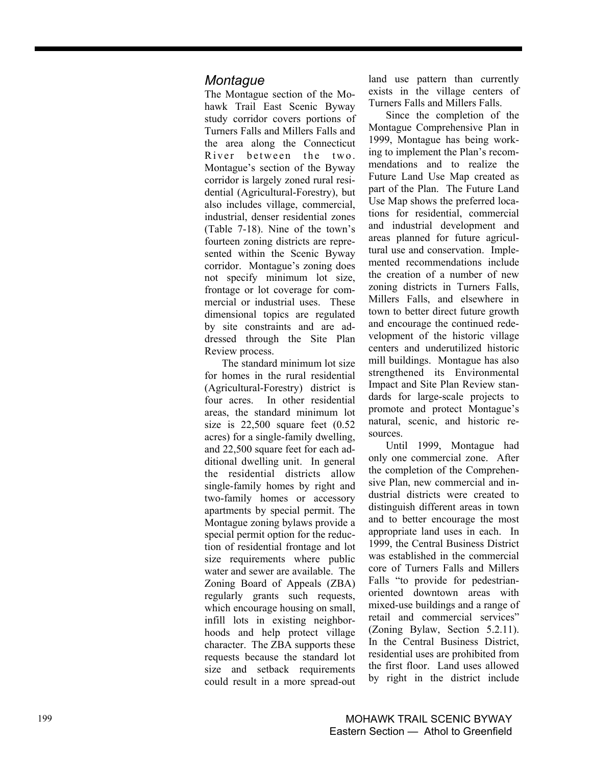## *Montague*

The Montague section of the Mohawk Trail East Scenic Byway study corridor covers portions of Turners Falls and Millers Falls and the area along the Connecticut River between the two. Montague's section of the Byway corridor is largely zoned rural residential (Agricultural-Forestry), but also includes village, commercial, industrial, denser residential zones (Table 7-18). Nine of the town's fourteen zoning districts are represented within the Scenic Byway corridor. Montague's zoning does not specify minimum lot size, frontage or lot coverage for commercial or industrial uses. These dimensional topics are regulated by site constraints and are addressed through the Site Plan Review process.

The standard minimum lot size for homes in the rural residential (Agricultural-Forestry) district is four acres. In other residential areas, the standard minimum lot size is 22,500 square feet (0.52 acres) for a single-family dwelling, and 22,500 square feet for each additional dwelling unit. In general the residential districts allow single-family homes by right and two-family homes or accessory apartments by special permit. The Montague zoning bylaws provide a special permit option for the reduction of residential frontage and lot size requirements where public water and sewer are available. The Zoning Board of Appeals (ZBA) regularly grants such requests, which encourage housing on small, infill lots in existing neighborhoods and help protect village character. The ZBA supports these requests because the standard lot size and setback requirements could result in a more spread-out land use pattern than currently exists in the village centers of Turners Falls and Millers Falls.

Since the completion of the Montague Comprehensive Plan in 1999, Montague has being working to implement the Plan's recommendations and to realize the Future Land Use Map created as part of the Plan. The Future Land Use Map shows the preferred locations for residential, commercial and industrial development and areas planned for future agricultural use and conservation. Implemented recommendations include the creation of a number of new zoning districts in Turners Falls, Millers Falls, and elsewhere in town to better direct future growth and encourage the continued redevelopment of the historic village centers and underutilized historic mill buildings. Montague has also strengthened its Environmental Impact and Site Plan Review standards for large-scale projects to promote and protect Montague's natural, scenic, and historic resources.

Until 1999, Montague had only one commercial zone. After the completion of the Comprehensive Plan, new commercial and industrial districts were created to distinguish different areas in town and to better encourage the most appropriate land uses in each. In 1999, the Central Business District was established in the commercial core of Turners Falls and Millers Falls "to provide for pedestrian-oriented downtown areas with mixed-use buildings and a range of retail and commercial services" (Zoning Bylaw, Section 5.2.11). In the Central Business District, residential uses are prohibited from the first floor. Land uses allowed by right in the district include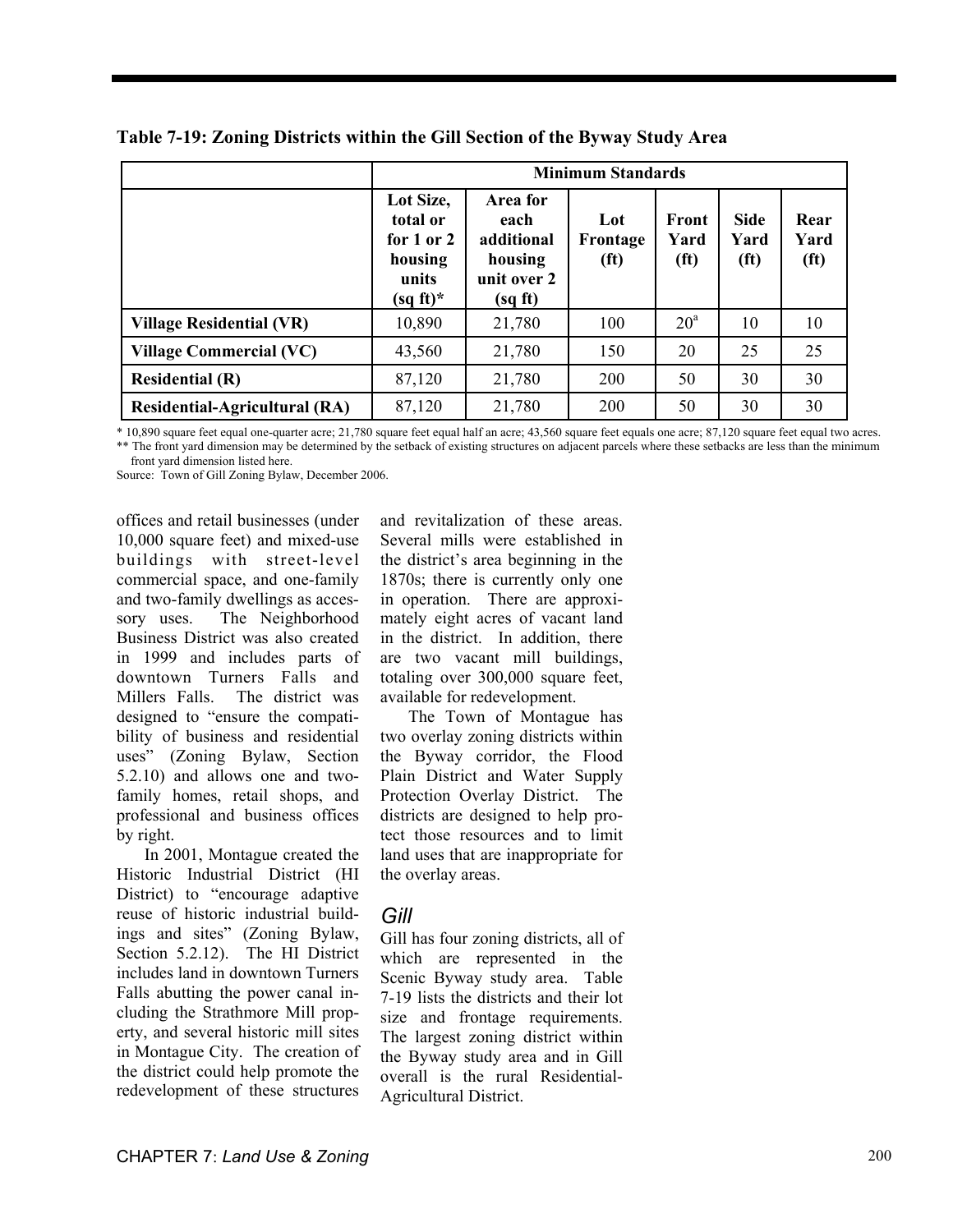**Table 7-19: Zoning Districts within the Gill Section of the Byway Study Area**

| | Minimum Standards | | | | | |
|---|---|---|---|---|---|---|
| | Lot Size, total or for 1 or 2 housing units (sq ft)* | Area for each additional housing unit over 2 (sq ft) | Lot Frontage (ft) | Front Yard (ft) | Side Yard (ft) | Rear Yard (ft) |
| **Village Residential (VR)** | 10,890 | 21,780 | 100 | 20[a] | 10 | 10 |
| **Village Commercial (VC)** | 43,560 | 21,780 | 150 | 20 | 25 | 25 |
| **Residential (R)** | 87,120 | 21,780 | 200 | 50 | 30 | 30 |
| **Residential-Agricultural (RA)** | 87,120 | 21,780 | 200 | 50 | 30 | 30 |

\* 10,890 square feet equal one-quarter acre; 21,780 square feet equal half an acre; 43,560 square feet equals one acre; 87,120 square feet equal two acres.
\*\* The front yard dimension may be determined by the setback of existing structures on adjacent parcels where these setbacks are less than the minimum front yard dimension listed here.
Source: Town of Gill Zoning Bylaw, December 2006.

offices and retail businesses (under 10,000 square feet) and mixed-use buildings with street-level commercial space, and one-family and two-family dwellings as accessory uses. The Neighborhood Business District was also created in 1999 and includes parts of downtown Turners Falls and Millers Falls. The district was designed to "ensure the compatibility of business and residential uses" (Zoning Bylaw, Section 5.2.10) and allows one and two-family homes, retail shops, and professional and business offices by right.

In 2001, Montague created the Historic Industrial District (HI District) to "encourage adaptive reuse of historic industrial buildings and sites" (Zoning Bylaw, Section 5.2.12). The HI District includes land in downtown Turners Falls abutting the power canal including the Strathmore Mill property, and several historic mill sites in Montague City. The creation of the district could help promote the redevelopment of these structures and revitalization of these areas. Several mills were established in the district's area beginning in the 1870s; there is currently only one in operation. There are approximately eight acres of vacant land in the district. In addition, there are two vacant mill buildings, totaling over 300,000 square feet, available for redevelopment.

The Town of Montague has two overlay zoning districts within the Byway corridor, the Flood Plain District and Water Supply Protection Overlay District. The districts are designed to help protect those resources and to limit land uses that are inappropriate for the overlay areas.

### *Gill*

Gill has four zoning districts, all of which are represented in the Scenic Byway study area. Table 7-19 lists the districts and their lot size and frontage requirements. The largest zoning district within the Byway study area and in Gill overall is the rural Residential-Agricultural District.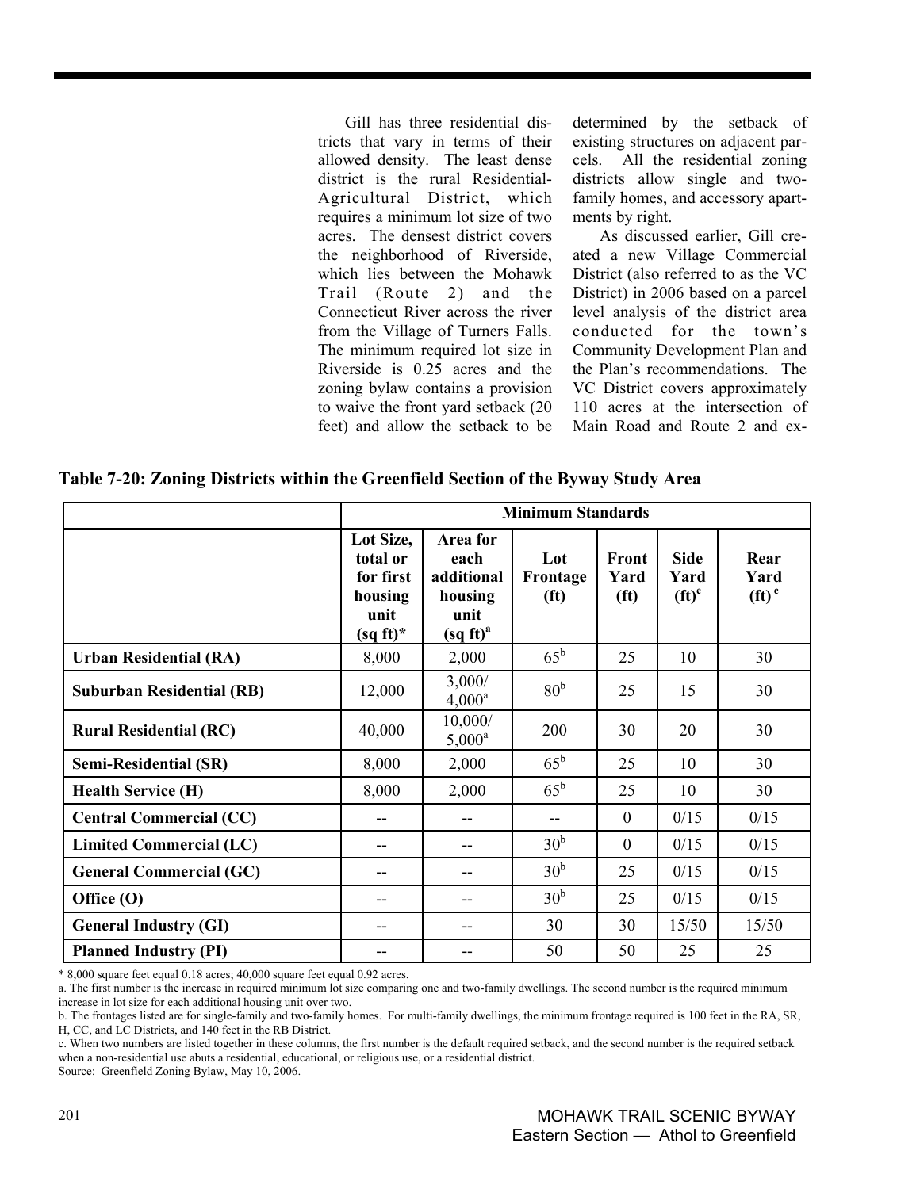Gill has three residential districts that vary in terms of their allowed density. The least dense district is the rural Residential-Agricultural District, which requires a minimum lot size of two acres. The densest district covers the neighborhood of Riverside, which lies between the Mohawk Trail (Route 2) and the Connecticut River across the river from the Village of Turners Falls. The minimum required lot size in Riverside is 0.25 acres and the zoning bylaw contains a provision to waive the front yard setback (20 feet) and allow the setback to be determined by the setback of existing structures on adjacent parcels. All the residential zoning districts allow single and two-family homes, and accessory apartments by right.

As discussed earlier, Gill created a new Village Commercial District (also referred to as the VC District) in 2006 based on a parcel level analysis of the district area conducted for the town's Community Development Plan and the Plan's recommendations. The VC District covers approximately 110 acres at the intersection of Main Road and Route 2 and ex-

**Table 7-20: Zoning Districts within the Greenfield Section of the Byway Study Area**

| | Minimum Standards | | | | | |
|---|---|---|---|---|---|---|
| | Lot Size, total or for first housing unit (sq ft)* | Area for each additional housing unit (sq ft)[a] | Lot Frontage (ft) | Front Yard (ft) | Side Yard (ft)[c] | Rear Yard (ft)[c] |
| **Urban Residential (RA)** | 8,000 | 2,000 | 65[b] | 25 | 10 | 30 |
| **Suburban Residential (RB)** | 12,000 | 3,000/ 4,000[a] | 80[b] | 25 | 15 | 30 |
| **Rural Residential (RC)** | 40,000 | 10,000/ 5,000[a] | 200 | 30 | 20 | 30 |
| **Semi-Residential (SR)** | 8,000 | 2,000 | 65[b] | 25 | 10 | 30 |
| **Health Service (H)** | 8,000 | 2,000 | 65[b] | 25 | 10 | 30 |
| **Central Commercial (CC)** | -- | -- | -- | 0 | 0/15 | 0/15 |
| **Limited Commercial (LC)** | -- | -- | 30[b] | 0 | 0/15 | 0/15 |
| **General Commercial (GC)** | -- | -- | 30[b] | 25 | 0/15 | 0/15 |
| **Office (O)** | -- | -- | 30[b] | 25 | 0/15 | 0/15 |
| **General Industry (GI)** | -- | -- | 30 | 30 | 15/50 | 15/50 |
| **Planned Industry (PI)** | -- | -- | 50 | 50 | 25 | 25 |

* 8,000 square feet equal 0.18 acres; 40,000 square feet equal 0.92 acres.

a. The first number is the increase in required minimum lot size comparing one and two-family dwellings. The second number is the required minimum increase in lot size for each additional housing unit over two.

b. The frontages listed are for single-family and two-family homes. For multi-family dwellings, the minimum frontage required is 100 feet in the RA, SR, H, CC, and LC Districts, and 140 feet in the RB District.

c. When two numbers are listed together in these columns, the first number is the default required setback, and the second number is the required setback when a non-residential use abuts a residential, educational, or religious use, or a residential district.

Source: Greenfield Zoning Bylaw, May 10, 2006.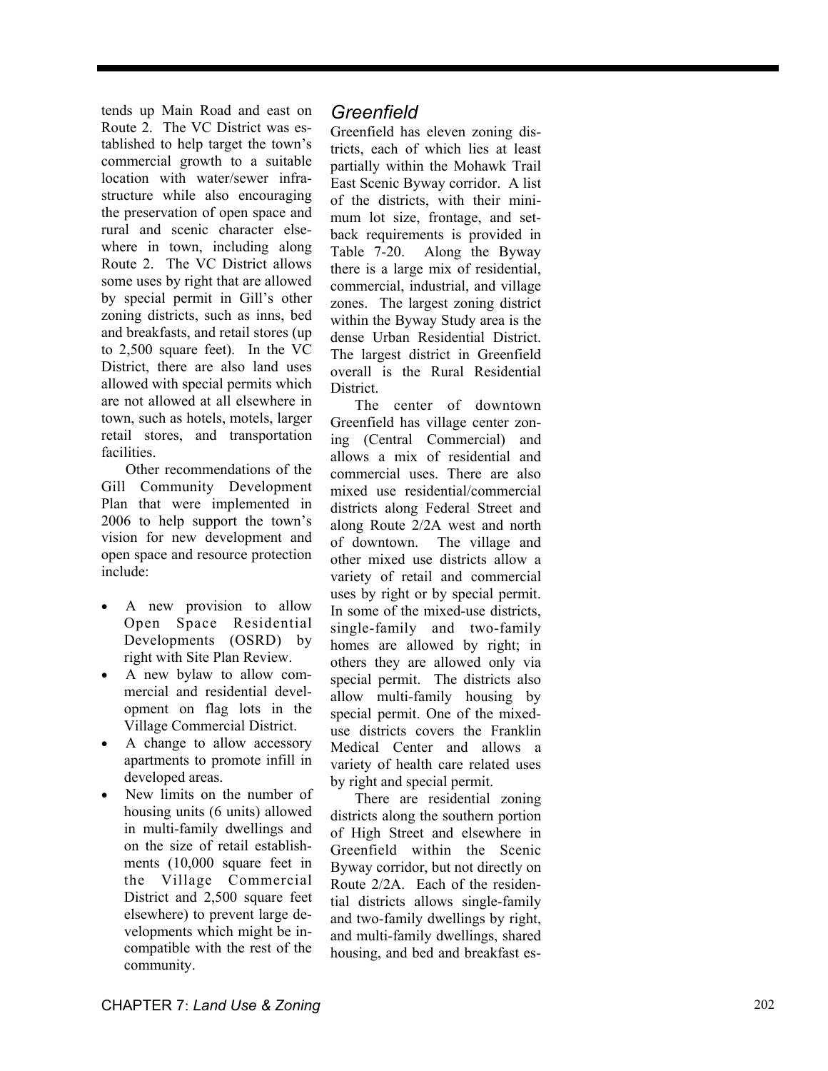tends up Main Road and east on Route 2. The VC District was established to help target the town's commercial growth to a suitable location with water/sewer infrastructure while also encouraging the preservation of open space and rural and scenic character elsewhere in town, including along Route 2. The VC District allows some uses by right that are allowed by special permit in Gill's other zoning districts, such as inns, bed and breakfasts, and retail stores (up to 2,500 square feet). In the VC District, there are also land uses allowed with special permits which are not allowed at all elsewhere in town, such as hotels, motels, larger retail stores, and transportation facilities.

Other recommendations of the Gill Community Development Plan that were implemented in 2006 to help support the town's vision for new development and open space and resource protection include:

- A new provision to allow Open Space Residential Developments (OSRD) by right with Site Plan Review.
- A new bylaw to allow commercial and residential development on flag lots in the Village Commercial District.
- A change to allow accessory apartments to promote infill in developed areas.
- New limits on the number of housing units (6 units) allowed in multi-family dwellings and on the size of retail establishments (10,000 square feet in the Village Commercial District and 2,500 square feet elsewhere) to prevent large developments which might be incompatible with the rest of the community.

## *Greenfield*

Greenfield has eleven zoning districts, each of which lies at least partially within the Mohawk Trail East Scenic Byway corridor. A list of the districts, with their minimum lot size, frontage, and setback requirements is provided in Table 7-20. Along the Byway there is a large mix of residential, commercial, industrial, and village zones. The largest zoning district within the Byway Study area is the dense Urban Residential District. The largest district in Greenfield overall is the Rural Residential District.

The center of downtown Greenfield has village center zoning (Central Commercial) and allows a mix of residential and commercial uses. There are also mixed use residential/commercial districts along Federal Street and along Route 2/2A west and north of downtown. The village and other mixed use districts allow a variety of retail and commercial uses by right or by special permit. In some of the mixed-use districts, single-family and two-family homes are allowed by right; in others they are allowed only via special permit. The districts also allow multi-family housing by special permit. One of the mixed-use districts covers the Franklin Medical Center and allows a variety of health care related uses by right and special permit.

There are residential zoning districts along the southern portion of High Street and elsewhere in Greenfield within the Scenic Byway corridor, but not directly on Route 2/2A. Each of the residential districts allows single-family and two-family dwellings by right, and multi-family dwellings, shared housing, and bed and breakfast es-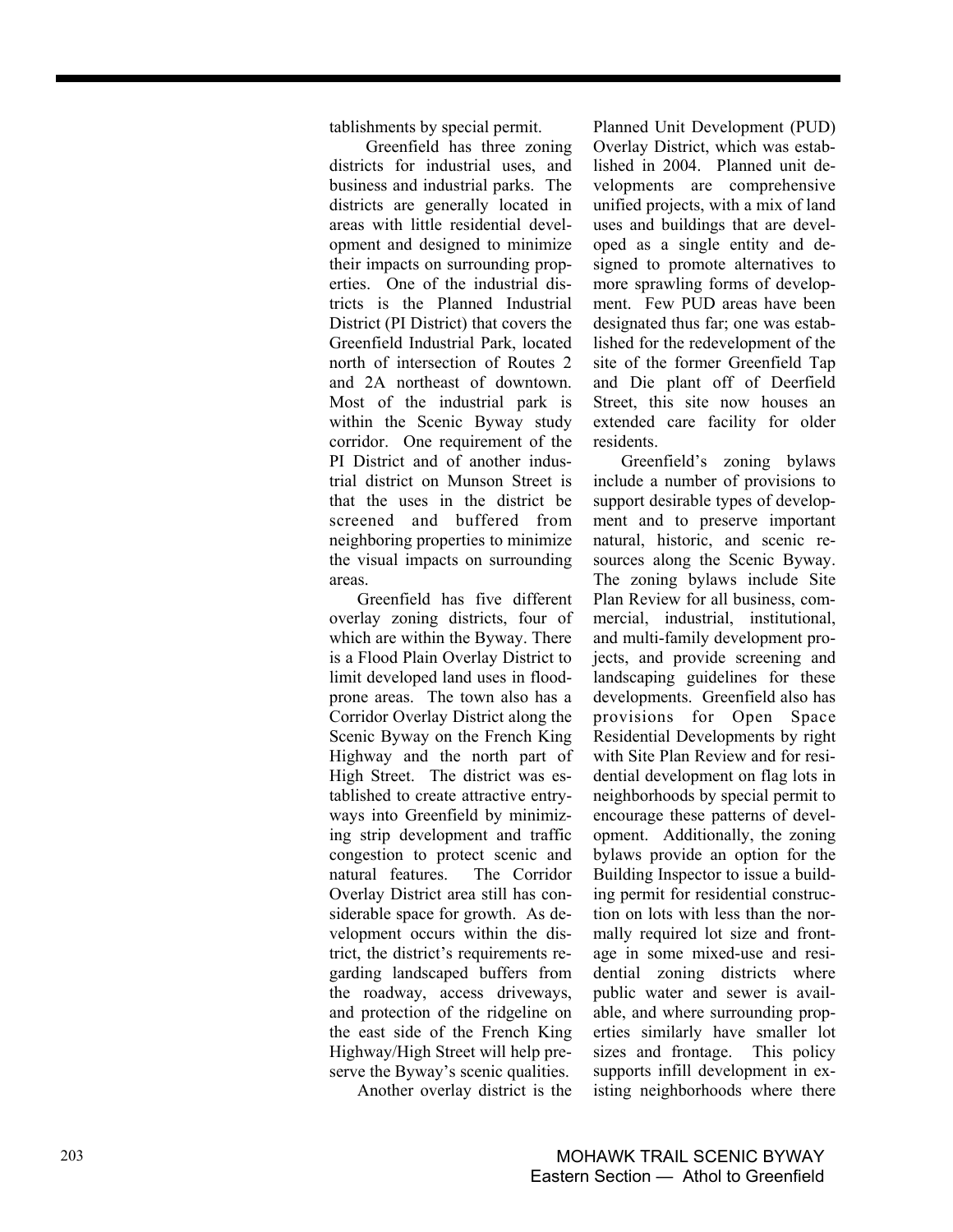tablishments by special permit.

Greenfield has three zoning districts for industrial uses, and business and industrial parks. The districts are generally located in areas with little residential development and designed to minimize their impacts on surrounding properties. One of the industrial districts is the Planned Industrial District (PI District) that covers the Greenfield Industrial Park, located north of intersection of Routes 2 and 2A northeast of downtown. Most of the industrial park is within the Scenic Byway study corridor. One requirement of the PI District and of another industrial district on Munson Street is that the uses in the district be screened and buffered from neighboring properties to minimize the visual impacts on surrounding areas.

Greenfield has five different overlay zoning districts, four of which are within the Byway. There is a Flood Plain Overlay District to limit developed land uses in flood-prone areas. The town also has a Corridor Overlay District along the Scenic Byway on the French King Highway and the north part of High Street. The district was established to create attractive entryways into Greenfield by minimizing strip development and traffic congestion to protect scenic and natural features. The Corridor Overlay District area still has considerable space for growth. As development occurs within the district, the district's requirements regarding landscaped buffers from the roadway, access driveways, and protection of the ridgeline on the east side of the French King Highway/High Street will help preserve the Byway's scenic qualities.

Another overlay district is the Planned Unit Development (PUD) Overlay District, which was established in 2004. Planned unit developments are comprehensive unified projects, with a mix of land uses and buildings that are developed as a single entity and designed to promote alternatives to more sprawling forms of development. Few PUD areas have been designated thus far; one was established for the redevelopment of the site of the former Greenfield Tap and Die plant off of Deerfield Street, this site now houses an extended care facility for older residents.

Greenfield's zoning bylaws include a number of provisions to support desirable types of development and to preserve important natural, historic, and scenic resources along the Scenic Byway. The zoning bylaws include Site Plan Review for all business, commercial, industrial, institutional, and multi-family development projects, and provide screening and landscaping guidelines for these developments. Greenfield also has provisions for Open Space Residential Developments by right with Site Plan Review and for residential development on flag lots in neighborhoods by special permit to encourage these patterns of development. Additionally, the zoning bylaws provide an option for the Building Inspector to issue a building permit for residential construction on lots with less than the normally required lot size and frontage in some mixed-use and residential zoning districts where public water and sewer is available, and where surrounding properties similarly have smaller lot sizes and frontage. This policy supports infill development in existing neighborhoods where there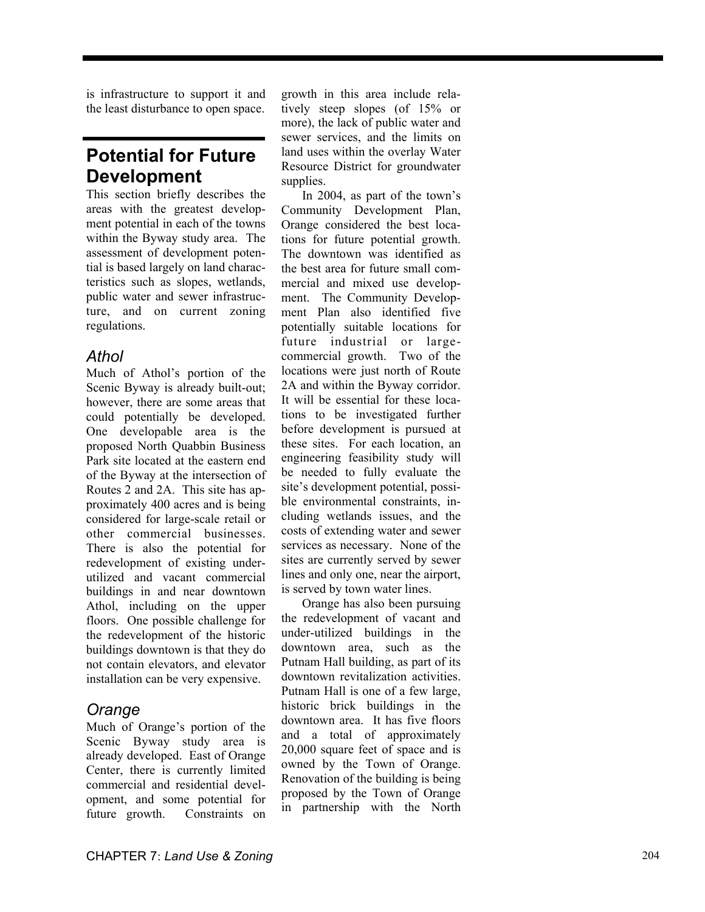is infrastructure to support it and the least disturbance to open space.

## Potential for Future Development

This section briefly describes the areas with the greatest development potential in each of the towns within the Byway study area. The assessment of development potential is based largely on land characteristics such as slopes, wetlands, public water and sewer infrastructure, and on current zoning regulations.

### *Athol*

Much of Athol's portion of the Scenic Byway is already built-out; however, there are some areas that could potentially be developed. One developable area is the proposed North Quabbin Business Park site located at the eastern end of the Byway at the intersection of Routes 2 and 2A. This site has approximately 400 acres and is being considered for large-scale retail or other commercial businesses. There is also the potential for redevelopment of existing under-utilized and vacant commercial buildings in and near downtown Athol, including on the upper floors. One possible challenge for the redevelopment of the historic buildings downtown is that they do not contain elevators, and elevator installation can be very expensive.

### *Orange*

Much of Orange's portion of the Scenic Byway study area is already developed. East of Orange Center, there is currently limited commercial and residential development, and some potential for future growth. Constraints on growth in this area include relatively steep slopes (of 15% or more), the lack of public water and sewer services, and the limits on land uses within the overlay Water Resource District for groundwater supplies.

In 2004, as part of the town's Community Development Plan, Orange considered the best locations for future potential growth. The downtown was identified as the best area for future small commercial and mixed use development. The Community Development Plan also identified five potentially suitable locations for future industrial or large-commercial growth. Two of the locations were just north of Route 2A and within the Byway corridor. It will be essential for these locations to be investigated further before development is pursued at these sites. For each location, an engineering feasibility study will be needed to fully evaluate the site's development potential, possible environmental constraints, including wetlands issues, and the costs of extending water and sewer services as necessary. None of the sites are currently served by sewer lines and only one, near the airport, is served by town water lines.

Orange has also been pursuing the redevelopment of vacant and under-utilized buildings in the downtown area, such as the Putnam Hall building, as part of its downtown revitalization activities. Putnam Hall is one of a few large, historic brick buildings in the downtown area. It has five floors and a total of approximately 20,000 square feet of space and is owned by the Town of Orange. Renovation of the building is being proposed by the Town of Orange in partnership with the North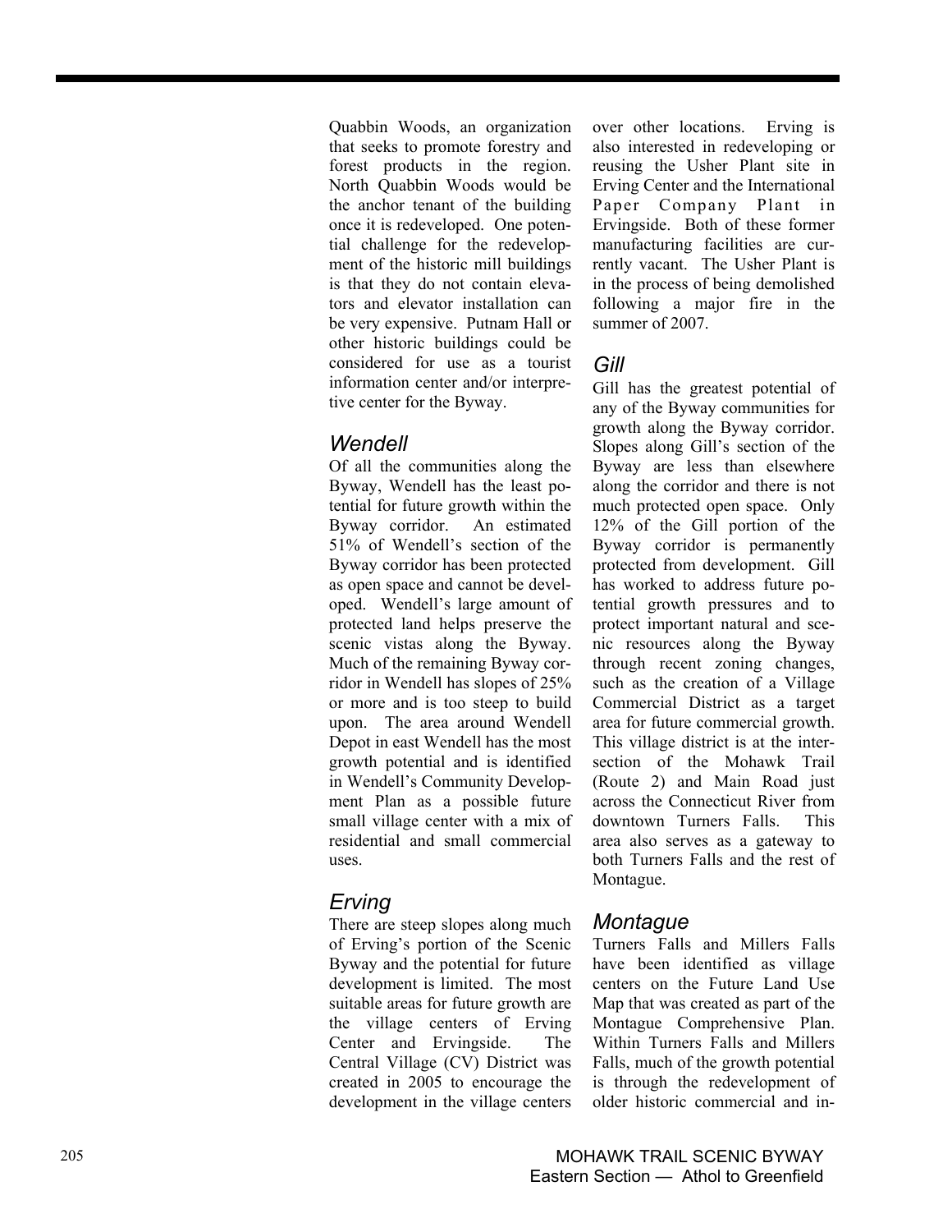Quabbin Woods, an organization that seeks to promote forestry and forest products in the region. North Quabbin Woods would be the anchor tenant of the building once it is redeveloped. One potential challenge for the redevelopment of the historic mill buildings is that they do not contain elevators and elevator installation can be very expensive. Putnam Hall or other historic buildings could be considered for use as a tourist information center and/or interpretive center for the Byway.

### *Wendell*

Of all the communities along the Byway, Wendell has the least potential for future growth within the Byway corridor. An estimated 51% of Wendell's section of the Byway corridor has been protected as open space and cannot be developed. Wendell's large amount of protected land helps preserve the scenic vistas along the Byway. Much of the remaining Byway corridor in Wendell has slopes of 25% or more and is too steep to build upon. The area around Wendell Depot in east Wendell has the most growth potential and is identified in Wendell's Community Development Plan as a possible future small village center with a mix of residential and small commercial uses.

### *Erving*

There are steep slopes along much of Erving's portion of the Scenic Byway and the potential for future development is limited. The most suitable areas for future growth are the village centers of Erving Center and Ervingside. The Central Village (CV) District was created in 2005 to encourage the development in the village centers over other locations. Erving is also interested in redeveloping or reusing the Usher Plant site in Erving Center and the International Paper Company Plant in Ervingside. Both of these former manufacturing facilities are currently vacant. The Usher Plant is in the process of being demolished following a major fire in the summer of 2007.

### *Gill*

Gill has the greatest potential of any of the Byway communities for growth along the Byway corridor. Slopes along Gill's section of the Byway are less than elsewhere along the corridor and there is not much protected open space. Only 12% of the Gill portion of the Byway corridor is permanently protected from development. Gill has worked to address future potential growth pressures and to protect important natural and scenic resources along the Byway through recent zoning changes, such as the creation of a Village Commercial District as a target area for future commercial growth. This village district is at the intersection of the Mohawk Trail (Route 2) and Main Road just across the Connecticut River from downtown Turners Falls. This area also serves as a gateway to both Turners Falls and the rest of Montague.

### *Montague*

Turners Falls and Millers Falls have been identified as village centers on the Future Land Use Map that was created as part of the Montague Comprehensive Plan. Within Turners Falls and Millers Falls, much of the growth potential is through the redevelopment of older historic commercial and in-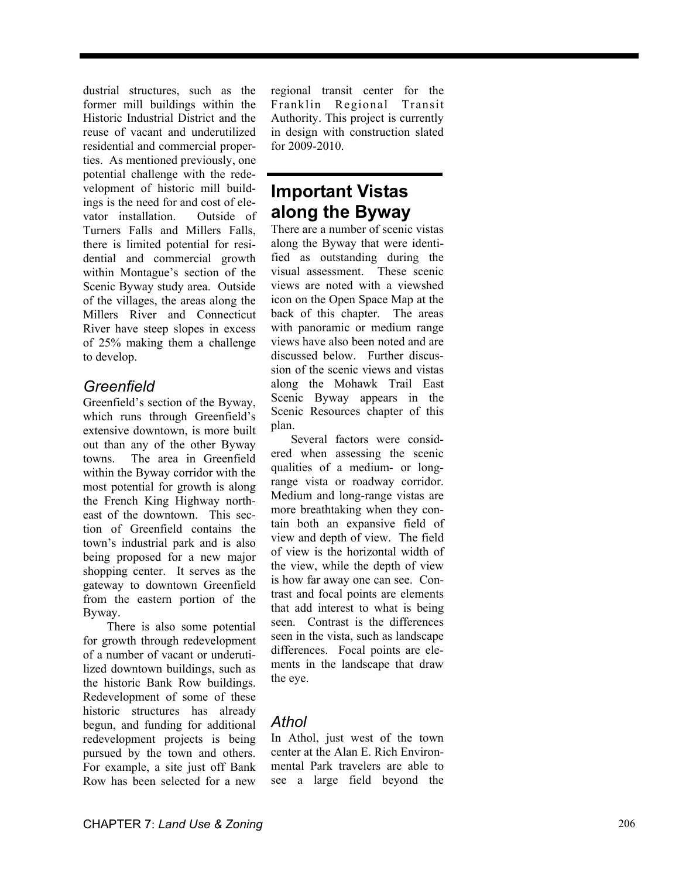dustrial structures, such as the former mill buildings within the Historic Industrial District and the reuse of vacant and underutilized residential and commercial properties. As mentioned previously, one potential challenge with the redevelopment of historic mill buildings is the need for and cost of elevator installation. Outside of Turners Falls and Millers Falls, there is limited potential for residential and commercial growth within Montague's section of the Scenic Byway study area. Outside of the villages, the areas along the Millers River and Connecticut River have steep slopes in excess of 25% making them a challenge to develop.

### *Greenfield*

Greenfield's section of the Byway, which runs through Greenfield's extensive downtown, is more built out than any of the other Byway towns. The area in Greenfield within the Byway corridor with the most potential for growth is along the French King Highway northeast of the downtown. This section of Greenfield contains the town's industrial park and is also being proposed for a new major shopping center. It serves as the gateway to downtown Greenfield from the eastern portion of the Byway.

There is also some potential for growth through redevelopment of a number of vacant or underutilized downtown buildings, such as the historic Bank Row buildings. Redevelopment of some of these historic structures has already begun, and funding for additional redevelopment projects is being pursued by the town and others. For example, a site just off Bank Row has been selected for a new regional transit center for the Franklin Regional Transit Authority. This project is currently in design with construction slated for 2009-2010.

## Important Vistas along the Byway

There are a number of scenic vistas along the Byway that were identified as outstanding during the visual assessment. These scenic views are noted with a viewshed icon on the Open Space Map at the back of this chapter. The areas with panoramic or medium range views have also been noted and are discussed below. Further discussion of the scenic views and vistas along the Mohawk Trail East Scenic Byway appears in the Scenic Resources chapter of this plan.

Several factors were considered when assessing the scenic qualities of a medium- or long-range vista or roadway corridor. Medium and long-range vistas are more breathtaking when they contain both an expansive field of view and depth of view. The field of view is the horizontal width of the view, while the depth of view is how far away one can see. Contrast and focal points are elements that add interest to what is being seen. Contrast is the differences seen in the vista, such as landscape differences. Focal points are elements in the landscape that draw the eye.

### *Athol*

In Athol, just west of the town center at the Alan E. Rich Environmental Park travelers are able to see a large field beyond the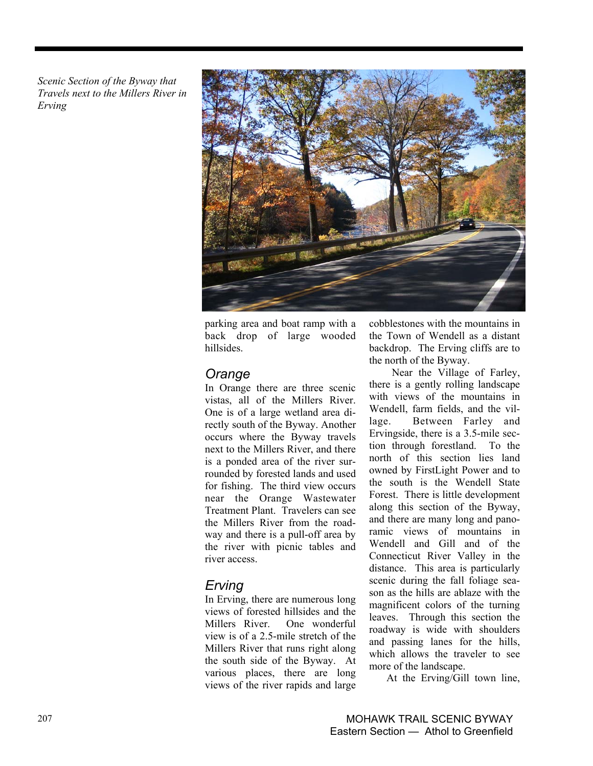*Scenic Section of the Byway that Travels next to the Millers River in Erving*

parking area and boat ramp with a back drop of large wooded hillsides.

## Orange

In Orange there are three scenic vistas, all of the Millers River. One is of a large wetland area directly south of the Byway. Another occurs where the Byway travels next to the Millers River, and there is a ponded area of the river surrounded by forested lands and used for fishing. The third view occurs near the Orange Wastewater Treatment Plant. Travelers can see the Millers River from the roadway and there is a pull-off area by the river with picnic tables and river access.

## Erving

In Erving, there are numerous long views of forested hillsides and the Millers River. One wonderful view is of a 2.5-mile stretch of the Millers River that runs right along the south side of the Byway. At various places, there are long views of the river rapids and large cobblestones with the mountains in the Town of Wendell as a distant backdrop. The Erving cliffs are to the north of the Byway.

Near the Village of Farley, there is a gently rolling landscape with views of the mountains in Wendell, farm fields, and the village. Between Farley and Ervingside, there is a 3.5-mile section through forestland. To the north of this section lies land owned by FirstLight Power and to the south is the Wendell State Forest. There is little development along this section of the Byway, and there are many long and panoramic views of mountains in Wendell and Gill and of the Connecticut River Valley in the distance. This area is particularly scenic during the fall foliage season as the hills are ablaze with the magnificent colors of the turning leaves. Through this section the roadway is wide with shoulders and passing lanes for the hills, which allows the traveler to see more of the landscape.

At the Erving/Gill town line,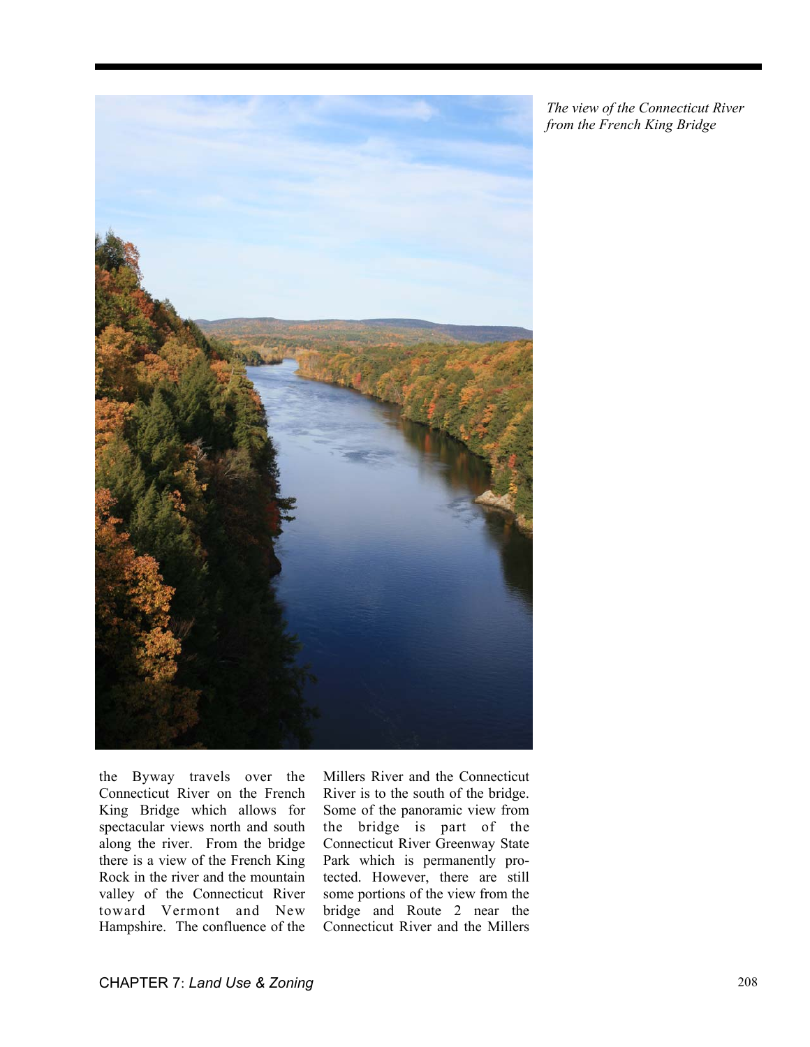*The view of the Connecticut River from the French King Bridge*

the Byway travels over the Connecticut River on the French King Bridge which allows for spectacular views north and south along the river. From the bridge there is a view of the French King Rock in the river and the mountain valley of the Connecticut River toward Vermont and New Hampshire. The confluence of the Millers River and the Connecticut River is to the south of the bridge. Some of the panoramic view from the bridge is part of the Connecticut River Greenway State Park which is permanently protected. However, there are still some portions of the view from the bridge and Route 2 near the Connecticut River and the Millers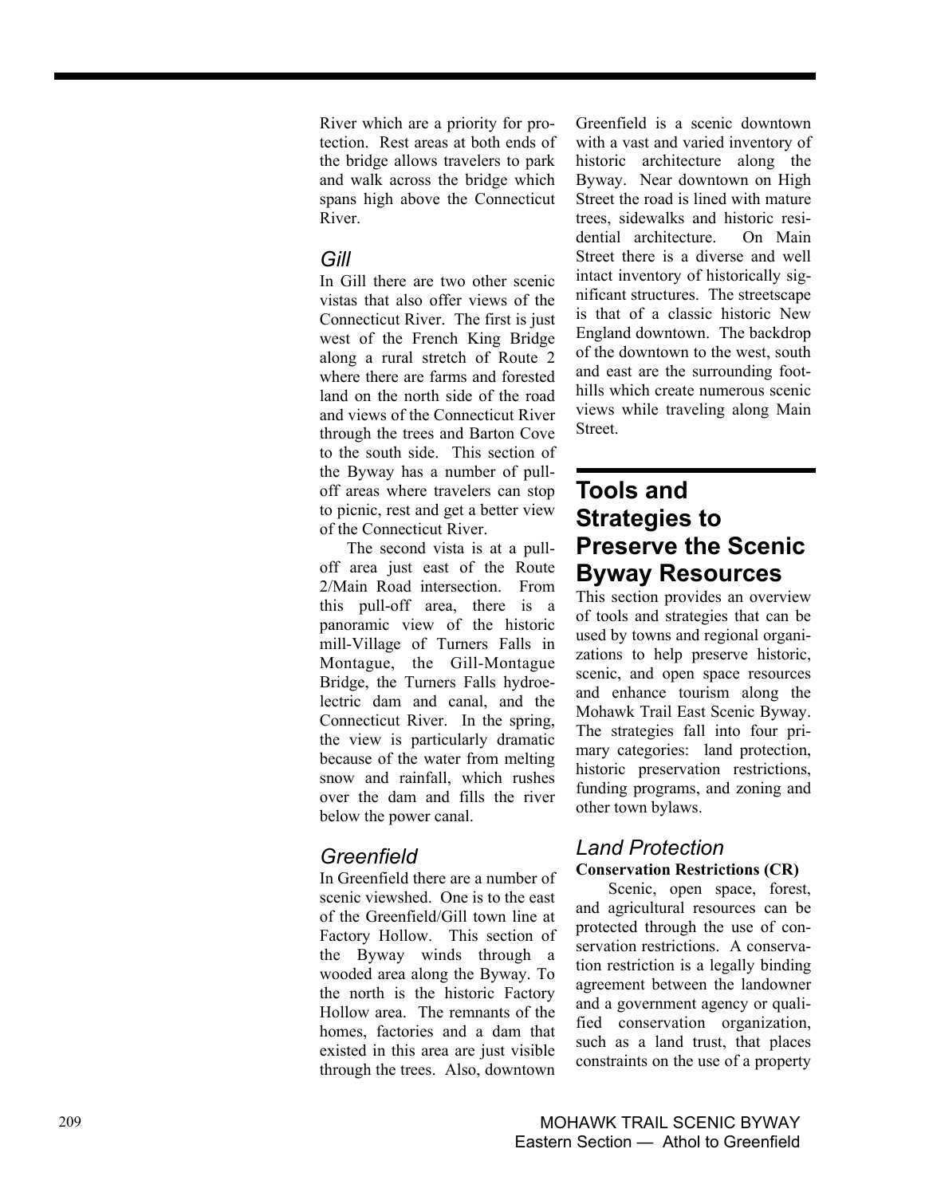River which are a priority for protection. Rest areas at both ends of the bridge allows travelers to park and walk across the bridge which spans high above the Connecticut River.

### *Gill*

In Gill there are two other scenic vistas that also offer views of the Connecticut River. The first is just west of the French King Bridge along a rural stretch of Route 2 where there are farms and forested land on the north side of the road and views of the Connecticut River through the trees and Barton Cove to the south side. This section of the Byway has a number of pull-off areas where travelers can stop to picnic, rest and get a better view of the Connecticut River.

The second vista is at a pull-off area just east of the Route 2/Main Road intersection. From this pull-off area, there is a panoramic view of the historic mill-Village of Turners Falls in Montague, the Gill-Montague Bridge, the Turners Falls hydroelectric dam and canal, and the Connecticut River. In the spring, the view is particularly dramatic because of the water from melting snow and rainfall, which rushes over the dam and fills the river below the power canal.

### *Greenfield*

In Greenfield there are a number of scenic viewshed. One is to the east of the Greenfield/Gill town line at Factory Hollow. This section of the Byway winds through a wooded area along the Byway. To the north is the historic Factory Hollow area. The remnants of the homes, factories and a dam that existed in this area are just visible through the trees. Also, downtown Greenfield is a scenic downtown with a vast and varied inventory of historic architecture along the Byway. Near downtown on High Street the road is lined with mature trees, sidewalks and historic residential architecture. On Main Street there is a diverse and well intact inventory of historically significant structures. The streetscape is that of a classic historic New England downtown. The backdrop of the downtown to the west, south and east are the surrounding foothills which create numerous scenic views while traveling along Main Street.

## Tools and Strategies to Preserve the Scenic Byway Resources

This section provides an overview of tools and strategies that can be used by towns and regional organizations to help preserve historic, scenic, and open space resources and enhance tourism along the Mohawk Trail East Scenic Byway. The strategies fall into four primary categories: land protection, historic preservation restrictions, funding programs, and zoning and other town bylaws.

### *Land Protection*

**Conservation Restrictions (CR)**

Scenic, open space, forest, and agricultural resources can be protected through the use of conservation restrictions. A conservation restriction is a legally binding agreement between the landowner and a government agency or qualified conservation organization, such as a land trust, that places constraints on the use of a property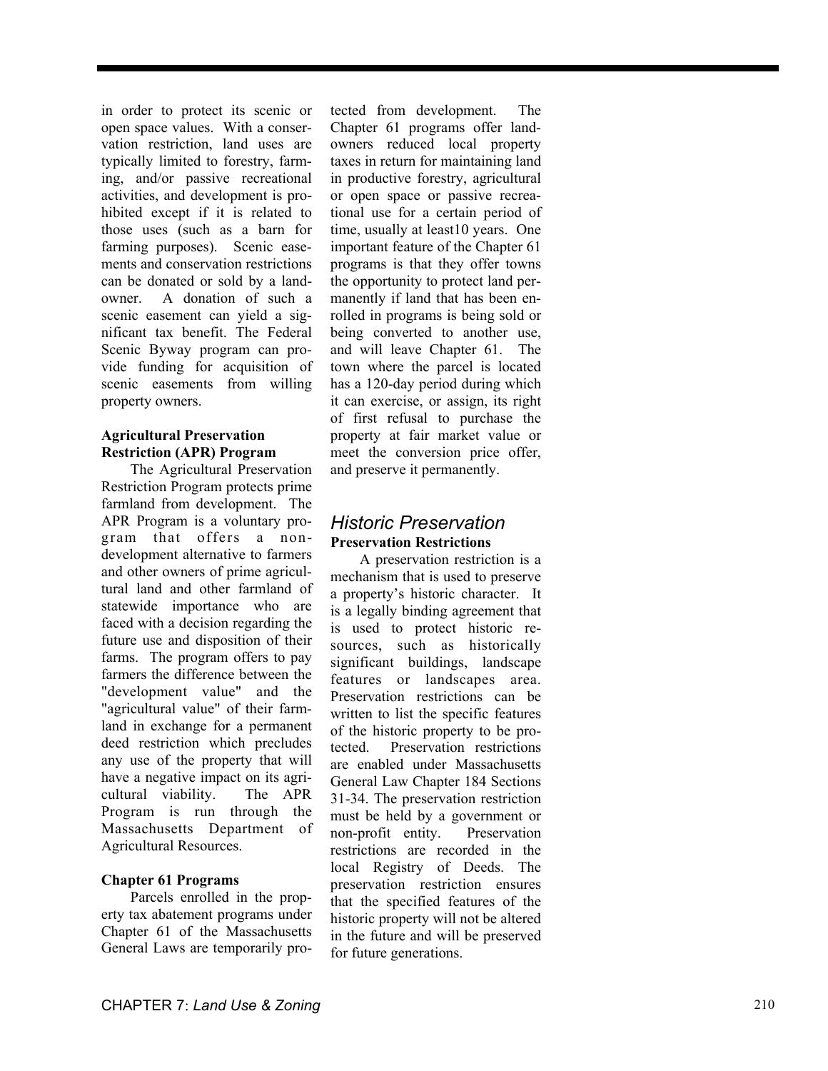in order to protect its scenic or open space values. With a conservation restriction, land uses are typically limited to forestry, farming, and/or passive recreational activities, and development is prohibited except if it is related to those uses (such as a barn for farming purposes). Scenic easements and conservation restrictions can be donated or sold by a landowner. A donation of such a scenic easement can yield a significant tax benefit. The Federal Scenic Byway program can provide funding for acquisition of scenic easements from willing property owners.

**Agricultural Preservation Restriction (APR) Program**

The Agricultural Preservation Restriction Program protects prime farmland from development. The APR Program is a voluntary program that offers a non-development alternative to farmers and other owners of prime agricultural land and other farmland of statewide importance who are faced with a decision regarding the future use and disposition of their farms. The program offers to pay farmers the difference between the "development value" and the "agricultural value" of their farmland in exchange for a permanent deed restriction which precludes any use of the property that will have a negative impact on its agricultural viability. The APR Program is run through the Massachusetts Department of Agricultural Resources.

**Chapter 61 Programs**

Parcels enrolled in the property tax abatement programs under Chapter 61 of the Massachusetts General Laws are temporarily protected from development. The Chapter 61 programs offer landowners reduced local property taxes in return for maintaining land in productive forestry, agricultural or open space or passive recreational use for a certain period of time, usually at least10 years. One important feature of the Chapter 61 programs is that they offer towns the opportunity to protect land permanently if land that has been enrolled in programs is being sold or being converted to another use, and will leave Chapter 61. The town where the parcel is located has a 120-day period during which it can exercise, or assign, its right of first refusal to purchase the property at fair market value or meet the conversion price offer, and preserve it permanently.

## *Historic Preservation*

**Preservation Restrictions**

A preservation restriction is a mechanism that is used to preserve a property's historic character. It is a legally binding agreement that is used to protect historic resources, such as historically significant buildings, landscape features or landscapes area. Preservation restrictions can be written to list the specific features of the historic property to be protected. Preservation restrictions are enabled under Massachusetts General Law Chapter 184 Sections 31-34. The preservation restriction must be held by a government or non-profit entity. Preservation restrictions are recorded in the local Registry of Deeds. The preservation restriction ensures that the specified features of the historic property will not be altered in the future and will be preserved for future generations.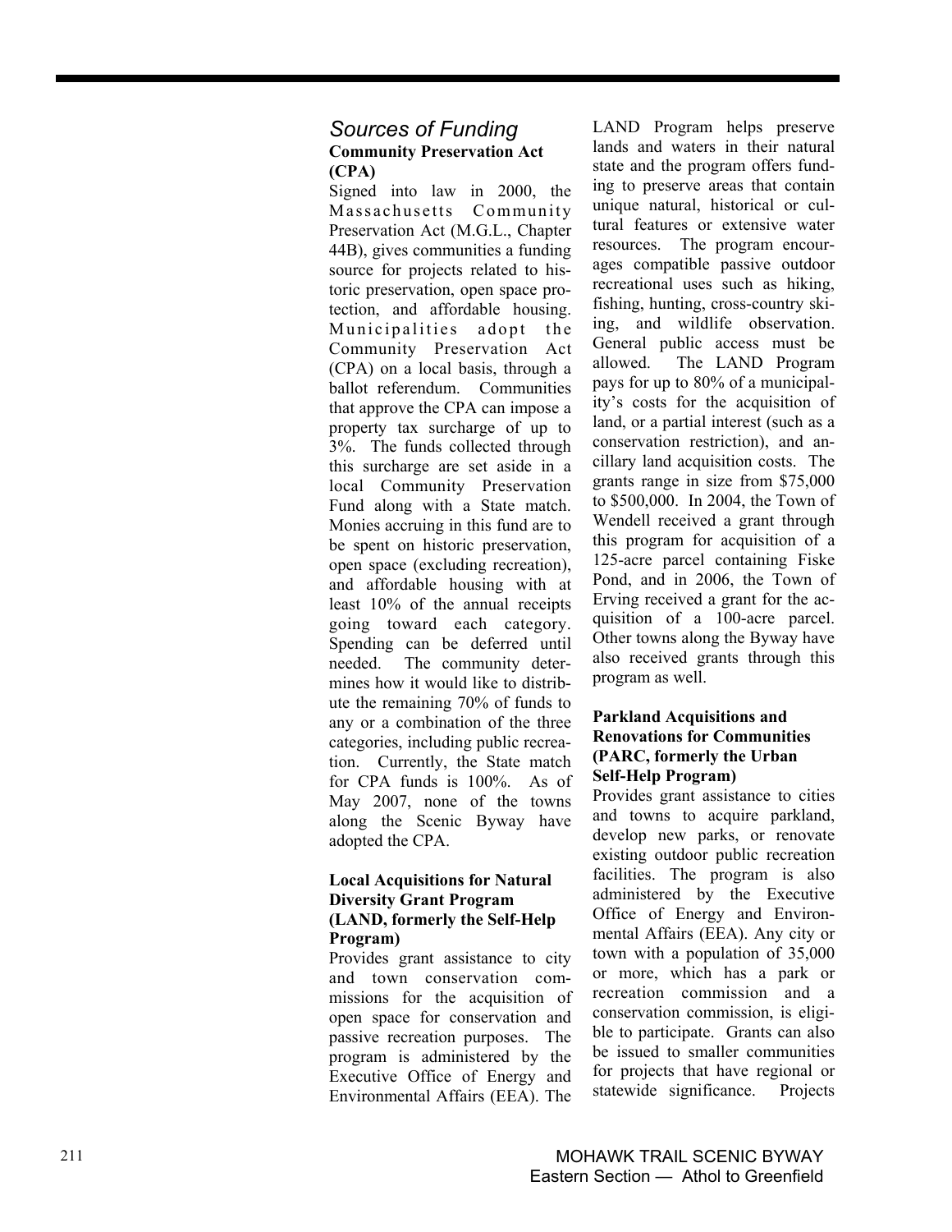## *Sources of Funding*

### Community Preservation Act (CPA)

Signed into law in 2000, the Massachusetts Community Preservation Act (M.G.L., Chapter 44B), gives communities a funding source for projects related to historic preservation, open space protection, and affordable housing. Municipalities adopt the Community Preservation Act (CPA) on a local basis, through a ballot referendum. Communities that approve the CPA can impose a property tax surcharge of up to 3%. The funds collected through this surcharge are set aside in a local Community Preservation Fund along with a State match. Monies accruing in this fund are to be spent on historic preservation, open space (excluding recreation), and affordable housing with at least 10% of the annual receipts going toward each category. Spending can be deferred until needed. The community determines how it would like to distribute the remaining 70% of funds to any or a combination of the three categories, including public recreation. Currently, the State match for CPA funds is 100%. As of May 2007, none of the towns along the Scenic Byway have adopted the CPA.

### Local Acquisitions for Natural Diversity Grant Program (LAND, formerly the Self-Help Program)

Provides grant assistance to city and town conservation commissions for the acquisition of open space for conservation and passive recreation purposes. The program is administered by the Executive Office of Energy and Environmental Affairs (EEA). The LAND Program helps preserve lands and waters in their natural state and the program offers funding to preserve areas that contain unique natural, historical or cultural features or extensive water resources. The program encourages compatible passive outdoor recreational uses such as hiking, fishing, hunting, cross-country skiing, and wildlife observation. General public access must be allowed. The LAND Program pays for up to 80% of a municipality's costs for the acquisition of land, or a partial interest (such as a conservation restriction), and ancillary land acquisition costs. The grants range in size from $75,000 to $500,000. In 2004, the Town of Wendell received a grant through this program for acquisition of a 125-acre parcel containing Fiske Pond, and in 2006, the Town of Erving received a grant for the acquisition of a 100-acre parcel. Other towns along the Byway have also received grants through this program as well.

### Parkland Acquisitions and Renovations for Communities (PARC, formerly the Urban Self-Help Program)

Provides grant assistance to cities and towns to acquire parkland, develop new parks, or renovate existing outdoor public recreation facilities. The program is also administered by the Executive Office of Energy and Environmental Affairs (EEA). Any city or town with a population of 35,000 or more, which has a park or recreation commission and a conservation commission, is eligible to participate. Grants can also be issued to smaller communities for projects that have regional or statewide significance. Projects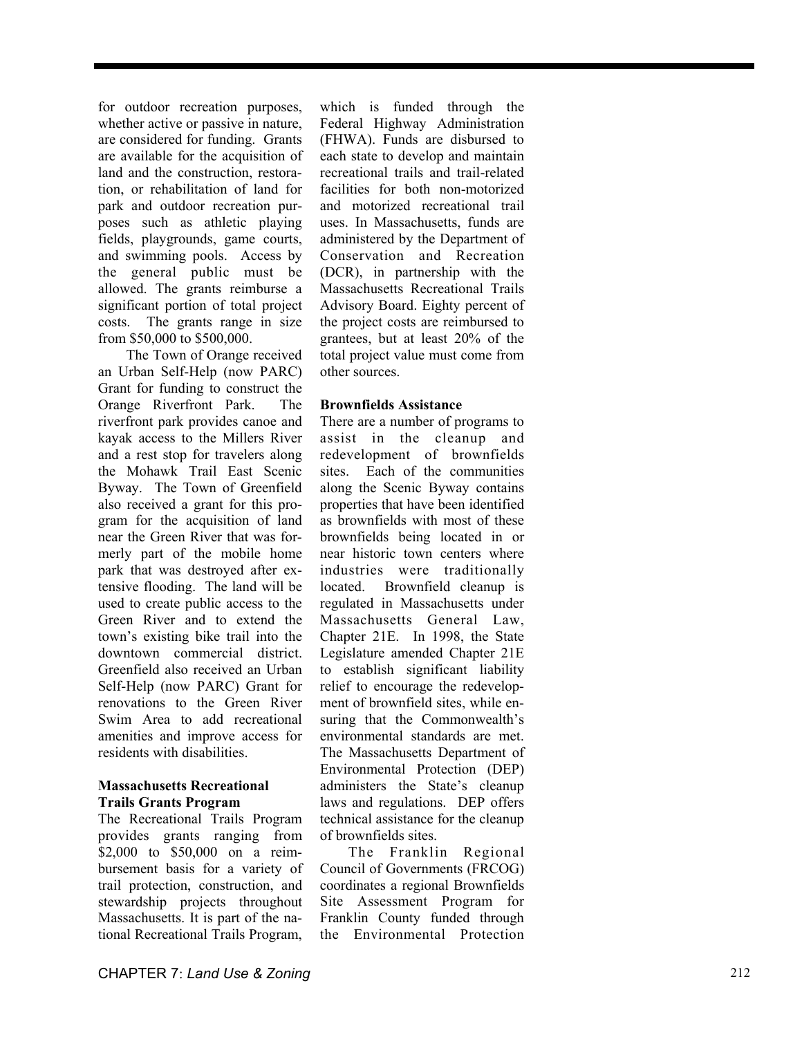for outdoor recreation purposes, whether active or passive in nature, are considered for funding. Grants are available for the acquisition of land and the construction, restoration, or rehabilitation of land for park and outdoor recreation purposes such as athletic playing fields, playgrounds, game courts, and swimming pools. Access by the general public must be allowed. The grants reimburse a significant portion of total project costs. The grants range in size from $50,000 to $500,000.

The Town of Orange received an Urban Self-Help (now PARC) Grant for funding to construct the Orange Riverfront Park. The riverfront park provides canoe and kayak access to the Millers River and a rest stop for travelers along the Mohawk Trail East Scenic Byway. The Town of Greenfield also received a grant for this program for the acquisition of land near the Green River that was formerly part of the mobile home park that was destroyed after extensive flooding. The land will be used to create public access to the Green River and to extend the town's existing bike trail into the downtown commercial district. Greenfield also received an Urban Self-Help (now PARC) Grant for renovations to the Green River Swim Area to add recreational amenities and improve access for residents with disabilities.

**Massachusetts Recreational Trails Grants Program**

The Recreational Trails Program provides grants ranging from $2,000 to $50,000 on a reimbursement basis for a variety of trail protection, construction, and stewardship projects throughout Massachusetts. It is part of the national Recreational Trails Program, which is funded through the Federal Highway Administration (FHWA). Funds are disbursed to each state to develop and maintain recreational trails and trail-related facilities for both non-motorized and motorized recreational trail uses. In Massachusetts, funds are administered by the Department of Conservation and Recreation (DCR), in partnership with the Massachusetts Recreational Trails Advisory Board. Eighty percent of the project costs are reimbursed to grantees, but at least 20% of the total project value must come from other sources.

**Brownfields Assistance**

There are a number of programs to assist in the cleanup and redevelopment of brownfields sites. Each of the communities along the Scenic Byway contains properties that have been identified as brownfields with most of these brownfields being located in or near historic town centers where industries were traditionally located. Brownfield cleanup is regulated in Massachusetts under Massachusetts General Law, Chapter 21E. In 1998, the State Legislature amended Chapter 21E to establish significant liability relief to encourage the redevelopment of brownfield sites, while ensuring that the Commonwealth's environmental standards are met. The Massachusetts Department of Environmental Protection (DEP) administers the State's cleanup laws and regulations. DEP offers technical assistance for the cleanup of brownfields sites.

The Franklin Regional Council of Governments (FRCOG) coordinates a regional Brownfields Site Assessment Program for Franklin County funded through the Environmental Protection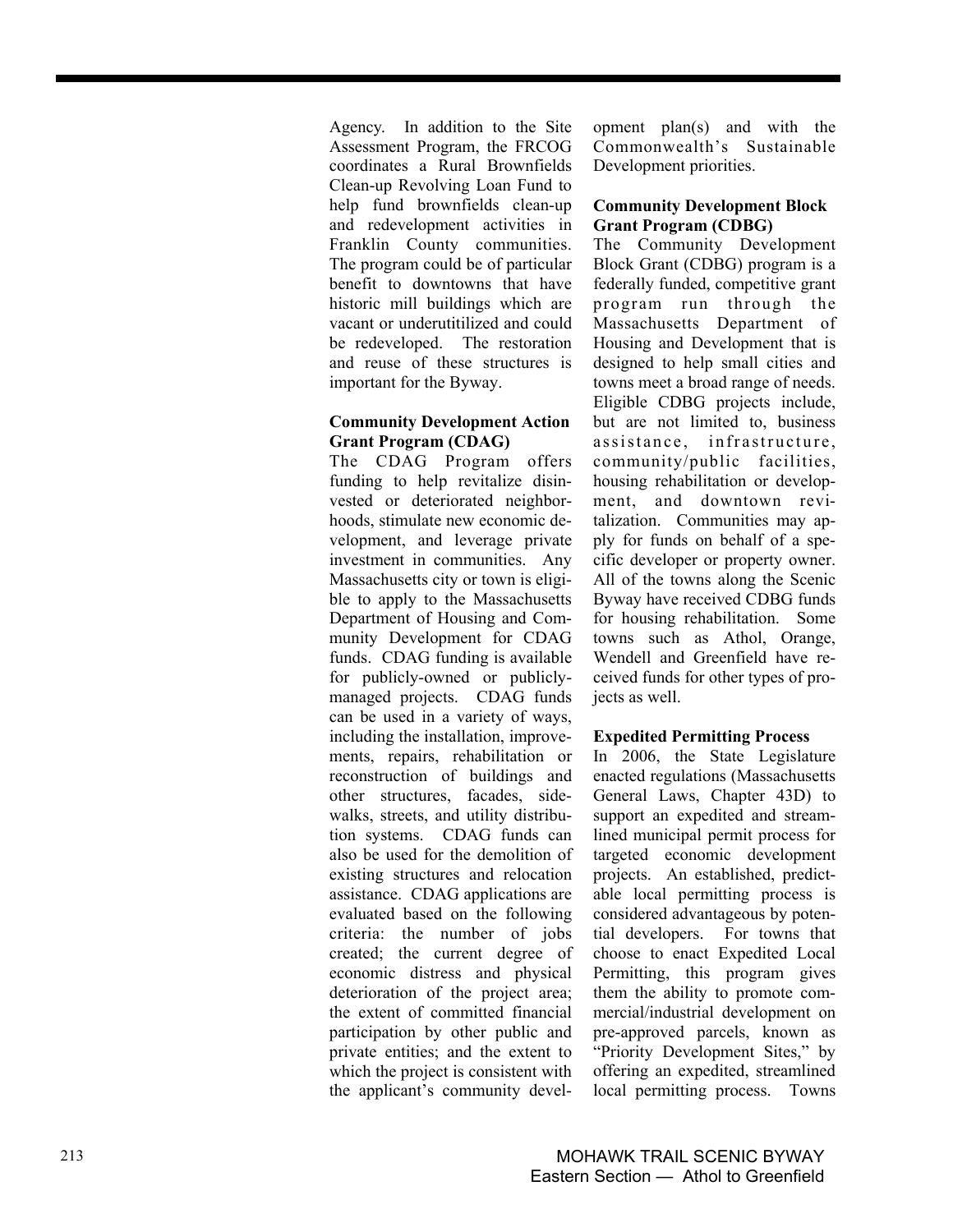Agency. In addition to the Site Assessment Program, the FRCOG coordinates a Rural Brownfields Clean-up Revolving Loan Fund to help fund brownfields clean-up and redevelopment activities in Franklin County communities. The program could be of particular benefit to downtowns that have historic mill buildings which are vacant or underutitilized and could be redeveloped. The restoration and reuse of these structures is important for the Byway.

**Community Development Action Grant Program (CDAG)**

The CDAG Program offers funding to help revitalize disinvested or deteriorated neighborhoods, stimulate new economic development, and leverage private investment in communities. Any Massachusetts city or town is eligible to apply to the Massachusetts Department of Housing and Community Development for CDAG funds. CDAG funding is available for publicly-owned or publicly-managed projects. CDAG funds can be used in a variety of ways, including the installation, improvements, repairs, rehabilitation or reconstruction of buildings and other structures, facades, sidewalks, streets, and utility distribution systems. CDAG funds can also be used for the demolition of existing structures and relocation assistance. CDAG applications are evaluated based on the following criteria: the number of jobs created; the current degree of economic distress and physical deterioration of the project area; the extent of committed financial participation by other public and private entities; and the extent to which the project is consistent with the applicant's community development plan(s) and with the Commonwealth's Sustainable Development priorities.

**Community Development Block Grant Program (CDBG)**

The Community Development Block Grant (CDBG) program is a federally funded, competitive grant program run through the Massachusetts Department of Housing and Development that is designed to help small cities and towns meet a broad range of needs. Eligible CDBG projects include, but are not limited to, business assistance, infrastructure, community/public facilities, housing rehabilitation or development, and downtown revitalization. Communities may apply for funds on behalf of a specific developer or property owner. All of the towns along the Scenic Byway have received CDBG funds for housing rehabilitation. Some towns such as Athol, Orange, Wendell and Greenfield have received funds for other types of projects as well.

**Expedited Permitting Process**

In 2006, the State Legislature enacted regulations (Massachusetts General Laws, Chapter 43D) to support an expedited and streamlined municipal permit process for targeted economic development projects. An established, predictable local permitting process is considered advantageous by potential developers. For towns that choose to enact Expedited Local Permitting, this program gives them the ability to promote commercial/industrial development on pre-approved parcels, known as "Priority Development Sites," by offering an expedited, streamlined local permitting process. Towns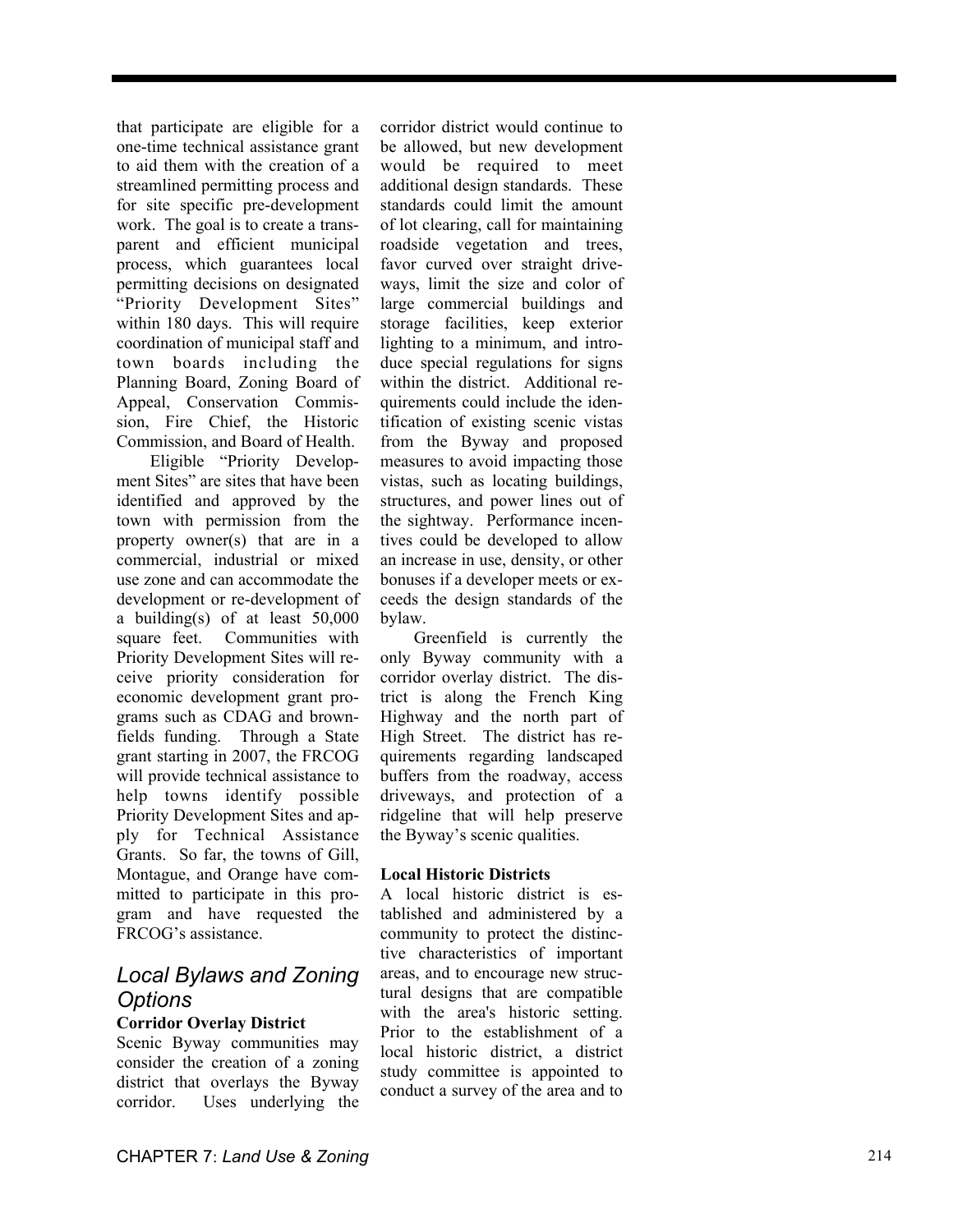that participate are eligible for a one-time technical assistance grant to aid them with the creation of a streamlined permitting process and for site specific pre-development work. The goal is to create a transparent and efficient municipal process, which guarantees local permitting decisions on designated "Priority Development Sites" within 180 days. This will require coordination of municipal staff and town boards including the Planning Board, Zoning Board of Appeal, Conservation Commission, Fire Chief, the Historic Commission, and Board of Health.

Eligible "Priority Development Sites" are sites that have been identified and approved by the town with permission from the property owner(s) that are in a commercial, industrial or mixed use zone and can accommodate the development or re-development of a building(s) of at least 50,000 square feet. Communities with Priority Development Sites will receive priority consideration for economic development grant programs such as CDAG and brownfields funding. Through a State grant starting in 2007, the FRCOG will provide technical assistance to help towns identify possible Priority Development Sites and apply for Technical Assistance Grants. So far, the towns of Gill, Montague, and Orange have committed to participate in this program and have requested the FRCOG's assistance.

## *Local Bylaws and Zoning Options*

**Corridor Overlay District**

Scenic Byway communities may consider the creation of a zoning district that overlays the Byway corridor. Uses underlying the corridor district would continue to be allowed, but new development would be required to meet additional design standards. These standards could limit the amount of lot clearing, call for maintaining roadside vegetation and trees, favor curved over straight driveways, limit the size and color of large commercial buildings and storage facilities, keep exterior lighting to a minimum, and introduce special regulations for signs within the district. Additional requirements could include the identification of existing scenic vistas from the Byway and proposed measures to avoid impacting those vistas, such as locating buildings, structures, and power lines out of the sightway. Performance incentives could be developed to allow an increase in use, density, or other bonuses if a developer meets or exceeds the design standards of the bylaw.

Greenfield is currently the only Byway community with a corridor overlay district. The district is along the French King Highway and the north part of High Street. The district has requirements regarding landscaped buffers from the roadway, access driveways, and protection of a ridgeline that will help preserve the Byway's scenic qualities.

**Local Historic Districts**

A local historic district is established and administered by a community to protect the distinctive characteristics of important areas, and to encourage new structural designs that are compatible with the area's historic setting. Prior to the establishment of a local historic district, a district study committee is appointed to conduct a survey of the area and to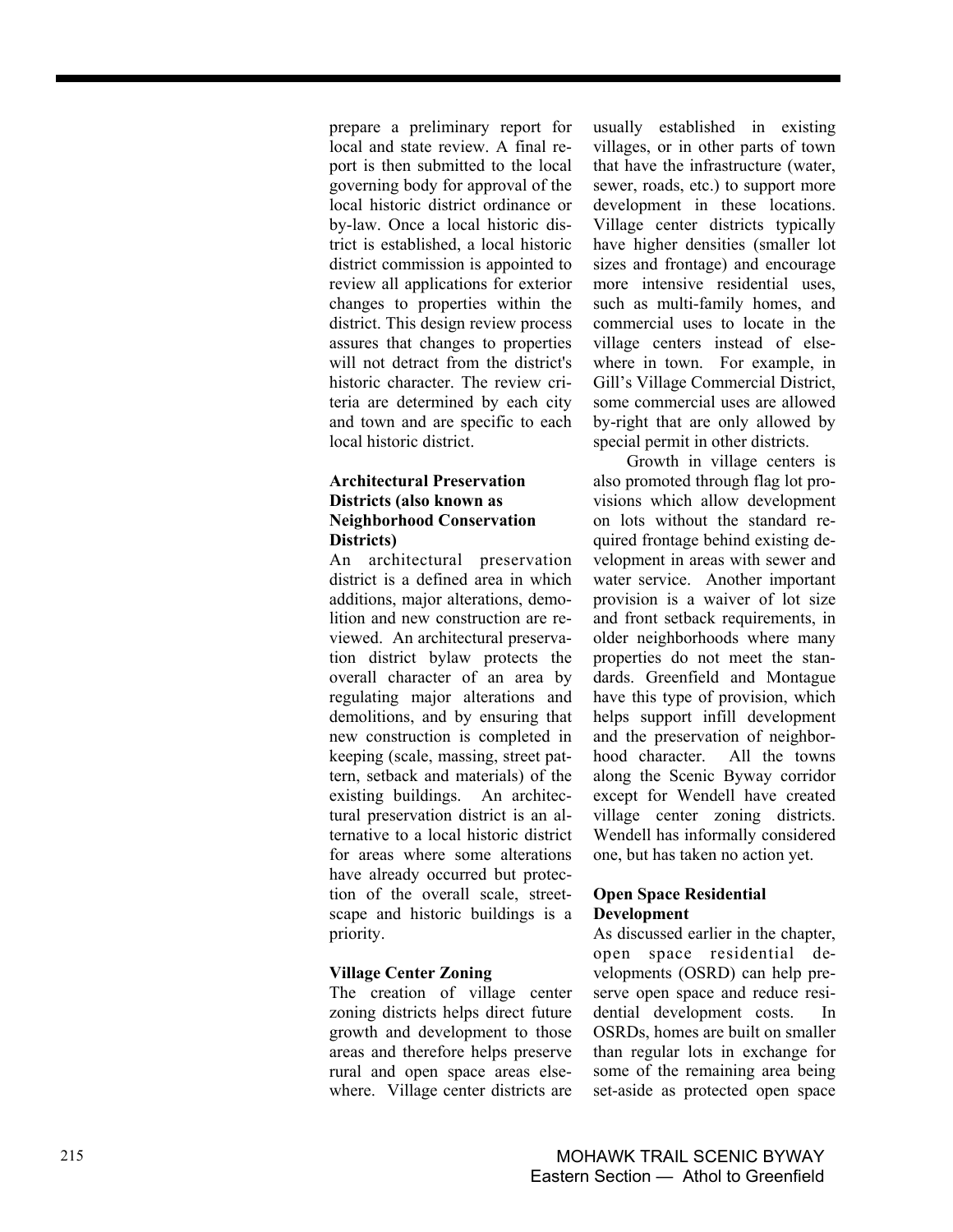prepare a preliminary report for local and state review. A final report is then submitted to the local governing body for approval of the local historic district ordinance or by-law. Once a local historic district is established, a local historic district commission is appointed to review all applications for exterior changes to properties within the district. This design review process assures that changes to properties will not detract from the district's historic character. The review criteria are determined by each city and town and are specific to each local historic district.

**Architectural Preservation Districts (also known as Neighborhood Conservation Districts)**

An architectural preservation district is a defined area in which additions, major alterations, demolition and new construction are reviewed. An architectural preservation district bylaw protects the overall character of an area by regulating major alterations and demolitions, and by ensuring that new construction is completed in keeping (scale, massing, street pattern, setback and materials) of the existing buildings. An architectural preservation district is an alternative to a local historic district for areas where some alterations have already occurred but protection of the overall scale, streetscape and historic buildings is a priority.

**Village Center Zoning**

The creation of village center zoning districts helps direct future growth and development to those areas and therefore helps preserve rural and open space areas elsewhere. Village center districts are usually established in existing villages, or in other parts of town that have the infrastructure (water, sewer, roads, etc.) to support more development in these locations. Village center districts typically have higher densities (smaller lot sizes and frontage) and encourage more intensive residential uses, such as multi-family homes, and commercial uses to locate in the village centers instead of elsewhere in town. For example, in Gill's Village Commercial District, some commercial uses are allowed by-right that are only allowed by special permit in other districts.

Growth in village centers is also promoted through flag lot provisions which allow development on lots without the standard required frontage behind existing development in areas with sewer and water service. Another important provision is a waiver of lot size and front setback requirements, in older neighborhoods where many properties do not meet the standards. Greenfield and Montague have this type of provision, which helps support infill development and the preservation of neighborhood character. All the towns along the Scenic Byway corridor except for Wendell have created village center zoning districts. Wendell has informally considered one, but has taken no action yet.

**Open Space Residential Development**

As discussed earlier in the chapter, open space residential developments (OSRD) can help preserve open space and reduce residential development costs. In OSRDs, homes are built on smaller than regular lots in exchange for some of the remaining area being set-aside as protected open space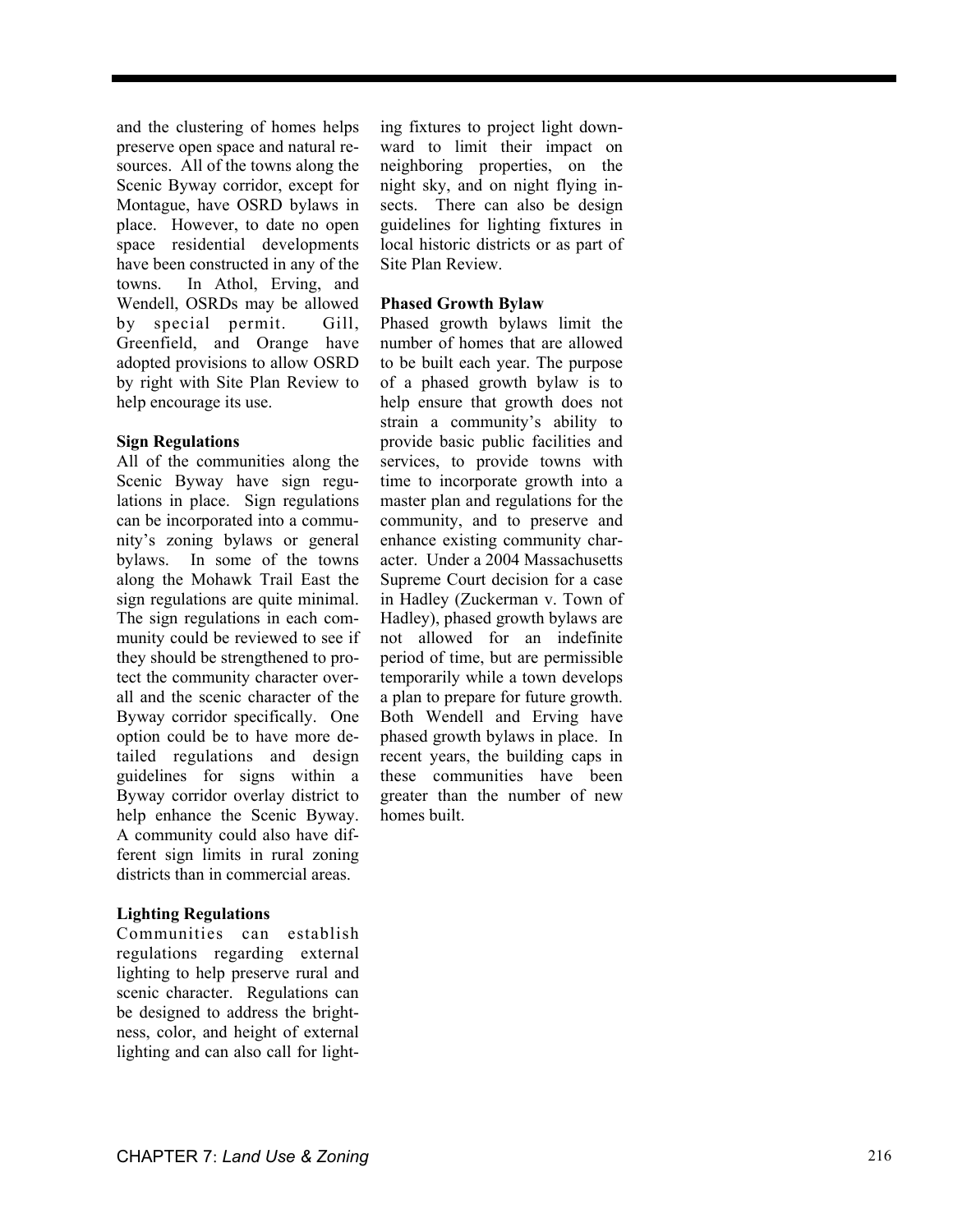and the clustering of homes helps preserve open space and natural resources. All of the towns along the Scenic Byway corridor, except for Montague, have OSRD bylaws in place. However, to date no open space residential developments have been constructed in any of the towns. In Athol, Erving, and Wendell, OSRDs may be allowed by special permit. Gill, Greenfield, and Orange have adopted provisions to allow OSRD by right with Site Plan Review to help encourage its use.

**Sign Regulations**

All of the communities along the Scenic Byway have sign regulations in place. Sign regulations can be incorporated into a community's zoning bylaws or general bylaws. In some of the towns along the Mohawk Trail East the sign regulations are quite minimal. The sign regulations in each community could be reviewed to see if they should be strengthened to protect the community character overall and the scenic character of the Byway corridor specifically. One option could be to have more detailed regulations and design guidelines for signs within a Byway corridor overlay district to help enhance the Scenic Byway. A community could also have different sign limits in rural zoning districts than in commercial areas.

**Lighting Regulations**

Communities can establish regulations regarding external lighting to help preserve rural and scenic character. Regulations can be designed to address the brightness, color, and height of external lighting and can also call for lighting fixtures to project light downward to limit their impact on neighboring properties, on the night sky, and on night flying insects. There can also be design guidelines for lighting fixtures in local historic districts or as part of Site Plan Review.

**Phased Growth Bylaw**

Phased growth bylaws limit the number of homes that are allowed to be built each year. The purpose of a phased growth bylaw is to help ensure that growth does not strain a community's ability to provide basic public facilities and services, to provide towns with time to incorporate growth into a master plan and regulations for the community, and to preserve and enhance existing community character. Under a 2004 Massachusetts Supreme Court decision for a case in Hadley (Zuckerman v. Town of Hadley), phased growth bylaws are not allowed for an indefinite period of time, but are permissible temporarily while a town develops a plan to prepare for future growth. Both Wendell and Erving have phased growth bylaws in place. In recent years, the building caps in these communities have been greater than the number of new homes built.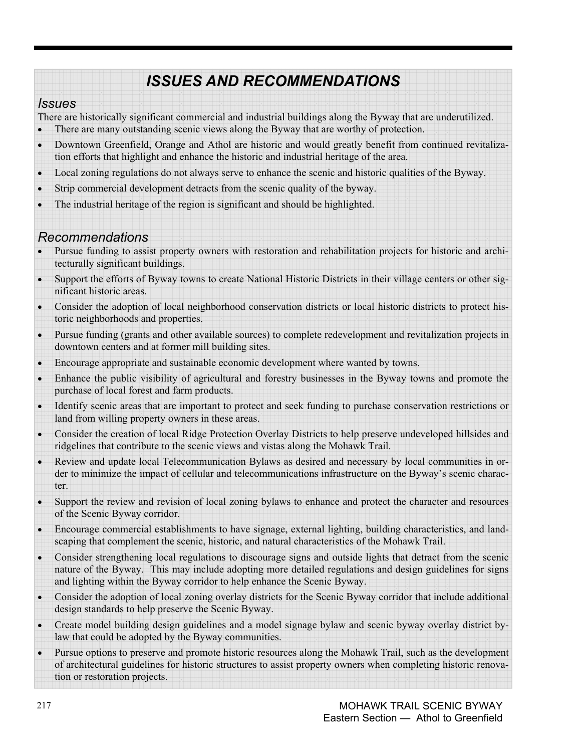# ISSUES AND RECOMMENDATIONS

## *Issues*

There are historically significant commercial and industrial buildings along the Byway that are underutilized.

- There are many outstanding scenic views along the Byway that are worthy of protection.
- Downtown Greenfield, Orange and Athol are historic and would greatly benefit from continued revitalization efforts that highlight and enhance the historic and industrial heritage of the area.
- Local zoning regulations do not always serve to enhance the scenic and historic qualities of the Byway.
- Strip commercial development detracts from the scenic quality of the byway.
- The industrial heritage of the region is significant and should be highlighted.

## *Recommendations*

- Pursue funding to assist property owners with restoration and rehabilitation projects for historic and architecturally significant buildings.
- Support the efforts of Byway towns to create National Historic Districts in their village centers or other significant historic areas.
- Consider the adoption of local neighborhood conservation districts or local historic districts to protect historic neighborhoods and properties.
- Pursue funding (grants and other available sources) to complete redevelopment and revitalization projects in downtown centers and at former mill building sites.
- Encourage appropriate and sustainable economic development where wanted by towns.
- Enhance the public visibility of agricultural and forestry businesses in the Byway towns and promote the purchase of local forest and farm products.
- Identify scenic areas that are important to protect and seek funding to purchase conservation restrictions or land from willing property owners in these areas.
- Consider the creation of local Ridge Protection Overlay Districts to help preserve undeveloped hillsides and ridgelines that contribute to the scenic views and vistas along the Mohawk Trail.
- Review and update local Telecommunication Bylaws as desired and necessary by local communities in order to minimize the impact of cellular and telecommunications infrastructure on the Byway's scenic character.
- Support the review and revision of local zoning bylaws to enhance and protect the character and resources of the Scenic Byway corridor.
- Encourage commercial establishments to have signage, external lighting, building characteristics, and landscaping that complement the scenic, historic, and natural characteristics of the Mohawk Trail.
- Consider strengthening local regulations to discourage signs and outside lights that detract from the scenic nature of the Byway. This may include adopting more detailed regulations and design guidelines for signs and lighting within the Byway corridor to help enhance the Scenic Byway.
- Consider the adoption of local zoning overlay districts for the Scenic Byway corridor that include additional design standards to help preserve the Scenic Byway.
- Create model building design guidelines and a model signage bylaw and scenic byway overlay district bylaw that could be adopted by the Byway communities.
- Pursue options to preserve and promote historic resources along the Mohawk Trail, such as the development of architectural guidelines for historic structures to assist property owners when completing historic renovation or restoration projects.